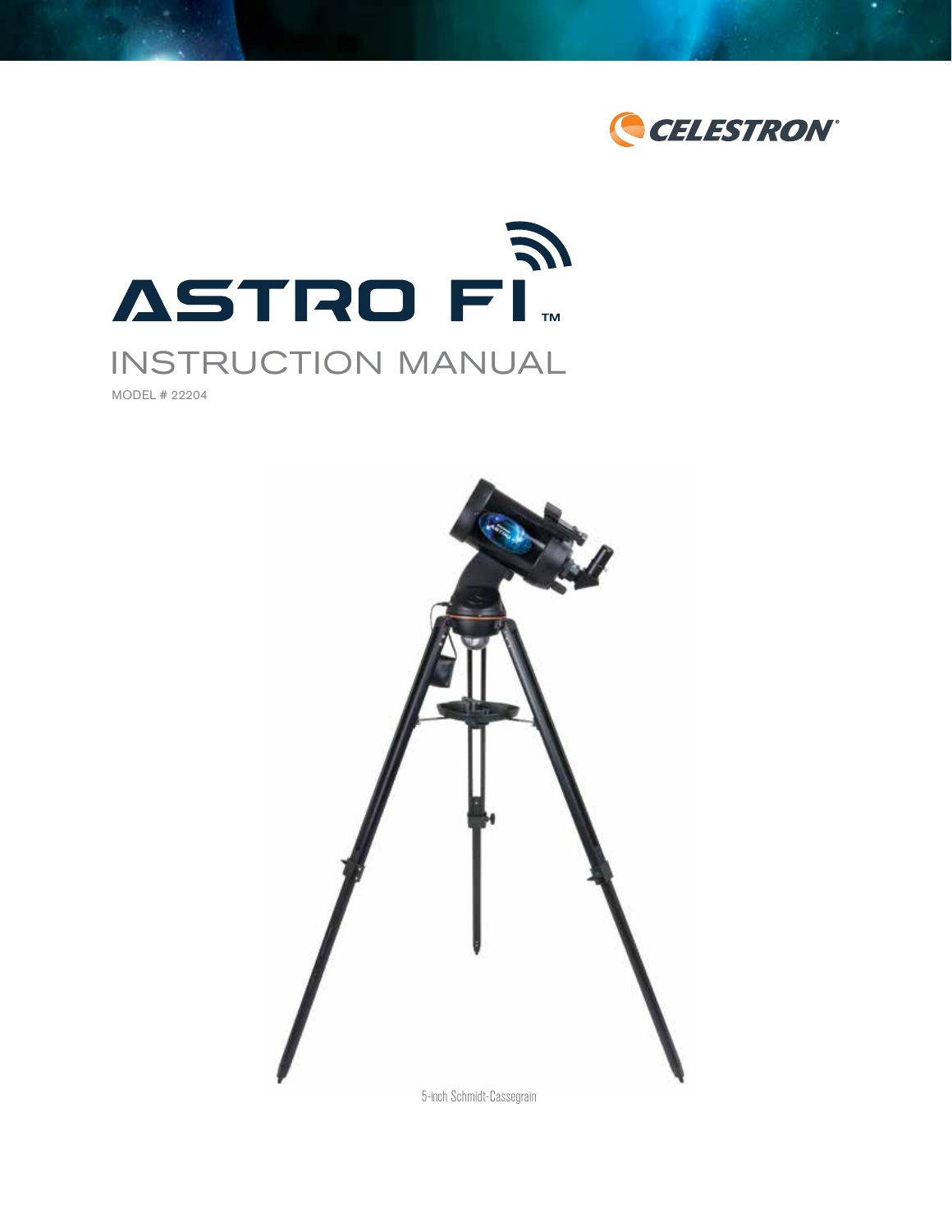CELESTRON®

# ASTRO FI™

## INSTRUCTION MANUAL

MODEL # 22204

5-inch Schmidt-Cassegrain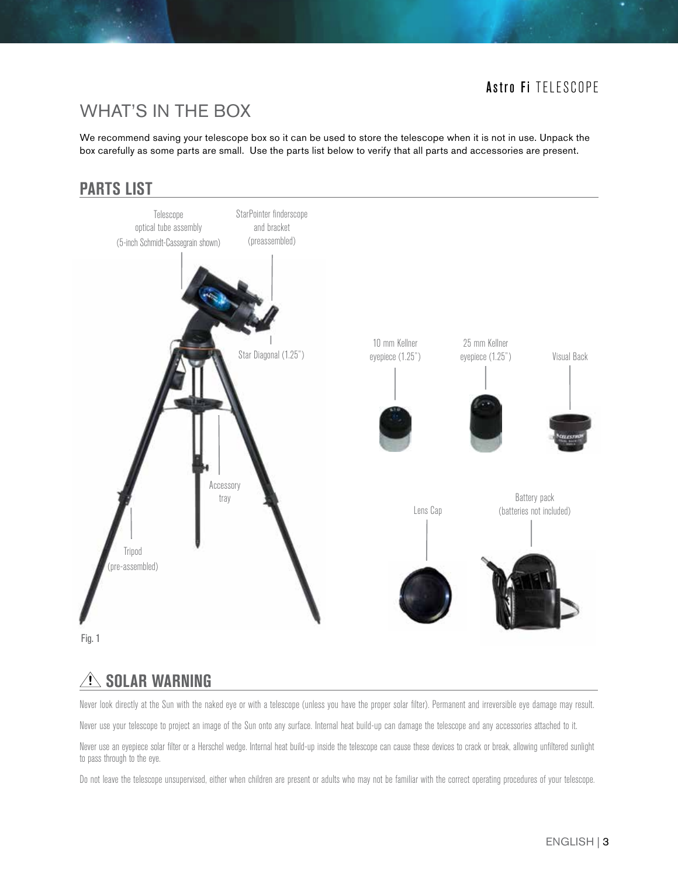## WHAT'S IN THE BOX

We recommend saving your telescope box so it can be used to store the telescope when it is not in use. Unpack the box carefully as some parts are small. Use the parts list below to verify that all parts and accessories are present.

### PARTS LIST

Telescope optical tube assembly (5-inch Schmidt-Cassegrain shown)

StarPointer finderscope and bracket (preassembled)

Star Diagonal (1.25")

Accessory tray

Tripod (pre-assembled)

10 mm Kellner eyepiece (1.25")

25 mm Kellner eyepiece (1.25")

Visual Back

Lens Cap

Battery pack (batteries not included)

Fig. 1

### ⚠ SOLAR WARNING

Never look directly at the Sun with the naked eye or with a telescope (unless you have the proper solar filter). Permanent and irreversible eye damage may result.

Never use your telescope to project an image of the Sun onto any surface. Internal heat build-up can damage the telescope and any accessories attached to it.

Never use an eyepiece solar filter or a Herschel wedge. Internal heat build-up inside the telescope can cause these devices to crack or break, allowing unfiltered sunlight to pass through to the eye.

Do not leave the telescope unsupervised, either when children are present or adults who may not be familiar with the correct operating procedures of your telescope.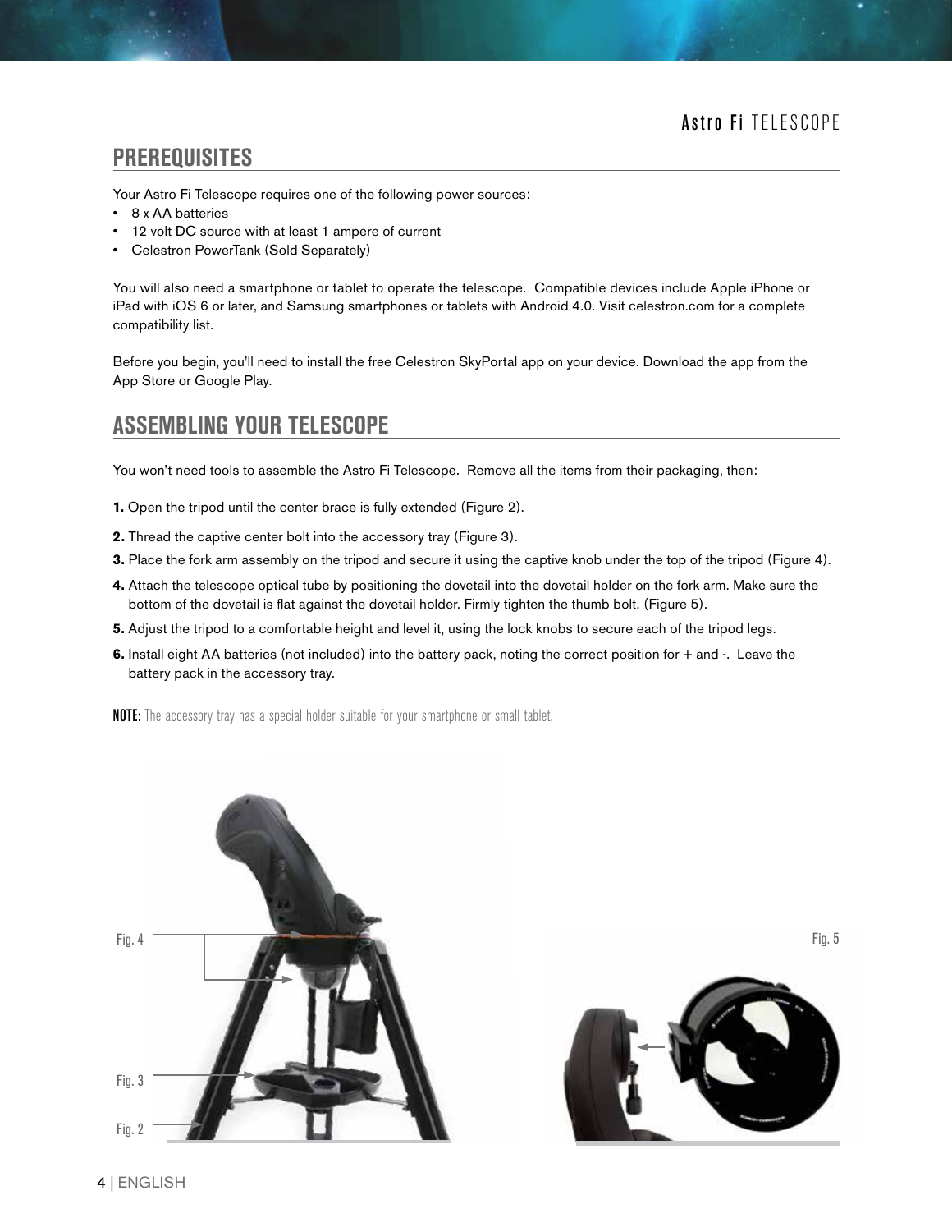## PREREQUISITES

Your Astro Fi Telescope requires one of the following power sources:

- 8 x AA batteries
- 12 volt DC source with at least 1 ampere of current
- Celestron PowerTank (Sold Separately)

You will also need a smartphone or tablet to operate the telescope. Compatible devices include Apple iPhone or iPad with iOS 6 or later, and Samsung smartphones or tablets with Android 4.0. Visit celestron.com for a complete compatibility list.

Before you begin, you'll need to install the free Celestron SkyPortal app on your device. Download the app from the App Store or Google Play.

## ASSEMBLING YOUR TELESCOPE

You won't need tools to assemble the Astro Fi Telescope. Remove all the items from their packaging, then:

**1.** Open the tripod until the center brace is fully extended (Figure 2).

**2.** Thread the captive center bolt into the accessory tray (Figure 3).

**3.** Place the fork arm assembly on the tripod and secure it using the captive knob under the top of the tripod (Figure 4).

**4.** Attach the telescope optical tube by positioning the dovetail into the dovetail holder on the fork arm. Make sure the bottom of the dovetail is flat against the dovetail holder. Firmly tighten the thumb bolt. (Figure 5).

**5.** Adjust the tripod to a comfortable height and level it, using the lock knobs to secure each of the tripod legs.

**6.** Install eight AA batteries (not included) into the battery pack, noting the correct position for + and -. Leave the battery pack in the accessory tray.

**NOTE:** The accessory tray has a special holder suitable for your smartphone or small tablet.

Fig. 4

Fig. 3

Fig. 2

Fig. 5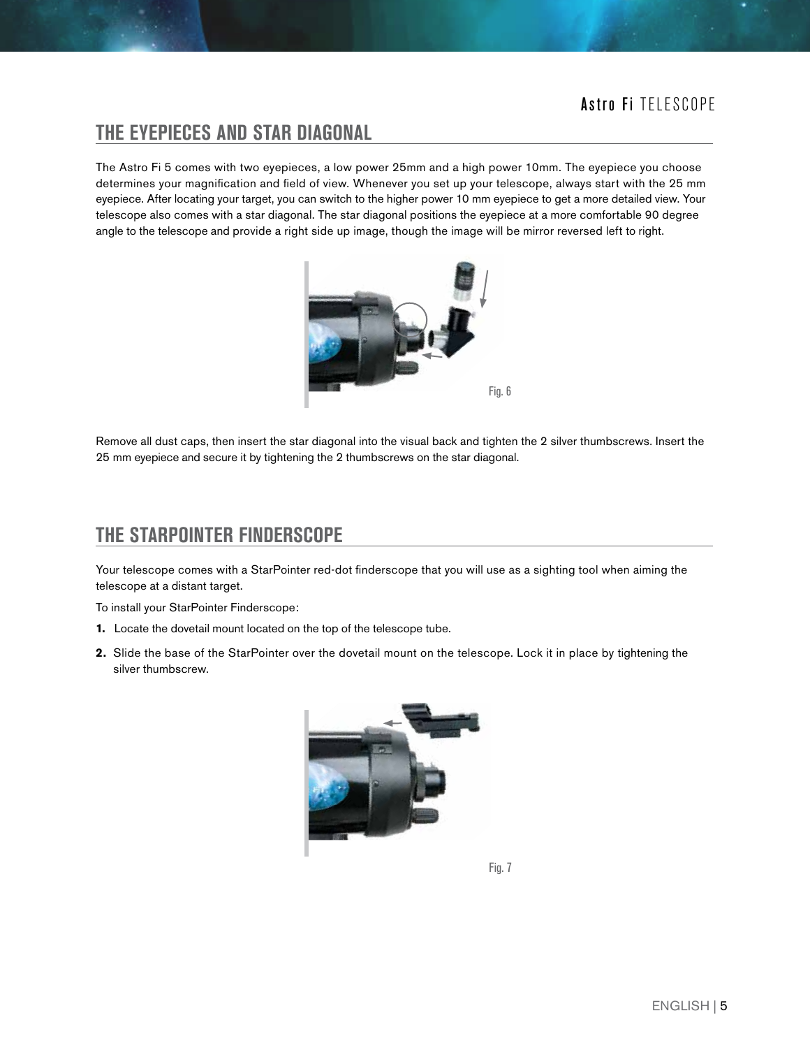## THE EYEPIECES AND STAR DIAGONAL

The Astro Fi 5 comes with two eyepieces, a low power 25mm and a high power 10mm. The eyepiece you choose determines your magnification and field of view. Whenever you set up your telescope, always start with the 25 mm eyepiece. After locating your target, you can switch to the higher power 10 mm eyepiece to get a more detailed view. Your telescope also comes with a star diagonal. The star diagonal positions the eyepiece at a more comfortable 90 degree angle to the telescope and provide a right side up image, though the image will be mirror reversed left to right.

Fig. 6

Remove all dust caps, then insert the star diagonal into the visual back and tighten the 2 silver thumbscrews. Insert the 25 mm eyepiece and secure it by tightening the 2 thumbscrews on the star diagonal.

## THE STARPOINTER FINDERSCOPE

Your telescope comes with a StarPointer red-dot finderscope that you will use as a sighting tool when aiming the telescope at a distant target.

To install your StarPointer Finderscope:

1. Locate the dovetail mount located on the top of the telescope tube.
2. Slide the base of the StarPointer over the dovetail mount on the telescope. Lock it in place by tightening the silver thumbscrew.

Fig. 7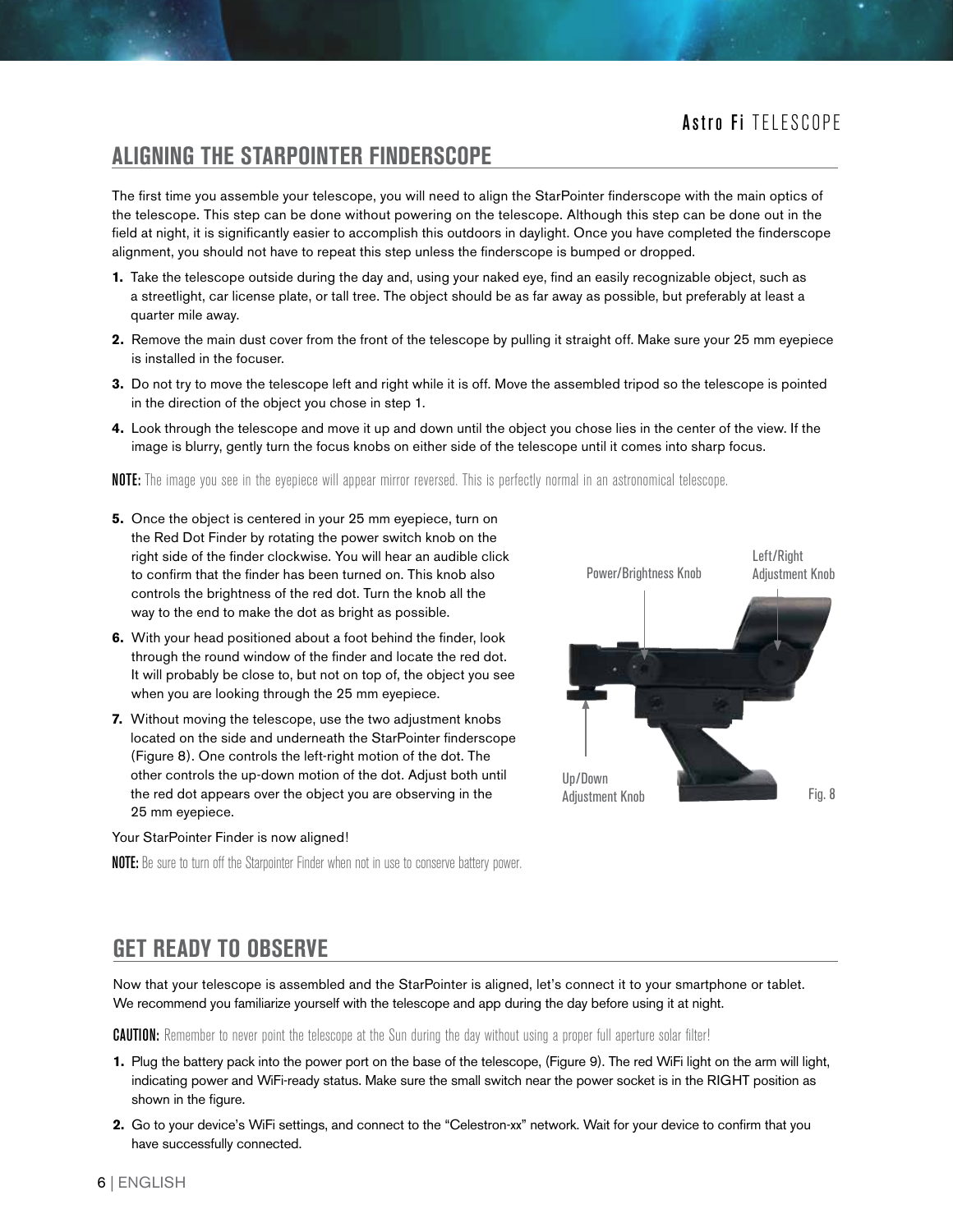## ALIGNING THE STARPOINTER FINDERSCOPE

The first time you assemble your telescope, you will need to align the StarPointer finderscope with the main optics of the telescope. This step can be done without powering on the telescope. Although this step can be done out in the field at night, it is significantly easier to accomplish this outdoors in daylight. Once you have completed the finderscope alignment, you should not have to repeat this step unless the finderscope is bumped or dropped.

1. Take the telescope outside during the day and, using your naked eye, find an easily recognizable object, such as a streetlight, car license plate, or tall tree. The object should be as far away as possible, but preferably at least a quarter mile away.
2. Remove the main dust cover from the front of the telescope by pulling it straight off. Make sure your 25 mm eyepiece is installed in the focuser.
3. Do not try to move the telescope left and right while it is off. Move the assembled tripod so the telescope is pointed in the direction of the object you chose in step 1.
4. Look through the telescope and move it up and down until the object you chose lies in the center of the view. If the image is blurry, gently turn the focus knobs on either side of the telescope until it comes into sharp focus.

**NOTE:** The image you see in the eyepiece will appear mirror reversed. This is perfectly normal in an astronomical telescope.

5. Once the object is centered in your 25 mm eyepiece, turn on the Red Dot Finder by rotating the power switch knob on the right side of the finder clockwise. You will hear an audible click to confirm that the finder has been turned on. This knob also controls the brightness of the red dot. Turn the knob all the way to the end to make the dot as bright as possible.
6. With your head positioned about a foot behind the finder, look through the round window of the finder and locate the red dot. It will probably be close to, but not on top of, the object you see when you are looking through the 25 mm eyepiece.
7. Without moving the telescope, use the two adjustment knobs located on the side and underneath the StarPointer finderscope (Figure 8). One controls the left-right motion of the dot. The other controls the up-down motion of the dot. Adjust both until the red dot appears over the object you are observing in the 25 mm eyepiece.

Power/Brightness Knob

Left/Right Adjustment Knob

Up/Down Adjustment Knob

Fig. 8

Your StarPointer Finder is now aligned!

**NOTE:** Be sure to turn off the Starpointer Finder when not in use to conserve battery power.

## GET READY TO OBSERVE

Now that your telescope is assembled and the StarPointer is aligned, let's connect it to your smartphone or tablet. We recommend you familiarize yourself with the telescope and app during the day before using it at night.

**CAUTION:** Remember to never point the telescope at the Sun during the day without using a proper full aperture solar filter!

1. Plug the battery pack into the power port on the base of the telescope, (Figure 9). The red WiFi light on the arm will light, indicating power and WiFi-ready status. Make sure the small switch near the power socket is in the RIGHT position as shown in the figure.
2. Go to your device's WiFi settings, and connect to the "Celestron-xx" network. Wait for your device to confirm that you have successfully connected.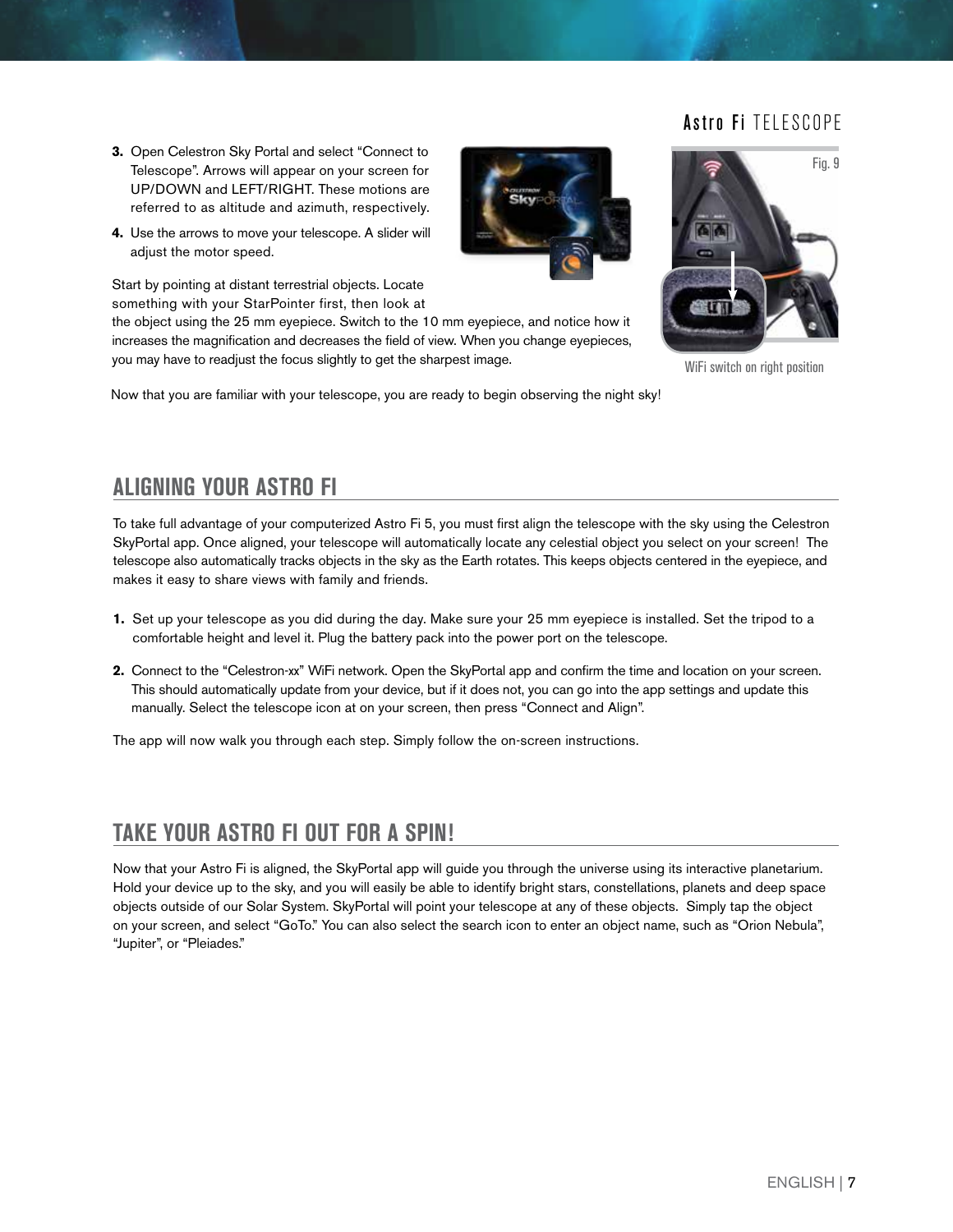3. Open Celestron Sky Portal and select "Connect to Telescope". Arrows will appear on your screen for UP/DOWN and LEFT/RIGHT. These motions are referred to as altitude and azimuth, respectively.
4. Use the arrows to move your telescope. A slider will adjust the motor speed.

Start by pointing at distant terrestrial objects. Locate something with your StarPointer first, then look at the object using the 25 mm eyepiece. Switch to the 10 mm eyepiece, and notice how it increases the magnification and decreases the field of view. When you change eyepieces, you may have to readjust the focus slightly to get the sharpest image.

Fig. 9

WiFi switch on right position

Now that you are familiar with your telescope, you are ready to begin observing the night sky!

## ALIGNING YOUR ASTRO FI

To take full advantage of your computerized Astro Fi 5, you must first align the telescope with the sky using the Celestron SkyPortal app. Once aligned, your telescope will automatically locate any celestial object you select on your screen! The telescope also automatically tracks objects in the sky as the Earth rotates. This keeps objects centered in the eyepiece, and makes it easy to share views with family and friends.

1. Set up your telescope as you did during the day. Make sure your 25 mm eyepiece is installed. Set the tripod to a comfortable height and level it. Plug the battery pack into the power port on the telescope.
2. Connect to the "Celestron-xx" WiFi network. Open the SkyPortal app and confirm the time and location on your screen. This should automatically update from your device, but if it does not, you can go into the app settings and update this manually. Select the telescope icon at on your screen, then press "Connect and Align".

The app will now walk you through each step. Simply follow the on-screen instructions.

## TAKE YOUR ASTRO FI OUT FOR A SPIN!

Now that your Astro Fi is aligned, the SkyPortal app will guide you through the universe using its interactive planetarium. Hold your device up to the sky, and you will easily be able to identify bright stars, constellations, planets and deep space objects outside of our Solar System. SkyPortal will point your telescope at any of these objects. Simply tap the object on your screen, and select "GoTo." You can also select the search icon to enter an object name, such as "Orion Nebula", "Jupiter", or "Pleiades."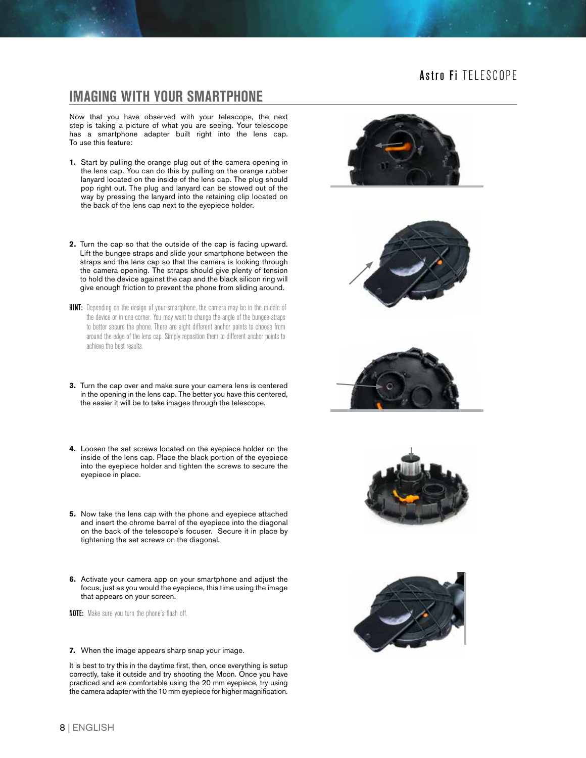# IMAGING WITH YOUR SMARTPHONE

Now that you have observed with your telescope, the next step is taking a picture of what you are seeing. Your telescope has a smartphone adapter built right into the lens cap. To use this feature:

1. Start by pulling the orange plug out of the camera opening in the lens cap. You can do this by pulling on the orange rubber lanyard located on the inside of the lens cap. The plug should pop right out. The plug and lanyard can be stowed out of the way by pressing the lanyard into the retaining clip located on the back of the lens cap next to the eyepiece holder.

2. Turn the cap so that the outside of the cap is facing upward. Lift the bungee straps and slide your smartphone between the straps and the lens cap so that the camera is looking through the camera opening. The straps should give plenty of tension to hold the device against the cap and the black silicon ring will give enough friction to prevent the phone from sliding around.

**HINT:** Depending on the design of your smartphone, the camera may be in the middle of the device or in one corner. You may want to change the angle of the bungee straps to better secure the phone. There are eight different anchor points to choose from around the edge of the lens cap. Simply reposition them to different anchor points to achieve the best results.

3. Turn the cap over and make sure your camera lens is centered in the opening in the lens cap. The better you have this centered, the easier it will be to take images through the telescope.

4. Loosen the set screws located on the eyepiece holder on the inside of the lens cap. Place the black portion of the eyepiece into the eyepiece holder and tighten the screws to secure the eyepiece in place.

5. Now take the lens cap with the phone and eyepiece attached and insert the chrome barrel of the eyepiece into the diagonal on the back of the telescope's focuser. Secure it in place by tightening the set screws on the diagonal.

6. Activate your camera app on your smartphone and adjust the focus, just as you would the eyepiece, this time using the image that appears on your screen.

**NOTE:** Make sure you turn the phone's flash off.

7. When the image appears sharp snap your image.

It is best to try this in the daytime first, then, once everything is setup correctly, take it outside and try shooting the Moon. Once you have practiced and are comfortable using the 20 mm eyepiece, try using the camera adapter with the 10 mm eyepiece for higher magnification.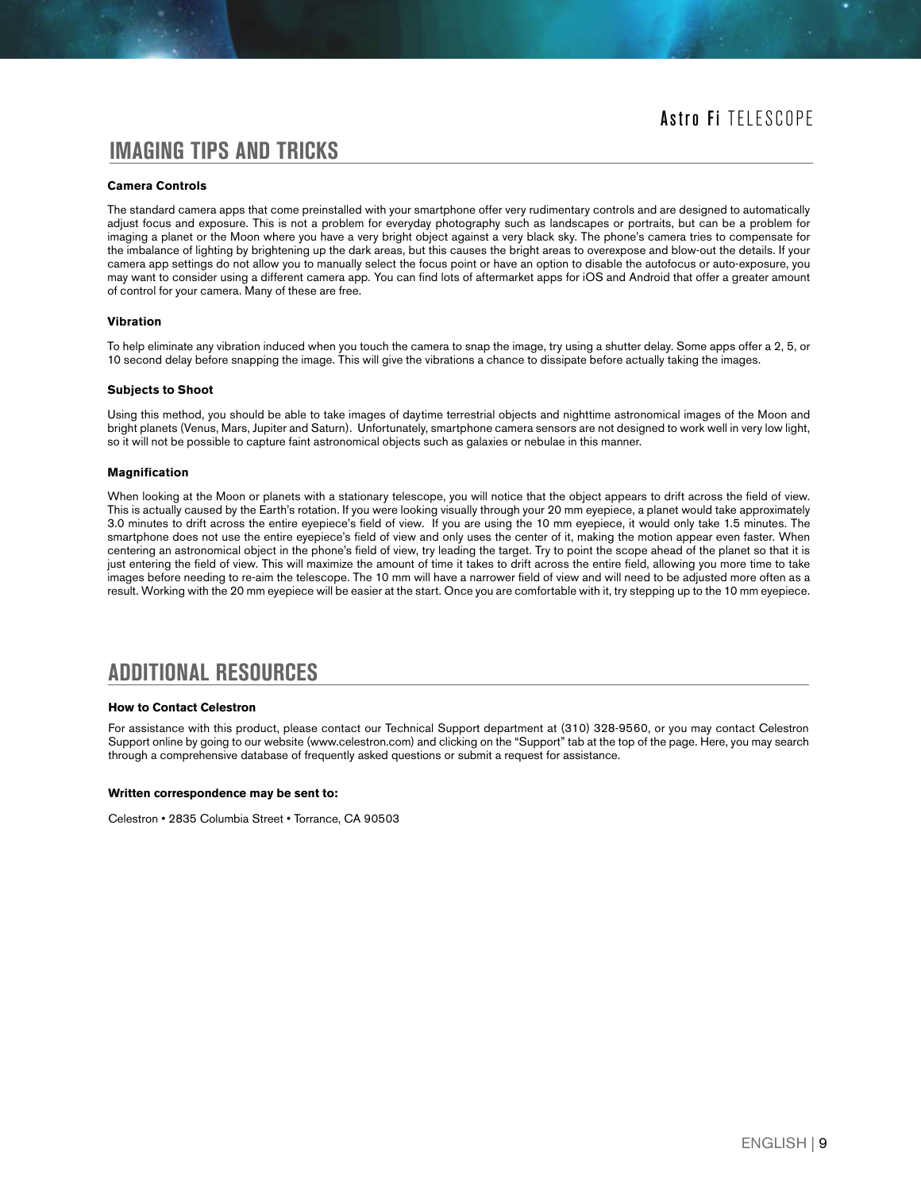## IMAGING TIPS AND TRICKS

**Camera Controls**

The standard camera apps that come preinstalled with your smartphone offer very rudimentary controls and are designed to automatically adjust focus and exposure. This is not a problem for everyday photography such as landscapes or portraits, but can be a problem for imaging a planet or the Moon where you have a very bright object against a very black sky. The phone's camera tries to compensate for the imbalance of lighting by brightening up the dark areas, but this causes the bright areas to overexpose and blow-out the details. If your camera app settings do not allow you to manually select the focus point or have an option to disable the autofocus or auto-exposure, you may want to consider using a different camera app. You can find lots of aftermarket apps for iOS and Android that offer a greater amount of control for your camera. Many of these are free.

**Vibration**

To help eliminate any vibration induced when you touch the camera to snap the image, try using a shutter delay. Some apps offer a 2, 5, or 10 second delay before snapping the image. This will give the vibrations a chance to dissipate before actually taking the images.

**Subjects to Shoot**

Using this method, you should be able to take images of daytime terrestrial objects and nighttime astronomical images of the Moon and bright planets (Venus, Mars, Jupiter and Saturn). Unfortunately, smartphone camera sensors are not designed to work well in very low light, so it will not be possible to capture faint astronomical objects such as galaxies or nebulae in this manner.

**Magnification**

When looking at the Moon or planets with a stationary telescope, you will notice that the object appears to drift across the field of view. This is actually caused by the Earth's rotation. If you were looking visually through your 20 mm eyepiece, a planet would take approximately 3.0 minutes to drift across the entire eyepiece's field of view. If you are using the 10 mm eyepiece, it would only take 1.5 minutes. The smartphone does not use the entire eyepiece's field of view and only uses the center of it, making the motion appear even faster. When centering an astronomical object in the phone's field of view, try leading the target. Try to point the scope ahead of the planet so that it is just entering the field of view. This will maximize the amount of time it takes to drift across the entire field, allowing you more time to take images before needing to re-aim the telescope. The 10 mm will have a narrower field of view and will need to be adjusted more often as a result. Working with the 20 mm eyepiece will be easier at the start. Once you are comfortable with it, try stepping up to the 10 mm eyepiece.

## ADDITIONAL RESOURCES

**How to Contact Celestron**

For assistance with this product, please contact our Technical Support department at (310) 328-9560, or you may contact Celestron Support online by going to our website (www.celestron.com) and clicking on the "Support" tab at the top of the page. Here, you may search through a comprehensive database of frequently asked questions or submit a request for assistance.

**Written correspondence may be sent to:**

Celestron • 2835 Columbia Street • Torrance, CA 90503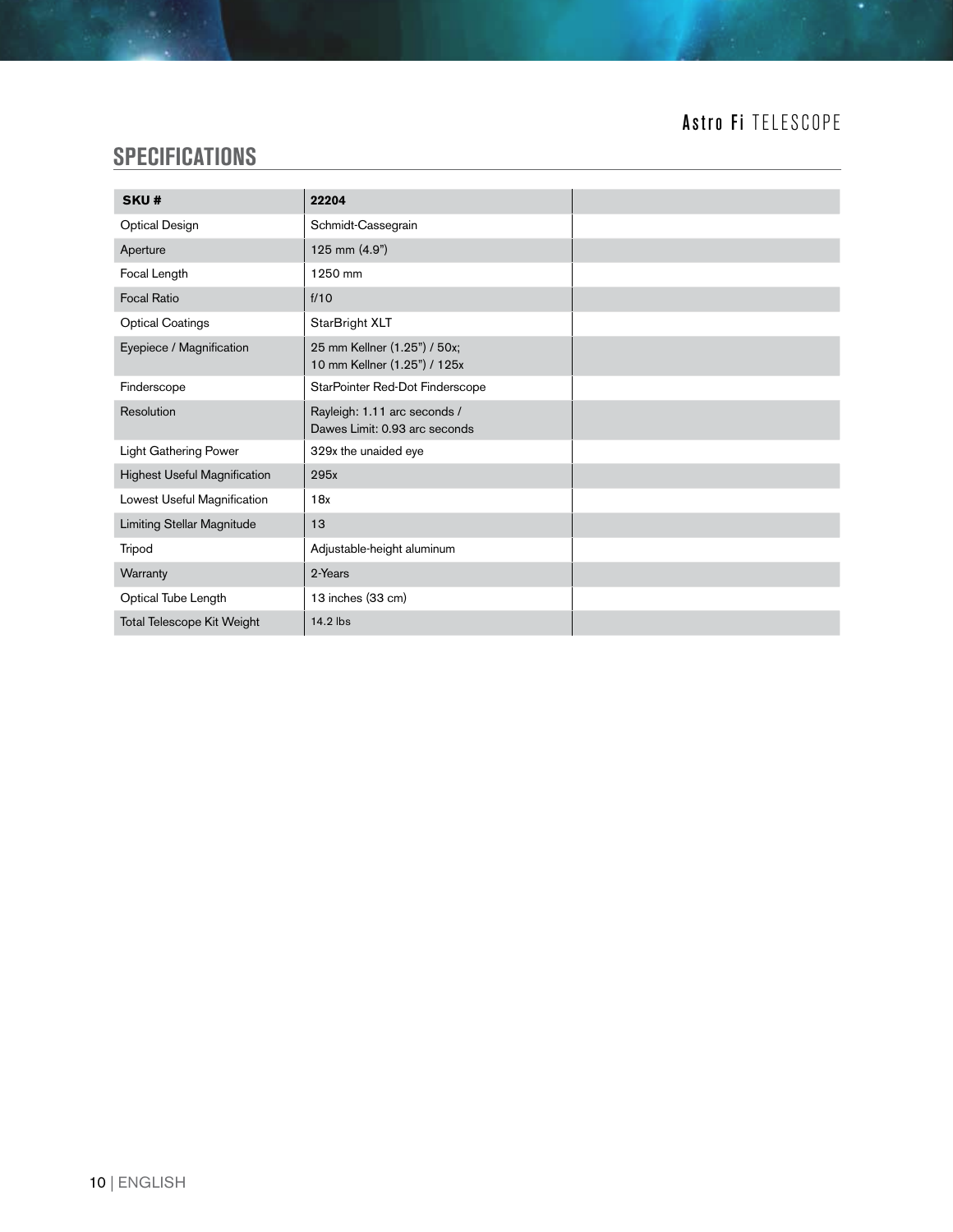## SPECIFICATIONS

| SKU # | 22204 | |
|---|---|---|
| Optical Design | Schmidt-Cassegrain | |
| Aperture | 125 mm (4.9") | |
| Focal Length | 1250 mm | |
| Focal Ratio | f/10 | |
| Optical Coatings | StarBright XLT | |
| Eyepiece / Magnification | 25 mm Kellner (1.25") / 50x; 10 mm Kellner (1.25") / 125x | |
| Finderscope | StarPointer Red-Dot Finderscope | |
| Resolution | Rayleigh: 1.11 arc seconds / Dawes Limit: 0.93 arc seconds | |
| Light Gathering Power | 329x the unaided eye | |
| Highest Useful Magnification | 295x | |
| Lowest Useful Magnification | 18x | |
| Limiting Stellar Magnitude | 13 | |
| Tripod | Adjustable-height aluminum | |
| Warranty | 2-Years | |
| Optical Tube Length | 13 inches (33 cm) | |
| Total Telescope Kit Weight | 14.2 lbs | |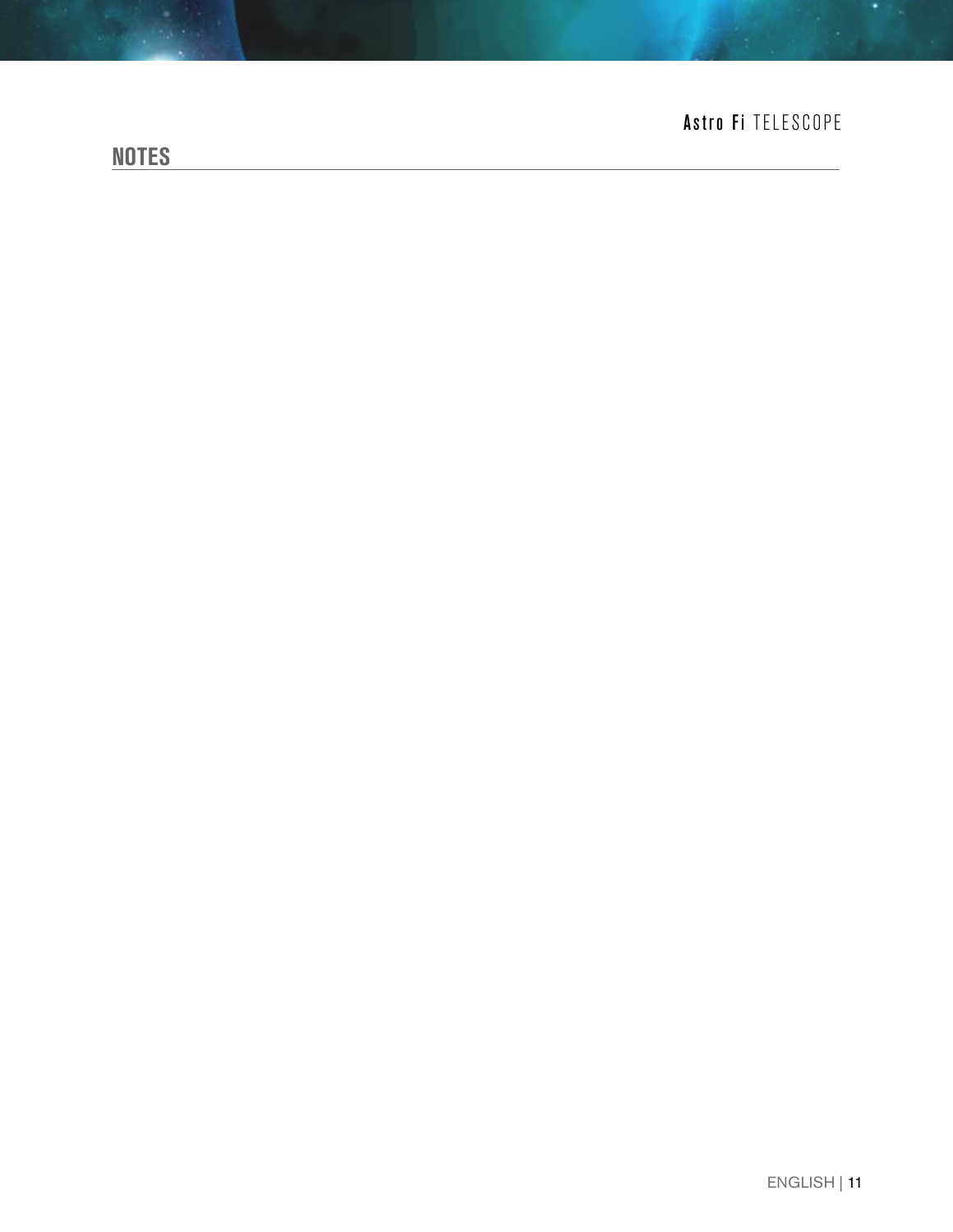## NOTES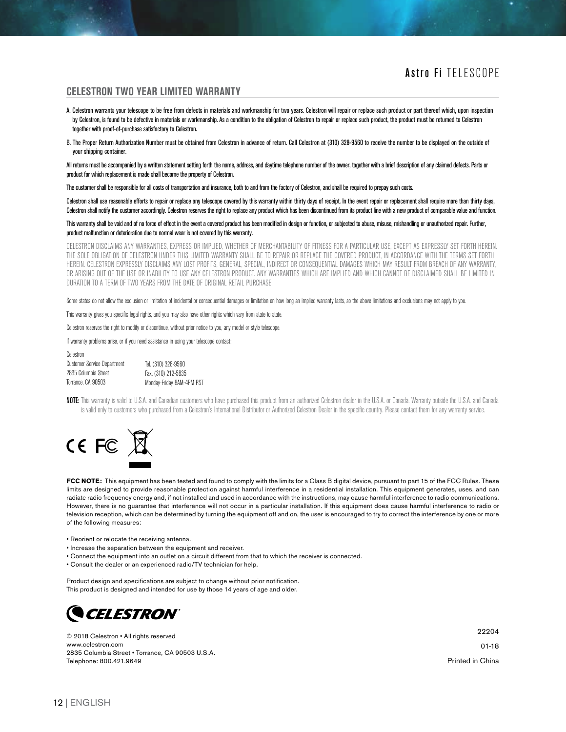## CELESTRON TWO YEAR LIMITED WARRANTY

A. Celestron warrants your telescope to be free from defects in materials and workmanship for two years. Celestron will repair or replace such product or part thereof which, upon inspection by Celestron, is found to be defective in materials or workmanship. As a condition to the obligation of Celestron to repair or replace such product, the product must be returned to Celestron together with proof-of-purchase satisfactory to Celestron.

B. The Proper Return Authorization Number must be obtained from Celestron in advance of return. Call Celestron at (310) 328-9560 to receive the number to be displayed on the outside of your shipping container.

All returns must be accompanied by a written statement setting forth the name, address, and daytime telephone number of the owner, together with a brief description of any claimed defects. Parts or product for which replacement is made shall become the property of Celestron.

The customer shall be responsible for all costs of transportation and insurance, both to and from the factory of Celestron, and shall be required to prepay such costs.

Celestron shall use reasonable efforts to repair or replace any telescope covered by this warranty within thirty days of receipt. In the event repair or replacement shall require more than thirty days, Celestron shall notify the customer accordingly. Celestron reserves the right to replace any product which has been discontinued from its product line with a new product of comparable value and function.

This warranty shall be void and of no force of effect in the event a covered product has been modified in design or function, or subjected to abuse, misuse, mishandling or unauthorized repair. Further, product malfunction or deterioration due to normal wear is not covered by this warranty.

CELESTRON DISCLAIMS ANY WARRANTIES, EXPRESS OR IMPLIED, WHETHER OF MERCHANTABILITY OF FITNESS FOR A PARTICULAR USE, EXCEPT AS EXPRESSLY SET FORTH HEREIN. THE SOLE OBLIGATION OF CELESTRON UNDER THIS LIMITED WARRANTY SHALL BE TO REPAIR OR REPLACE THE COVERED PRODUCT, IN ACCORDANCE WITH THE TERMS SET FORTH HEREIN. CELESTRON EXPRESSLY DISCLAIMS ANY LOST PROFITS, GENERAL, SPECIAL, INDIRECT OR CONSEQUENTIAL DAMAGES WHICH MAY RESULT FROM BREACH OF ANY WARRANTY, OR ARISING OUT OF THE USE OR INABILITY TO USE ANY CELESTRON PRODUCT. ANY WARRANTIES WHICH ARE IMPLIED AND WHICH CANNOT BE DISCLAIMED SHALL BE LIMITED IN DURATION TO A TERM OF TWO YEARS FROM THE DATE OF ORIGINAL RETAIL PURCHASE.

Some states do not allow the exclusion or limitation of incidental or consequential damages or limitation on how long an implied warranty lasts, so the above limitations and exclusions may not apply to you.

This warranty gives you specific legal rights, and you may also have other rights which vary from state to state.

Celestron reserves the right to modify or discontinue, without prior notice to you, any model or style telescope.

If warranty problems arise, or if you need assistance in using your telescope contact:

Celestron
Customer Service Department
2835 Columbia Street
Torrance, CA 90503

Tel. (310) 328-9560
Fax. (310) 212-5835
Monday-Friday 8AM-4PM PST

**NOTE:** This warranty is valid to U.S.A. and Canadian customers who have purchased this product from an authorized Celestron dealer in the U.S.A. or Canada. Warranty outside the U.S.A. and Canada is valid only to customers who purchased from a Celestron's International Distributor or Authorized Celestron Dealer in the specific country. Please contact them for any warranty service.

CE FC

**FCC NOTE:** This equipment has been tested and found to comply with the limits for a Class B digital device, pursuant to part 15 of the FCC Rules. These limits are designed to provide reasonable protection against harmful interference in a residential installation. This equipment generates, uses, and can radiate radio frequency energy and, if not installed and used in accordance with the instructions, may cause harmful interference to radio communications. However, there is no guarantee that interference will not occur in a particular installation. If this equipment does cause harmful interference to radio or television reception, which can be determined by turning the equipment off and on, the user is encouraged to try to correct the interference by one or more of the following measures:

- Reorient or relocate the receiving antenna.
- Increase the separation between the equipment and receiver.
- Connect the equipment into an outlet on a circuit different from that to which the receiver is connected.
- Consult the dealer or an experienced radio/TV technician for help.

Product design and specifications are subject to change without prior notification.
This product is designed and intended for use by those 14 years of age and older.

CELESTRON®

© 2018 Celestron • All rights reserved
www.celestron.com
2835 Columbia Street • Torrance, CA 90503 U.S.A.
Telephone: 800.421.9649

22204
01-18
Printed in China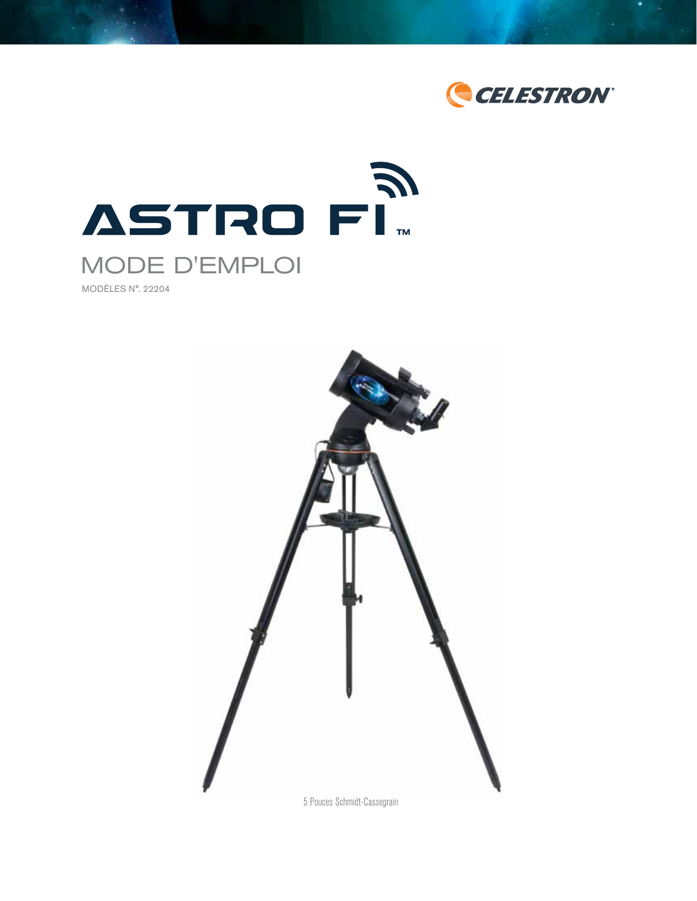# ASTRO FI™

## MODE D'EMPLOI

MODÈLES N°. 22204

5 Pouces Schmidt-Cassegrain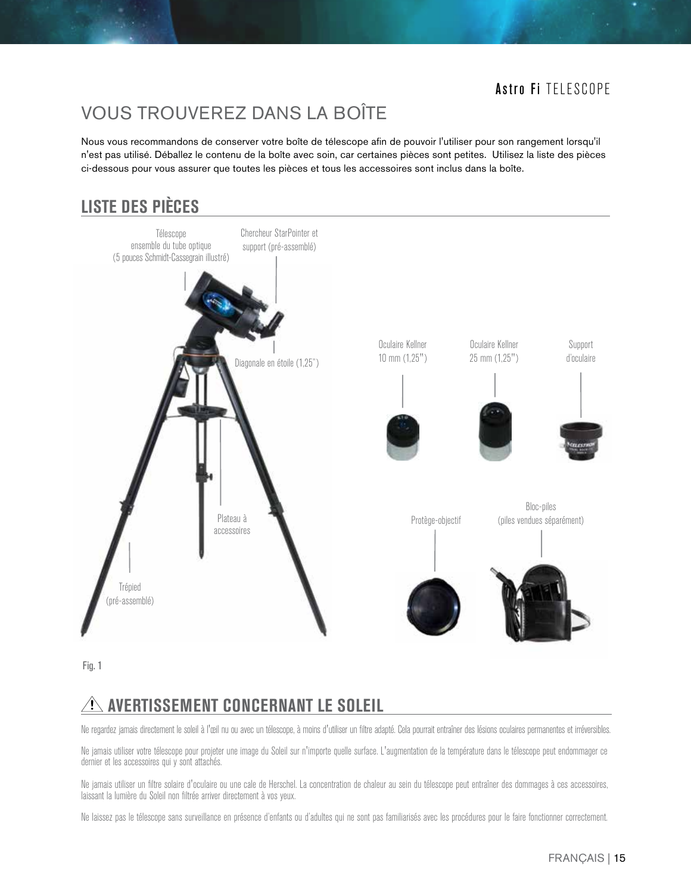# VOUS TROUVEREZ DANS LA BOÎTE

Nous vous recommandons de conserver votre boîte de télescope afin de pouvoir l'utiliser pour son rangement lorsqu'il n'est pas utilisé. Déballez le contenu de la boîte avec soin, car certaines pièces sont petites. Utilisez la liste des pièces ci-dessous pour vous assurer que toutes les pièces et tous les accessoires sont inclus dans la boîte.

## LISTE DES PIÈCES

Télescope ensemble du tube optique (5 pouces Schmidt-Cassegrain illustré)

Chercheur StarPointer et support (pré-assemblé)

Diagonale en étoile (1,25")

Plateau à accessoires

Trépied (pré-assemblé)

Oculaire Kellner 10 mm (1,25")

Oculaire Kellner 25 mm (1,25")

Support d'oculaire

Protège-objectif

Bloc-piles (piles vendues séparément)

Fig. 1

## ⚠ AVERTISSEMENT CONCERNANT LE SOLEIL

Ne regardez jamais directement le soleil à l'œil nu ou avec un télescope, à moins d'utiliser un filtre adapté. Cela pourrait entraîner des lésions oculaires permanentes et irréversibles.

Ne jamais utiliser votre télescope pour projeter une image du Soleil sur n'importe quelle surface. L'augmentation de la température dans le télescope peut endommager ce dernier et les accessoires qui y sont attachés.

Ne jamais utiliser un filtre solaire d'oculaire ou une cale de Herschel. La concentration de chaleur au sein du télescope peut entraîner des dommages à ces accessoires, laissant la lumière du Soleil non filtrée arriver directement à vos yeux.

Ne laissez pas le télescope sans surveillance en présence d'enfants ou d'adultes qui ne sont pas familiarisés avec les procédures pour le faire fonctionner correctement.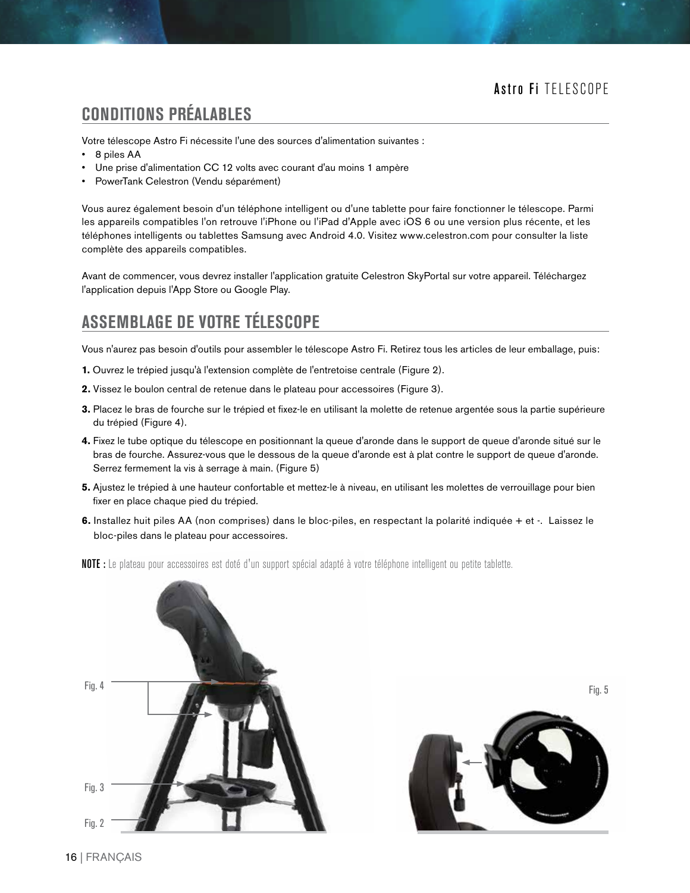## CONDITIONS PRÉALABLES

Votre télescope Astro Fi nécessite l'une des sources d'alimentation suivantes :

- 8 piles AA
- Une prise d'alimentation CC 12 volts avec courant d'au moins 1 ampère
- PowerTank Celestron (Vendu séparément)

Vous aurez également besoin d'un téléphone intelligent ou d'une tablette pour faire fonctionner le télescope. Parmi les appareils compatibles l'on retrouve l'iPhone ou l'iPad d'Apple avec iOS 6 ou une version plus récente, et les téléphones intelligents ou tablettes Samsung avec Android 4.0. Visitez www.celestron.com pour consulter la liste complète des appareils compatibles.

Avant de commencer, vous devrez installer l'application gratuite Celestron SkyPortal sur votre appareil. Téléchargez l'application depuis l'App Store ou Google Play.

## ASSEMBLAGE DE VOTRE TÉLESCOPE

Vous n'aurez pas besoin d'outils pour assembler le télescope Astro Fi. Retirez tous les articles de leur emballage, puis:

**1.** Ouvrez le trépied jusqu'à l'extension complète de l'entretoise centrale (Figure 2).

**2.** Vissez le boulon central de retenue dans le plateau pour accessoires (Figure 3).

**3.** Placez le bras de fourche sur le trépied et fixez-le en utilisant la molette de retenue argentée sous la partie supérieure du trépied (Figure 4).

**4.** Fixez le tube optique du télescope en positionnant la queue d'aronde dans le support de queue d'aronde situé sur le bras de fourche. Assurez-vous que le dessous de la queue d'aronde est à plat contre le support de queue d'aronde. Serrez fermement la vis à serrage à main. (Figure 5)

**5.** Ajustez le trépied à une hauteur confortable et mettez-le à niveau, en utilisant les molettes de verrouillage pour bien fixer en place chaque pied du trépied.

**6.** Installez huit piles AA (non comprises) dans le bloc-piles, en respectant la polarité indiquée + et -. Laissez le bloc-piles dans le plateau pour accessoires.

**NOTE :** Le plateau pour accessoires est doté d'un support spécial adapté à votre téléphone intelligent ou petite tablette.

Fig. 4

Fig. 3

Fig. 2

Fig. 5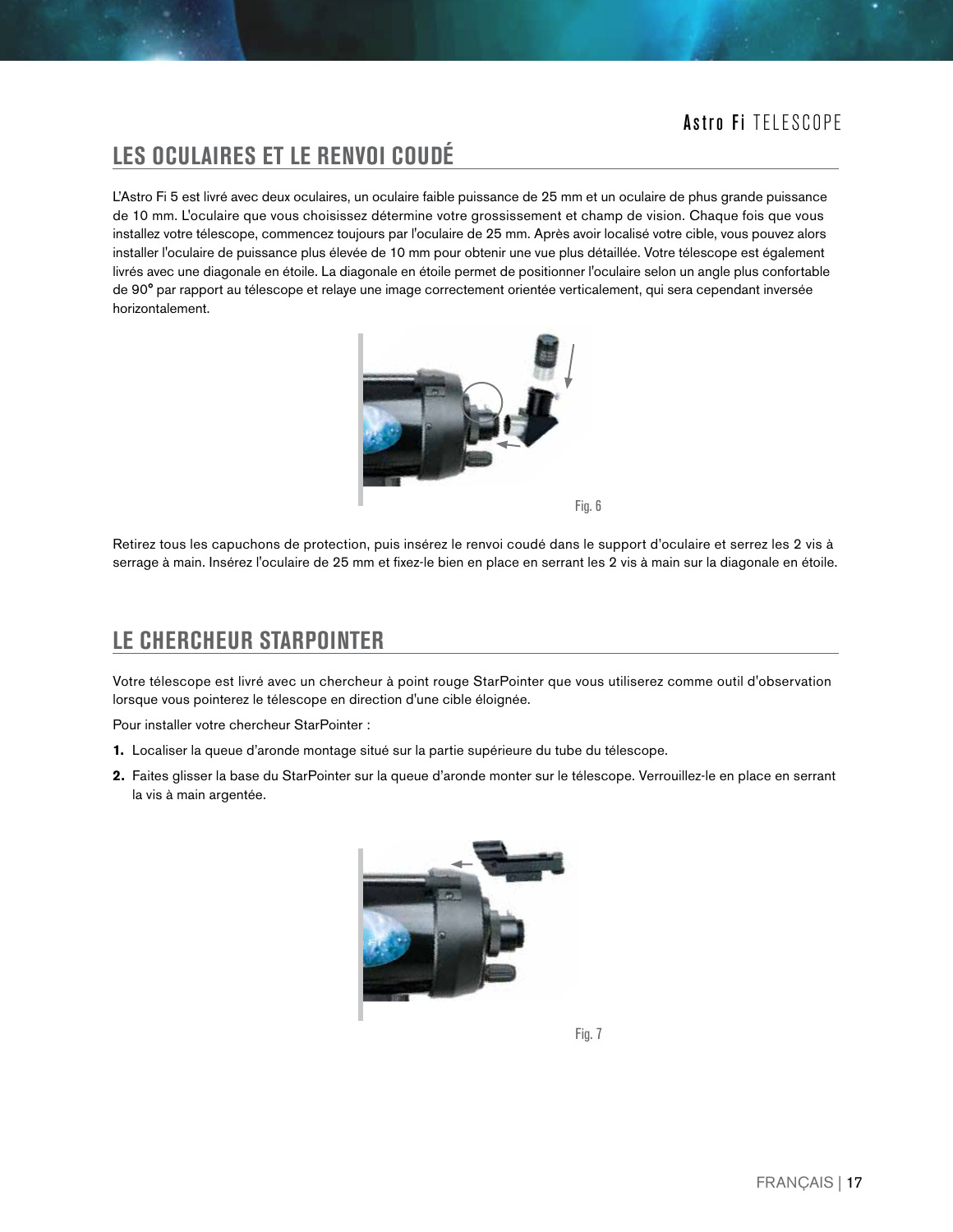## LES OCULAIRES ET LE RENVOI COUDÉ

L'Astro Fi 5 est livré avec deux oculaires, un oculaire faible puissance de 25 mm et un oculaire de phus grande puissance de 10 mm. L'oculaire que vous choisissez détermine votre grossissement et champ de vision. Chaque fois que vous installez votre télescope, commencez toujours par l'oculaire de 25 mm. Après avoir localisé votre cible, vous pouvez alors installer l'oculaire de puissance plus élevée de 10 mm pour obtenir une vue plus détaillée. Votre télescope est également livrés avec une diagonale en étoile. La diagonale en étoile permet de positionner l'oculaire selon un angle plus confortable de 90° par rapport au télescope et relaye une image correctement orientée verticalement, qui sera cependant inversée horizontalement.

Fig. 6

Retirez tous les capuchons de protection, puis insérez le renvoi coudé dans le support d'oculaire et serrez les 2 vis à serrage à main. Insérez l'oculaire de 25 mm et fixez-le bien en place en serrant les 2 vis à main sur la diagonale en étoile.

## LE CHERCHEUR STARPOINTER

Votre télescope est livré avec un chercheur à point rouge StarPointer que vous utiliserez comme outil d'observation lorsque vous pointerez le télescope en direction d'une cible éloignée.

Pour installer votre chercheur StarPointer :

1. Localiser la queue d'aronde montage situé sur la partie supérieure du tube du télescope.
2. Faites glisser la base du StarPointer sur la queue d'aronde monter sur le télescope. Verrouillez-le en place en serrant la vis à main argentée.

Fig. 7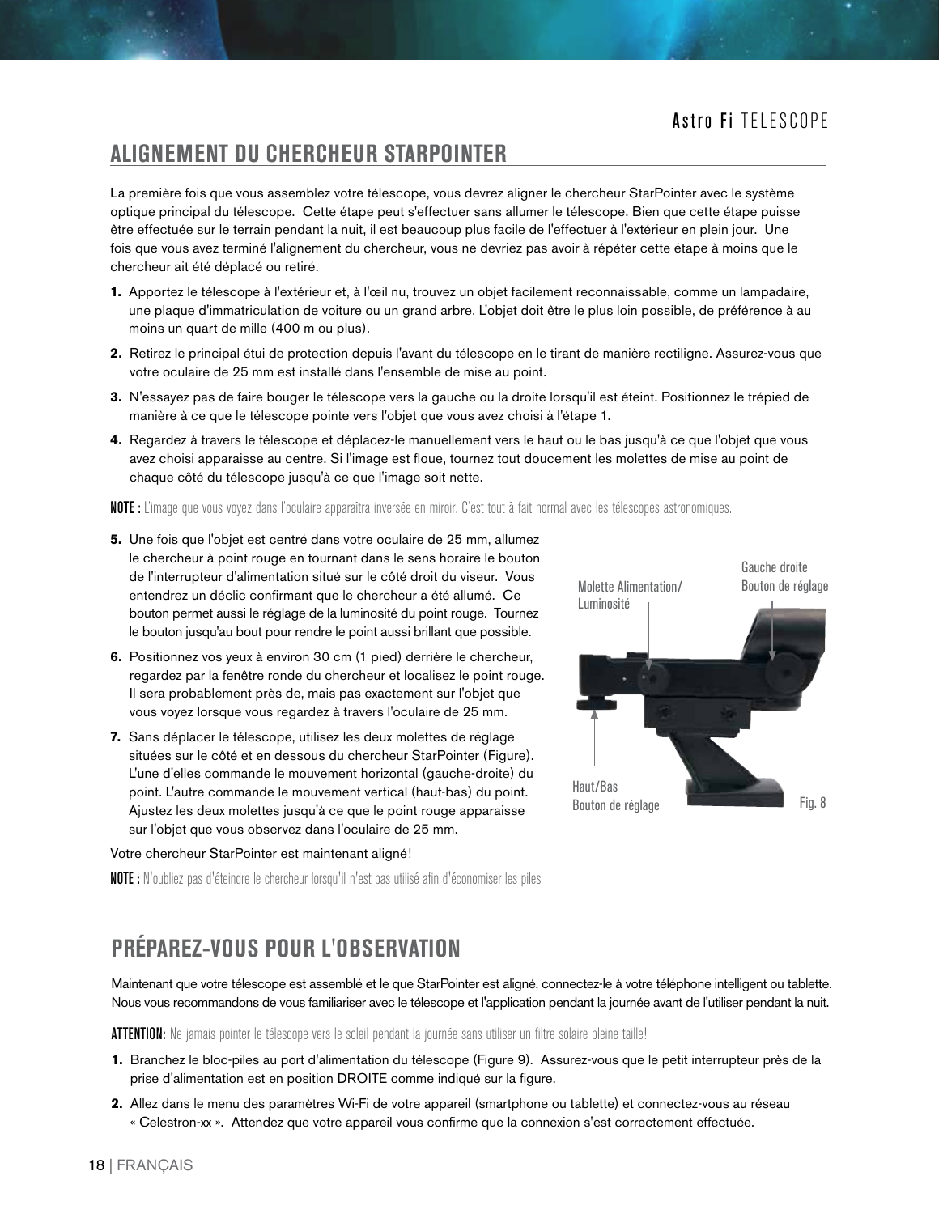## ALIGNEMENT DU CHERCHEUR STARPOINTER

La première fois que vous assemblez votre télescope, vous devrez aligner le chercheur StarPointer avec le système optique principal du télescope. Cette étape peut s'effectuer sans allumer le télescope. Bien que cette étape puisse être effectuée sur le terrain pendant la nuit, il est beaucoup plus facile de l'effectuer à l'extérieur en plein jour. Une fois que vous avez terminé l'alignement du chercheur, vous ne devriez pas avoir à répéter cette étape à moins que le chercheur ait été déplacé ou retiré.

1. Apportez le télescope à l'extérieur et, à l'œil nu, trouvez un objet facilement reconnaissable, comme un lampadaire, une plaque d'immatriculation de voiture ou un grand arbre. L'objet doit être le plus loin possible, de préférence à au moins un quart de mille (400 m ou plus).
2. Retirez le principal étui de protection depuis l'avant du télescope en le tirant de manière rectiligne. Assurez-vous que votre oculaire de 25 mm est installé dans l'ensemble de mise au point.
3. N'essayez pas de faire bouger le télescope vers la gauche ou la droite lorsqu'il est éteint. Positionnez le trépied de manière à ce que le télescope pointe vers l'objet que vous avez choisi à l'étape 1.
4. Regardez à travers le télescope et déplacez-le manuellement vers le haut ou le bas jusqu'à ce que l'objet que vous avez choisi apparaisse au centre. Si l'image est floue, tournez tout doucement les molettes de mise au point de chaque côté du télescope jusqu'à ce que l'image soit nette.

**NOTE :** L'image que vous voyez dans l'oculaire apparaîtra inversée en miroir. C'est tout à fait normal avec les télescopes astronomiques.

5. Une fois que l'objet est centré dans votre oculaire de 25 mm, allumez le chercheur à point rouge en tournant dans le sens horaire le bouton de l'interrupteur d'alimentation situé sur le côté droit du viseur. Vous entendrez un déclic confirmant que le chercheur a été allumé. Ce bouton permet aussi le réglage de la luminosité du point rouge. Tournez le bouton jusqu'au bout pour rendre le point aussi brillant que possible.
6. Positionnez vos yeux à environ 30 cm (1 pied) derrière le chercheur, regardez par la fenêtre ronde du chercheur et localisez le point rouge. Il sera probablement près de, mais pas exactement sur l'objet que vous voyez lorsque vous regardez à travers l'oculaire de 25 mm.
7. Sans déplacer le télescope, utilisez les deux molettes de réglage situées sur le côté et en dessous du chercheur StarPointer (Figure). L'une d'elles commande le mouvement horizontal (gauche-droite) du point. L'autre commande le mouvement vertical (haut-bas) du point. Ajustez les deux molettes jusqu'à ce que le point rouge apparaisse sur l'objet que vous observez dans l'oculaire de 25 mm.

Molette Alimentation/ Luminosité

Gauche droite Bouton de réglage

Haut/Bas Bouton de réglage

Fig. 8

Votre chercheur StarPointer est maintenant aligné!

**NOTE :** N'oubliez pas d'éteindre le chercheur lorsqu'il n'est pas utilisé afin d'économiser les piles.

## PRÉPAREZ-VOUS POUR L'OBSERVATION

Maintenant que votre télescope est assemblé et le que StarPointer est aligné, connectez-le à votre téléphone intelligent ou tablette. Nous vous recommandons de vous familiariser avec le télescope et l'application pendant la journée avant de l'utiliser pendant la nuit.

**ATTENTION:** Ne jamais pointer le télescope vers le soleil pendant la journée sans utiliser un filtre solaire pleine taille!

1. Branchez le bloc-piles au port d'alimentation du télescope (Figure 9). Assurez-vous que le petit interrupteur près de la prise d'alimentation est en position DROITE comme indiqué sur la figure.
2. Allez dans le menu des paramètres Wi-Fi de votre appareil (smartphone ou tablette) et connectez-vous au réseau « Celestron-xx ». Attendez que votre appareil vous confirme que la connexion s'est correctement effectuée.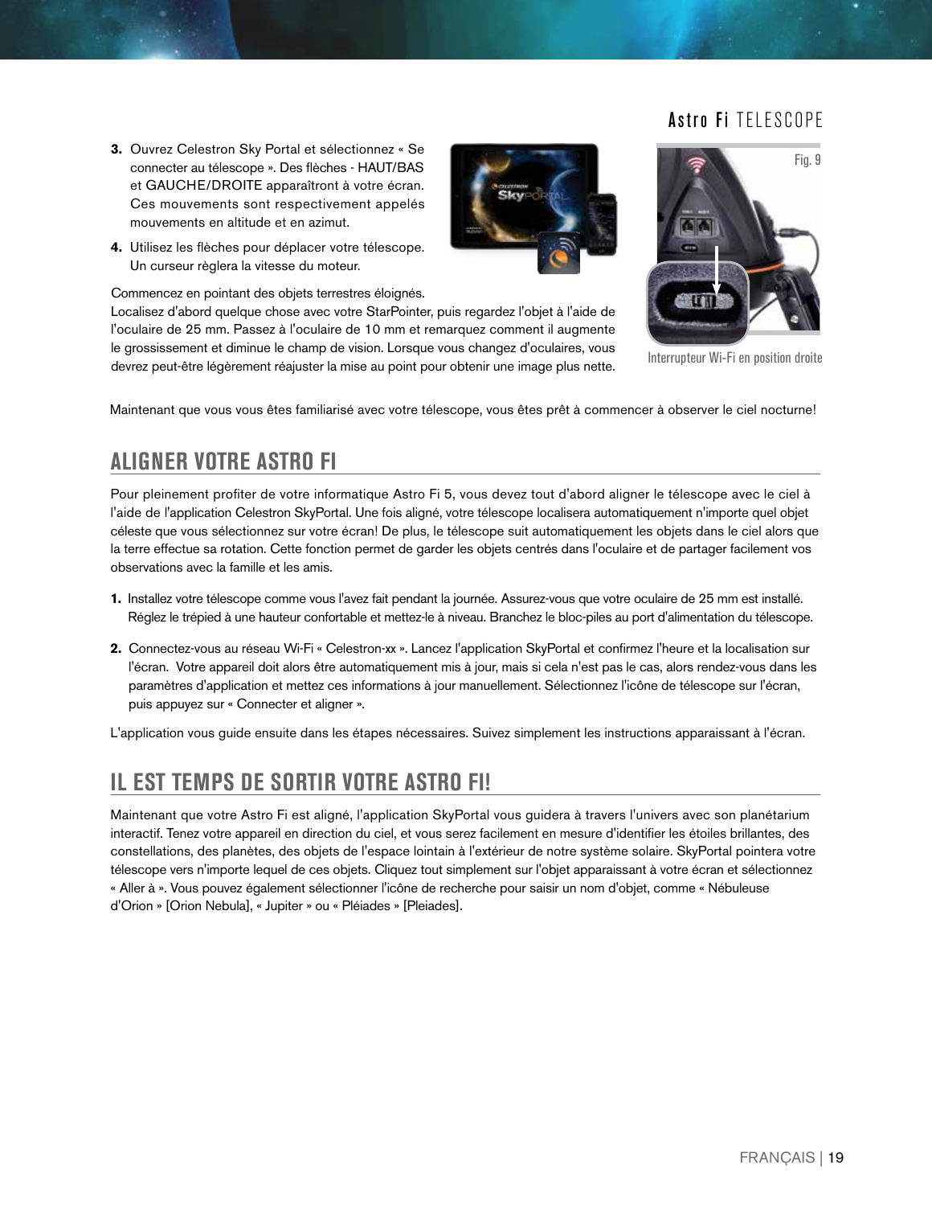3. Ouvrez Celestron Sky Portal et sélectionnez « Se connecter au télescope ». Des flèches - HAUT/BAS et GAUCHE/DROITE apparaîtront à votre écran. Ces mouvements sont respectivement appelés mouvements en altitude et en azimut.

4. Utilisez les flèches pour déplacer votre télescope. Un curseur règlera la vitesse du moteur.

Commencez en pointant des objets terrestres éloignés. Localisez d'abord quelque chose avec votre StarPointer, puis regardez l'objet à l'aide de l'oculaire de 25 mm. Passez à l'oculaire de 10 mm et remarquez comment il augmente le grossissement et diminue le champ de vision. Lorsque vous changez d'oculaires, vous devrez peut-être légèrement réajuster la mise au point pour obtenir une image plus nette.

Fig. 9

Interrupteur Wi-Fi en position droite

Maintenant que vous vous êtes familiarisé avec votre télescope, vous êtes prêt à commencer à observer le ciel nocturne!

## ALIGNER VOTRE ASTRO FI

Pour pleinement profiter de votre informatique Astro Fi 5, vous devez tout d'abord aligner le télescope avec le ciel à l'aide de l'application Celestron SkyPortal. Une fois aligné, votre télescope localisera automatiquement n'importe quel objet céleste que vous sélectionnez sur votre écran! De plus, le télescope suit automatiquement les objets dans le ciel alors que la terre effectue sa rotation. Cette fonction permet de garder les objets centrés dans l'oculaire et de partager facilement vos observations avec la famille et les amis.

1. Installez votre télescope comme vous l'avez fait pendant la journée. Assurez-vous que votre oculaire de 25 mm est installé. Réglez le trépied à une hauteur confortable et mettez-le à niveau. Branchez le bloc-piles au port d'alimentation du télescope.

2. Connectez-vous au réseau Wi-Fi « Celestron-xx ». Lancez l'application SkyPortal et confirmez l'heure et la localisation sur l'écran. Votre appareil doit alors être automatiquement mis à jour, mais si cela n'est pas le cas, alors rendez-vous dans les paramètres d'application et mettez ces informations à jour manuellement. Sélectionnez l'icône de télescope sur l'écran, puis appuyez sur « Connecter et aligner ».

L'application vous guide ensuite dans les étapes nécessaires. Suivez simplement les instructions apparaissant à l'écran.

## IL EST TEMPS DE SORTIR VOTRE ASTRO FI!

Maintenant que votre Astro Fi est aligné, l'application SkyPortal vous guidera à travers l'univers avec son planétarium interactif. Tenez votre appareil en direction du ciel, et vous serez facilement en mesure d'identifier les étoiles brillantes, des constellations, des planètes, des objets de l'espace lointain à l'extérieur de notre système solaire. SkyPortal pointera votre télescope vers n'importe lequel de ces objets. Cliquez tout simplement sur l'objet apparaissant à votre écran et sélectionnez « Aller à ». Vous pouvez également sélectionner l'icône de recherche pour saisir un nom d'objet, comme « Nébuleuse d'Orion » [Orion Nebula], « Jupiter » ou « Pléiades » [Pleiades].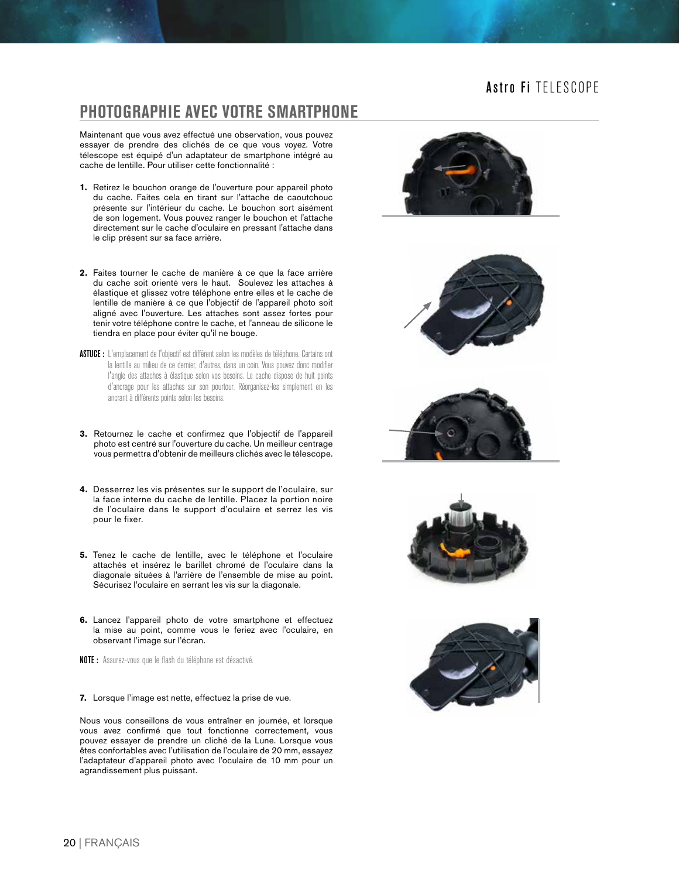## PHOTOGRAPHIE AVEC VOTRE SMARTPHONE

Maintenant que vous avez effectué une observation, vous pouvez essayer de prendre des clichés de ce que vous voyez. Votre télescope est équipé d'un adaptateur de smartphone intégré au cache de lentille. Pour utiliser cette fonctionnalité :

1. Retirez le bouchon orange de l'ouverture pour appareil photo du cache. Faites cela en tirant sur l'attache de caoutchouc présente sur l'intérieur du cache. Le bouchon sort aisément de son logement. Vous pouvez ranger le bouchon et l'attache directement sur le cache d'oculaire en pressant l'attache dans le clip présent sur sa face arrière.

2. Faites tourner le cache de manière à ce que la face arrière du cache soit orienté vers le haut. Soulevez les attaches à élastique et glissez votre téléphone entre elles et le cache de lentille de manière à ce que l'objectif de l'appareil photo soit aligné avec l'ouverture. Les attaches sont assez fortes pour tenir votre téléphone contre le cache, et l'anneau de silicone le tiendra en place pour éviter qu'il ne bouge.

**ASTUCE :** L'emplacement de l'objectif est différent selon les modèles de téléphone. Certains ont la lentille au milieu de ce dernier, d'autres, dans un coin. Vous pouvez donc modifier l'angle des attaches à élastique selon vos besoins. Le cache dispose de huit points d'ancrage pour les attaches sur son pourtour. Réorganisez-les simplement en les ancrant à différents points selon les besoins.

3. Retournez le cache et confirmez que l'objectif de l'appareil photo est centré sur l'ouverture du cache. Un meilleur centrage vous permettra d'obtenir de meilleurs clichés avec le télescope.

4. Desserrez les vis présentes sur le support de l'oculaire, sur la face interne du cache de lentille. Placez la portion noire de l'oculaire dans le support d'oculaire et serrez les vis pour le fixer.

5. Tenez le cache de lentille, avec le téléphone et l'oculaire attachés et insérez le barillet chromé de l'oculaire dans la diagonale situées à l'arrière de l'ensemble de mise au point. Sécurisez l'oculaire en serrant les vis sur la diagonale.

6. Lancez l'appareil photo de votre smartphone et effectuez la mise au point, comme vous le feriez avec l'oculaire, en observant l'image sur l'écran.

**NOTE :** Assurez-vous que le flash du téléphone est désactivé.

7. Lorsque l'image est nette, effectuez la prise de vue.

Nous vous conseillons de vous entraîner en journée, et lorsque vous avez confirmé que tout fonctionne correctement, vous pouvez essayer de prendre un cliché de la Lune. Lorsque vous êtes confortables avec l'utilisation de l'oculaire de 20 mm, essayez l'adaptateur d'appareil photo avec l'oculaire de 10 mm pour un agrandissement plus puissant.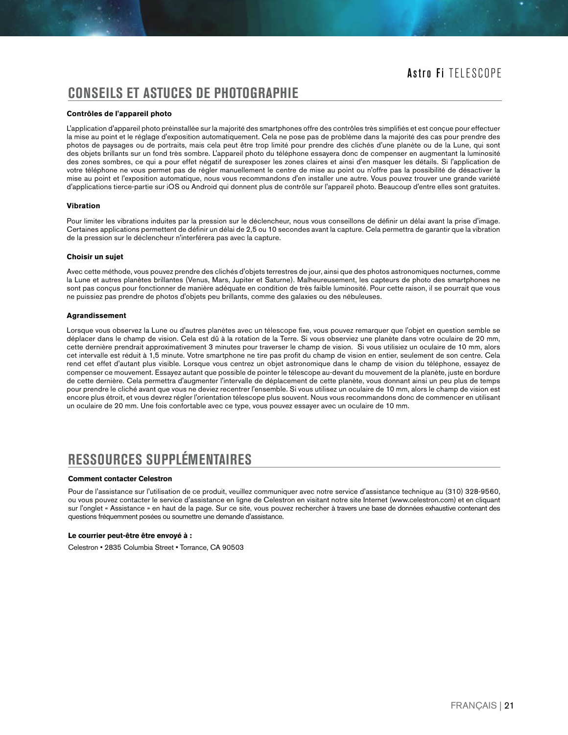## CONSEILS ET ASTUCES DE PHOTOGRAPHIE

**Contrôles de l'appareil photo**

L'application d'appareil photo préinstallée sur la majorité des smartphones offre des contrôles très simplifiés et est conçue pour effectuer la mise au point et le réglage d'exposition automatiquement. Cela ne pose pas de problème dans la majorité des cas pour prendre des photos de paysages ou de portraits, mais cela peut être trop limité pour prendre des clichés d'une planète ou de la Lune, qui sont des objets brillants sur un fond très sombre. L'appareil photo du téléphone essayera donc de compenser en augmentant la luminosité des zones sombres, ce qui a pour effet négatif de surexposer les zones claires et ainsi d'en masquer les détails. Si l'application de votre téléphone ne vous permet pas de régler manuellement le centre de mise au point ou n'offre pas la possibilité de désactiver la mise au point et l'exposition automatique, nous vous recommandons d'en installer une autre. Vous pouvez trouver une grande variété d'applications tierce-partie sur iOS ou Android qui donnent plus de contrôle sur l'appareil photo. Beaucoup d'entre elles sont gratuites.

**Vibration**

Pour limiter les vibrations induites par la pression sur le déclencheur, nous vous conseillons de définir un délai avant la prise d'image. Certaines applications permettent de définir un délai de 2,5 ou 10 secondes avant la capture. Cela permettra de garantir que la vibration de la pression sur le déclencheur n'interférera pas avec la capture.

**Choisir un sujet**

Avec cette méthode, vous pouvez prendre des clichés d'objets terrestres de jour, ainsi que des photos astronomiques nocturnes, comme la Lune et autres planètes brillantes (Venus, Mars, Jupiter et Saturne). Malheureusement, les capteurs de photo des smartphones ne sont pas conçus pour fonctionner de manière adéquate en condition de très faible luminosité. Pour cette raison, il se pourrait que vous ne puissiez pas prendre de photos d'objets peu brillants, comme des galaxies ou des nébuleuses.

**Agrandissement**

Lorsque vous observez la Lune ou d'autres planètes avec un télescope fixe, vous pouvez remarquer que l'objet en question semble se déplacer dans le champ de vision. Cela est dû à la rotation de la Terre. Si vous observiez une planète dans votre oculaire de 20 mm, cette dernière prendrait approximativement 3 minutes pour traverser le champ de vision. Si vous utilisiez un oculaire de 10 mm, alors cet intervalle est réduit à 1,5 minute. Votre smartphone ne tire pas profit du champ de vision en entier, seulement de son centre. Cela rend cet effet d'autant plus visible. Lorsque vous centrez un objet astronomique dans le champ de vision du téléphone, essayez de compenser ce mouvement. Essayez autant que possible de pointer le télescope au-devant du mouvement de la planète, juste en bordure de cette dernière. Cela permettra d'augmenter l'intervalle de déplacement de cette planète, vous donnant ainsi un peu plus de temps pour prendre le cliché avant que vous ne deviez recentrer l'ensemble. Si vous utilisez un oculaire de 10 mm, alors le champ de vision est encore plus étroit, et vous devrez régler l'orientation télescope plus souvent. Nous vous recommandons donc de commencer en utilisant un oculaire de 20 mm. Une fois confortable avec ce type, vous pouvez essayer avec un oculaire de 10 mm.

## RESSOURCES SUPPLÉMENTAIRES

**Comment contacter Celestron**

Pour de l'assistance sur l'utilisation de ce produit, veuillez communiquer avec notre service d'assistance technique au (310) 328-9560, ou vous pouvez contacter le service d'assistance en ligne de Celestron en visitant notre site Internet (www.celestron.com) et en cliquant sur l'onglet « Assistance » en haut de la page. Sur ce site, vous pouvez rechercher à travers une base de données exhaustive contenant des questions fréquemment posées ou soumettre une demande d'assistance.

**Le courrier peut-être être envoyé à :**

Celestron • 2835 Columbia Street • Torrance, CA 90503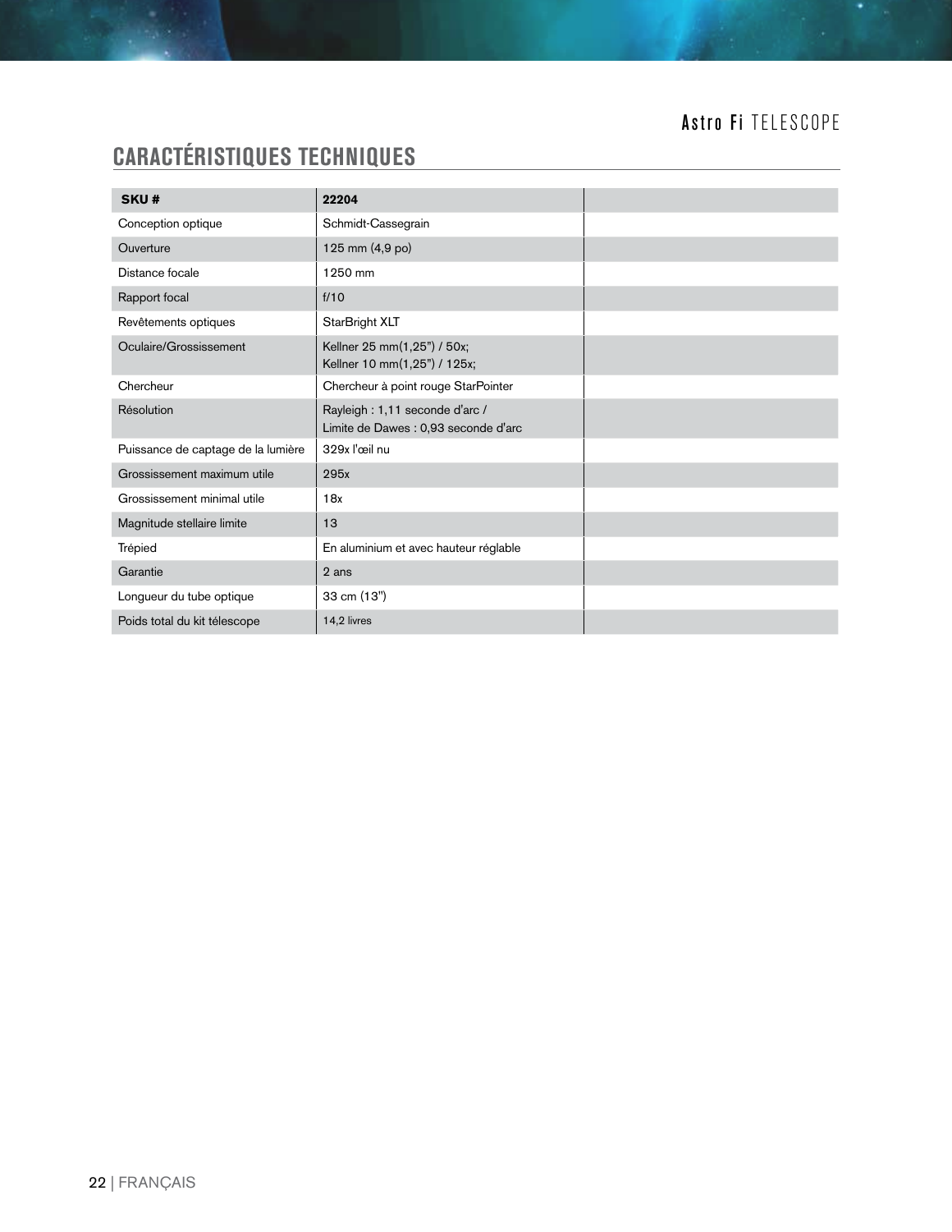## CARACTÉRISTIQUES TECHNIQUES

| SKU # | 22204 | |
|---|---|---|
| Conception optique | Schmidt-Cassegrain | |
| Ouverture | 125 mm (4,9 po) | |
| Distance focale | 1250 mm | |
| Rapport focal | f/10 | |
| Revêtements optiques | StarBright XLT | |
| Oculaire/Grossissement | Kellner 25 mm(1,25") / 50x;<br>Kellner 10 mm(1,25") / 125x; | |
| Chercheur | Chercheur à point rouge StarPointer | |
| Résolution | Rayleigh : 1,11 seconde d'arc /<br>Limite de Dawes : 0,93 seconde d'arc | |
| Puissance de captage de la lumière | 329x l'œil nu | |
| Grossissement maximum utile | 295x | |
| Grossissement minimal utile | 18x | |
| Magnitude stellaire limite | 13 | |
| Trépied | En aluminium et avec hauteur réglable | |
| Garantie | 2 ans | |
| Longueur du tube optique | 33 cm (13") | |
| Poids total du kit télescope | 14,2 livres | |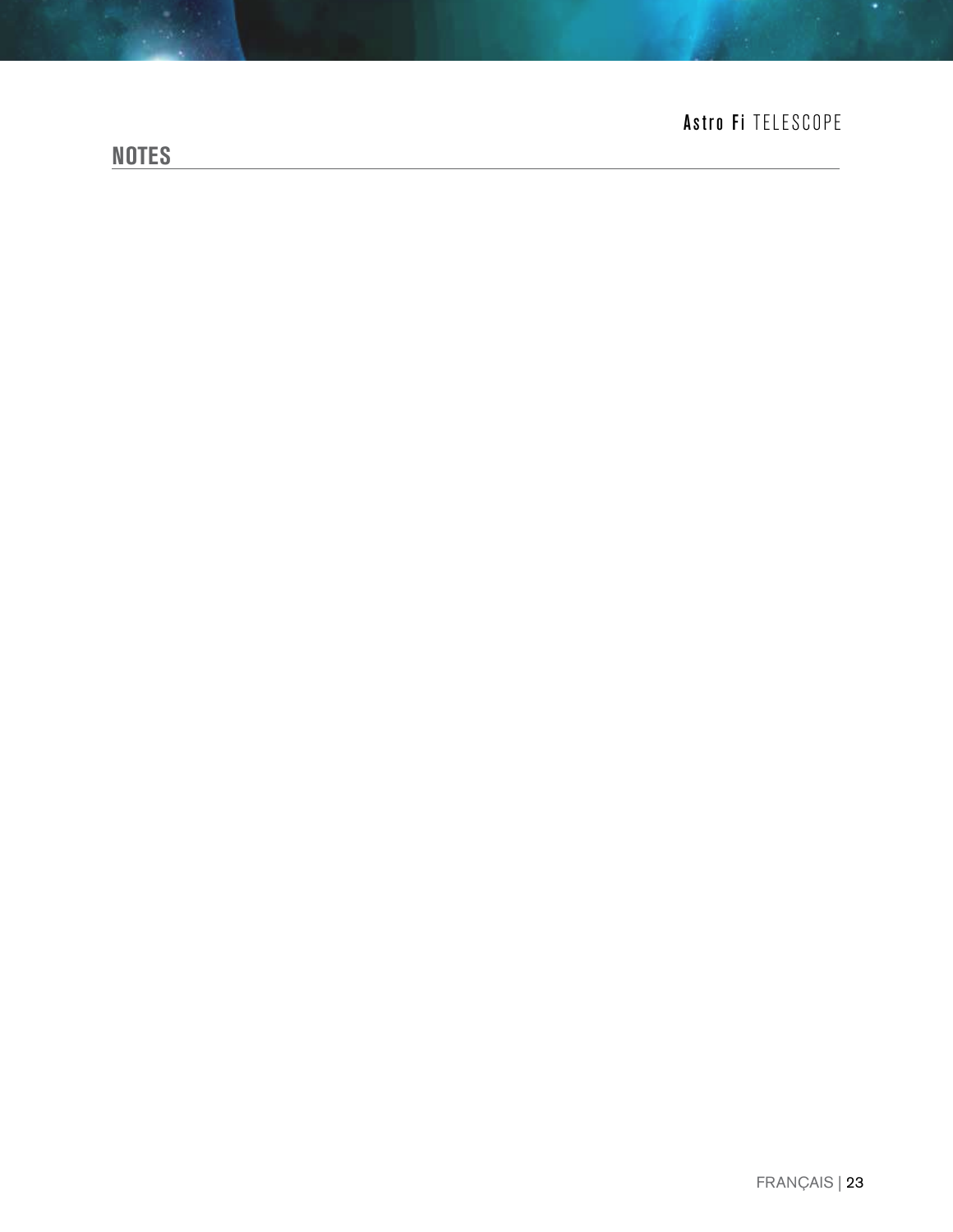## NOTES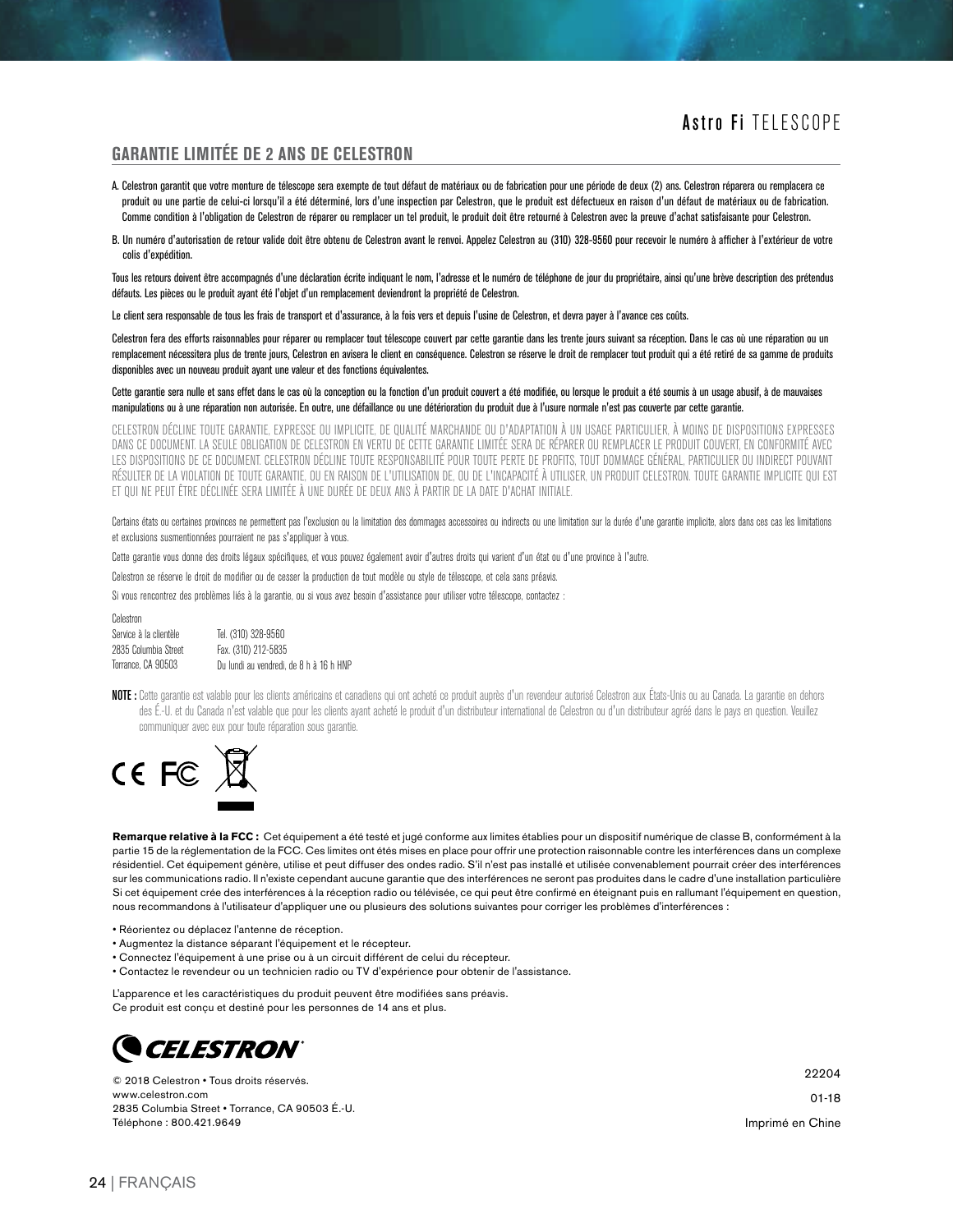## GARANTIE LIMITÉE DE 2 ANS DE CELESTRON

A. Celestron garantit que votre monture de télescope sera exempte de tout défaut de matériaux ou de fabrication pour une période de deux (2) ans. Celestron réparera ou remplacera ce produit ou une partie de celui-ci lorsqu'il a été déterminé, lors d'une inspection par Celestron, que le produit est défectueux en raison d'un défaut de matériaux ou de fabrication. Comme condition à l'obligation de Celestron de réparer ou remplacer un tel produit, le produit doit être retourné à Celestron avec la preuve d'achat satisfaisante pour Celestron.

B. Un numéro d'autorisation de retour valide doit être obtenu de Celestron avant le renvoi. Appelez Celestron au (310) 328-9560 pour recevoir le numéro à afficher à l'extérieur de votre colis d'expédition.

Tous les retours doivent être accompagnés d'une déclaration écrite indiquant le nom, l'adresse et le numéro de téléphone de jour du propriétaire, ainsi qu'une brève description des prétendus défauts. Les pièces ou le produit ayant été l'objet d'un remplacement deviendront la propriété de Celestron.

Le client sera responsable de tous les frais de transport et d'assurance, à la fois vers et depuis l'usine de Celestron, et devra payer à l'avance ces coûts.

Celestron fera des efforts raisonnables pour réparer ou remplacer tout télescope couvert par cette garantie dans les trente jours suivant sa réception. Dans le cas où une réparation ou un remplacement nécessitera plus de trente jours, Celestron en avisera le client en conséquence. Celestron se réserve le droit de remplacer tout produit qui a été retiré de sa gamme de produits disponibles avec un nouveau produit ayant une valeur et des fonctions équivalentes.

Cette garantie sera nulle et sans effet dans le cas où la conception ou la fonction d'un produit couvert a été modifiée, ou lorsque le produit a été soumis à un usage abusif, à de mauvaises manipulations ou à une réparation non autorisée. En outre, une défaillance ou une détérioration du produit due à l'usure normale n'est pas couverte par cette garantie.

CELESTRON DÉCLINE TOUTE GARANTIE, EXPRESSE OU IMPLICITE, DE QUALITÉ MARCHANDE OU D'ADAPTATION À UN USAGE PARTICULIER, À MOINS DE DISPOSITIONS EXPRESSES DANS CE DOCUMENT. LA SEULE OBLIGATION DE CELESTRON EN VERTU DE CETTE GARANTIE LIMITÉE SERA DE RÉPARER OU REMPLACER LE PRODUIT COUVERT, EN CONFORMITÉ AVEC LES DISPOSITIONS DE CE DOCUMENT. CELESTRON DÉCLINE TOUTE RESPONSABILITÉ POUR TOUTE PERTE DE PROFITS, TOUT DOMMAGE GÉNÉRAL, PARTICULIER OU INDIRECT POUVANT RÉSULTER DE LA VIOLATION DE TOUTE GARANTIE, OU EN RAISON DE L'UTILISATION DE, OU DE L'INCAPACITÉ À UTILISER, UN PRODUIT CELESTRON. TOUTE GARANTIE IMPLICITE QUI EST ET QUI NE PEUT ÊTRE DÉCLINÉE SERA LIMITÉE À UNE DURÉE DE DEUX ANS À PARTIR DE LA DATE D'ACHAT INITIALE.

Certains états ou certaines provinces ne permettent pas l'exclusion ou la limitation des dommages accessoires ou indirects ou une limitation sur la durée d'une garantie implicite, alors dans ces cas les limitations et exclusions susmentionnées pourraient ne pas s'appliquer à vous.

Cette garantie vous donne des droits légaux spécifiques, et vous pouvez également avoir d'autres droits qui varient d'un état ou d'une province à l'autre.

Celestron se réserve le droit de modifier ou de cesser la production de tout modèle ou style de télescope, et cela sans préavis.

Si vous rencontrez des problèmes liés à la garantie, ou si vous avez besoin d'assistance pour utiliser votre télescope, contactez :

Celestron
Service à la clientèle — Tel. (310) 328-9560
2835 Columbia Street — Fax. (310) 212-5835
Torrance, CA 90503 — Du lundi au vendredi, de 8 h à 16 h HNP

**NOTE :** Cette garantie est valable pour les clients américains et canadiens qui ont acheté ce produit auprès d'un revendeur autorisé Celestron aux États-Unis ou au Canada. La garantie en dehors des É.-U. et du Canada n'est valable que pour les clients ayant acheté le produit d'un distributeur international de Celestron ou d'un distributeur agréé dans le pays en question. Veuillez communiquer avec eux pour toute réparation sous garantie.

CE FC

**Remarque relative à la FCC :** Cet équipement a été testé et jugé conforme aux limites établies pour un dispositif numérique de classe B, conformément à la partie 15 de la réglementation de la FCC. Ces limites ont étés mises en place pour offrir une protection raisonnable contre les interférences dans un complexe résidentiel. Cet équipement génère, utilise et peut diffuser des ondes radio. S'il n'est pas installé et utilisée convenablement pourrait créer des interférences sur les communications radio. Il n'existe cependant aucune garantie que des interférences ne seront pas produites dans le cadre d'une installation particulière Si cet équipement crée des interférences à la réception radio ou télévisée, ce qui peut être confirmé en éteignant puis en rallumant l'équipement en question, nous recommandons à l'utilisateur d'appliquer une ou plusieurs des solutions suivantes pour corriger les problèmes d'interférences :

- Réorientez ou déplacez l'antenne de réception.
- Augmentez la distance séparant l'équipement et le récepteur.
- Connectez l'équipement à une prise ou à un circuit différent de celui du récepteur.
- Contactez le revendeur ou un technicien radio ou TV d'expérience pour obtenir de l'assistance.

L'apparence et les caractéristiques du produit peuvent être modifiées sans préavis.
Ce produit est conçu et destiné pour les personnes de 14 ans et plus.

CELESTRON

© 2018 Celestron • Tous droits réservés.
www.celestron.com
2835 Columbia Street • Torrance, CA 90503 É.-U.
Téléphone : 800.421.9649

22204
01-18
Imprimé en Chine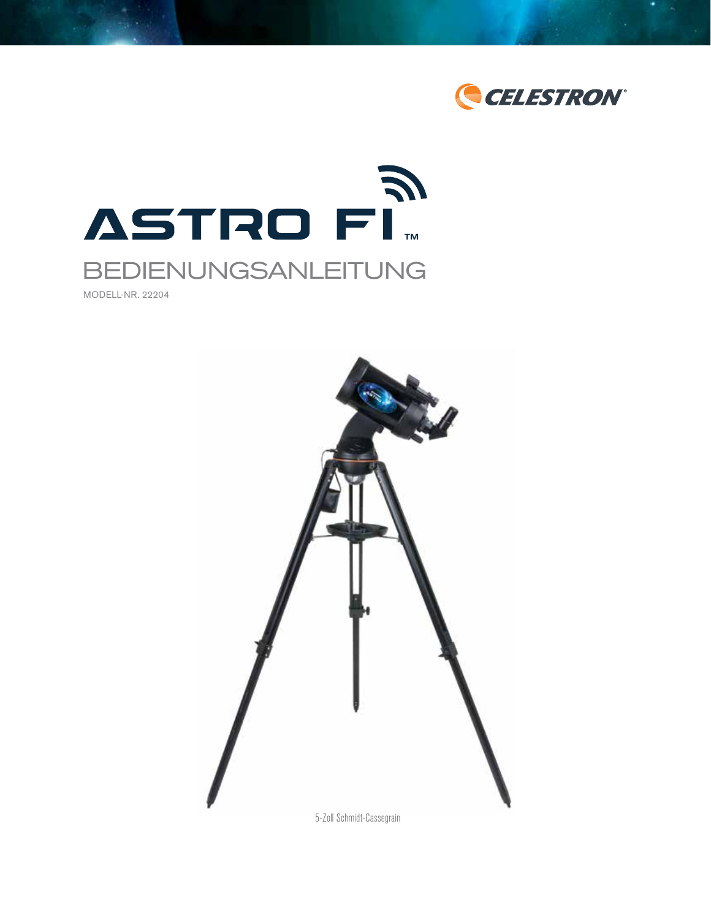# ASTRO FI™

## BEDIENUNGSANLEITUNG

MODELL-NR. 22204

5-Zoll Schmidt-Cassegrain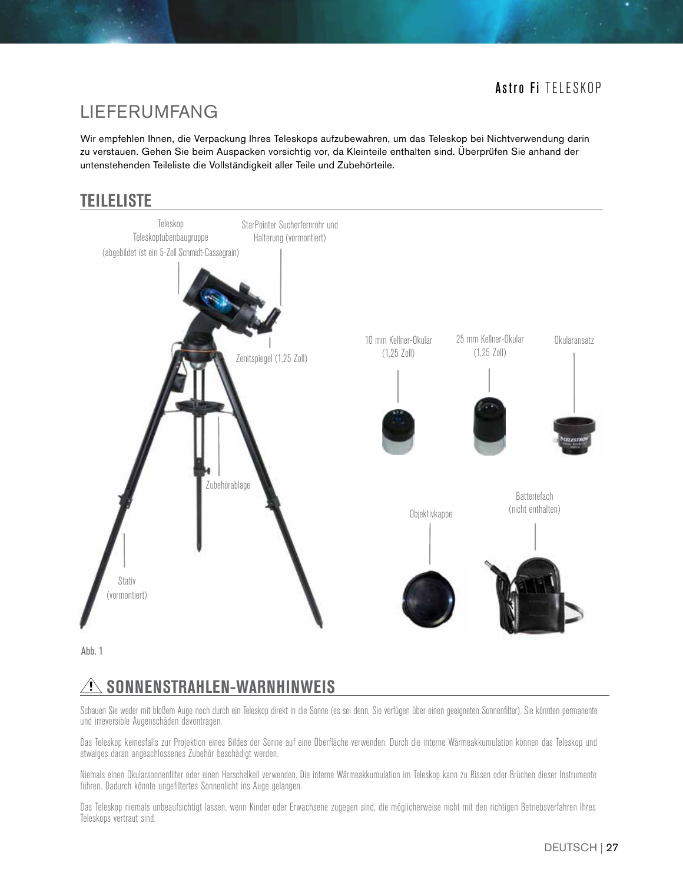# LIEFERUMFANG

Wir empfehlen Ihnen, die Verpackung Ihres Teleskops aufzubewahren, um das Teleskop bei Nichtverwendung darin zu verstauen. Gehen Sie beim Auspacken vorsichtig vor, da Kleinteile enthalten sind. Überprüfen Sie anhand der untenstehenden Teileliste die Vollständigkeit aller Teile und Zubehörteile.

## TEILELISTE

Teleskop
Teleskoptubenbaugruppe
(abgebildet ist ein 5-Zoll Schmidt-Cassegrain)

StarPointer Sucherfernrohr und Halterung (vormontiert)

Zenitspiegel (1,25 Zoll)

Zubehörablage

Stativ (vormontiert)

10 mm Kellner-Okular (1,25 Zoll)

25 mm Kellner-Okular (1,25 Zoll)

Okularansatz

Objektivkappe

Batteriefach (nicht enthalten)

Abb. 1

## ⚠ SONNENSTRAHLEN-WARNHINWEIS

Schauen Sie weder mit bloßem Auge noch durch ein Teleskop direkt in die Sonne (es sei denn, Sie verfügen über einen geeigneten Sonnenfilter). Sie könnten permanente und irreversible Augenschäden davontragen.

Das Teleskop keinesfalls zur Projektion eines Bildes der Sonne auf eine Oberfläche verwenden. Durch die interne Wärmeakkumulation können das Teleskop und etwaiges daran angeschlossenes Zubehör beschädigt werden.

Niemals einen Okularsonnenfilter oder einen Herschelkeil verwenden. Die interne Wärmeakkumulation im Teleskop kann zu Rissen oder Brüchen dieser Instrumente führen. Dadurch könnte ungefiltertes Sonnenlicht ins Auge gelangen.

Das Teleskop niemals unbeaufsichtigt lassen, wenn Kinder oder Erwachsene zugegen sind, die möglicherweise nicht mit den richtigen Betriebsverfahren Ihres Teleskops vertraut sind.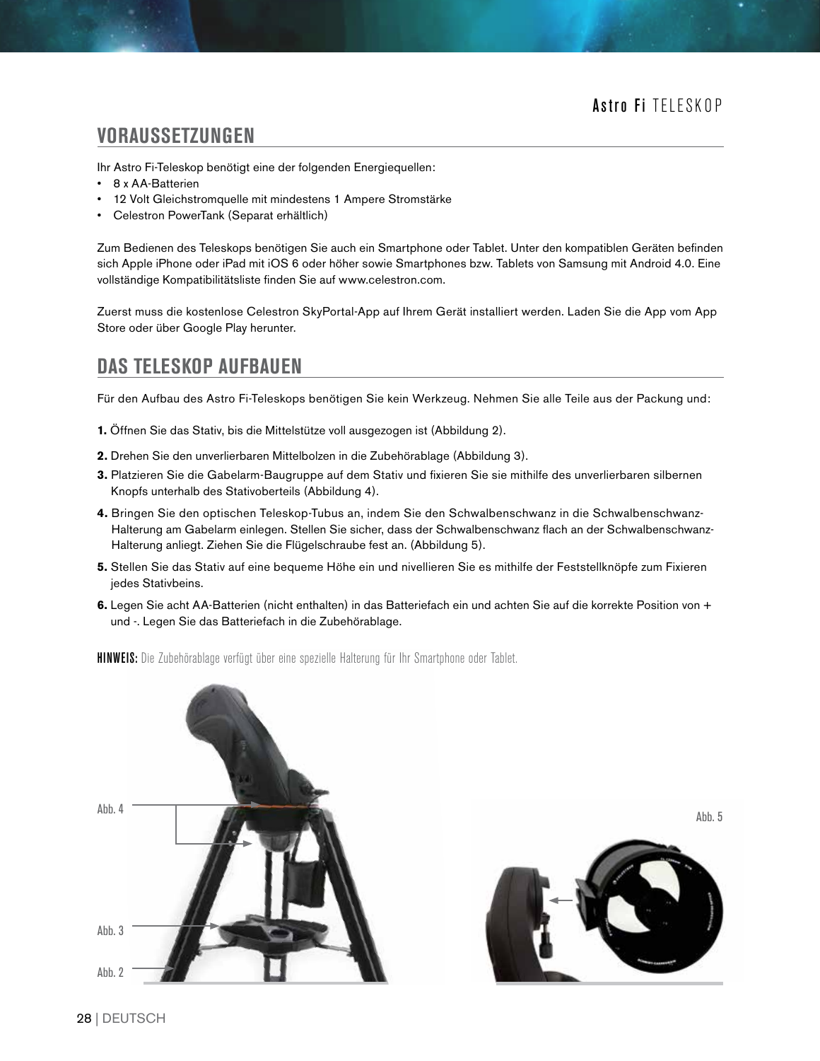## VORAUSSETZUNGEN

Ihr Astro Fi-Teleskop benötigt eine der folgenden Energiequellen:

- 8 x AA-Batterien
- 12 Volt Gleichstromquelle mit mindestens 1 Ampere Stromstärke
- Celestron PowerTank (Separat erhältlich)

Zum Bedienen des Teleskops benötigen Sie auch ein Smartphone oder Tablet. Unter den kompatiblen Geräten befinden sich Apple iPhone oder iPad mit iOS 6 oder höher sowie Smartphones bzw. Tablets von Samsung mit Android 4.0. Eine vollständige Kompatibilitätsliste finden Sie auf www.celestron.com.

Zuerst muss die kostenlose Celestron SkyPortal-App auf Ihrem Gerät installiert werden. Laden Sie die App vom App Store oder über Google Play herunter.

## DAS TELESKOP AUFBAUEN

Für den Aufbau des Astro Fi-Teleskops benötigen Sie kein Werkzeug. Nehmen Sie alle Teile aus der Packung und:

**1.** Öffnen Sie das Stativ, bis die Mittelstütze voll ausgezogen ist (Abbildung 2).

**2.** Drehen Sie den unverlierbaren Mittelbolzen in die Zubehörablage (Abbildung 3).

**3.** Platzieren Sie die Gabelarm-Baugruppe auf dem Stativ und fixieren Sie sie mithilfe des unverlierbaren silbernen Knopfs unterhalb des Stativoberteils (Abbildung 4).

**4.** Bringen Sie den optischen Teleskop-Tubus an, indem Sie den Schwalbenschwanz in die Schwalbenschwanz-Halterung am Gabelarm einlegen. Stellen Sie sicher, dass der Schwalbenschwanz flach an der Schwalbenschwanz-Halterung anliegt. Ziehen Sie die Flügelschraube fest an. (Abbildung 5).

**5.** Stellen Sie das Stativ auf eine bequeme Höhe ein und nivellieren Sie es mithilfe der Feststellknöpfe zum Fixieren jedes Stativbeins.

**6.** Legen Sie acht AA-Batterien (nicht enthalten) in das Batteriefach ein und achten Sie auf die korrekte Position von + und -. Legen Sie das Batteriefach in die Zubehörablage.

**HINWEIS:** Die Zubehörablage verfügt über eine spezielle Halterung für Ihr Smartphone oder Tablet.

Abb. 4

Abb. 3

Abb. 2

Abb. 5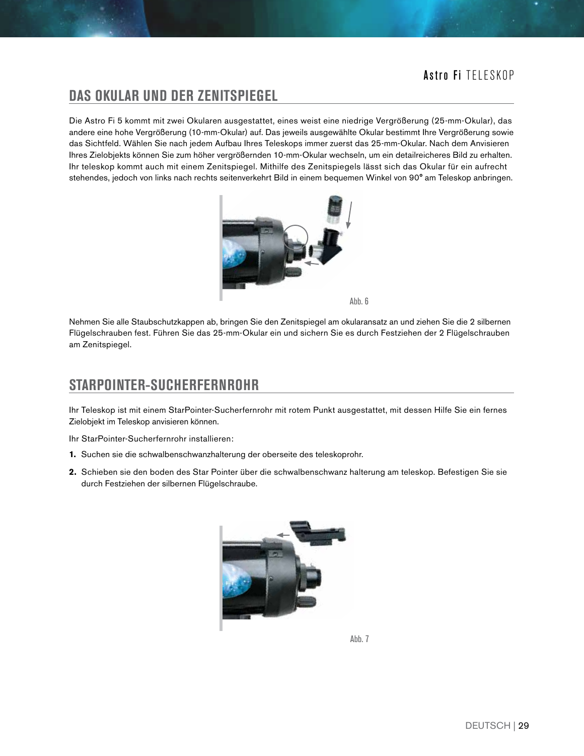## DAS OKULAR UND DER ZENITSPIEGEL

Die Astro Fi 5 kommt mit zwei Okularen ausgestattet, eines weist eine niedrige Vergrößerung (25-mm-Okular), das andere eine hohe Vergrößerung (10-mm-Okular) auf. Das jeweils ausgewählte Okular bestimmt Ihre Vergrößerung sowie das Sichtfeld. Wählen Sie nach jedem Aufbau Ihres Teleskops immer zuerst das 25-mm-Okular. Nach dem Anvisieren Ihres Zielobjekts können Sie zum höher vergrößernden 10-mm-Okular wechseln, um ein detailreicheres Bild zu erhalten. Ihr teleskop kommt auch mit einem Zenitspiegel. Mithilfe des Zenitspiegels lässt sich das Okular für ein aufrecht stehendes, jedoch von links nach rechts seitenverkehrt Bild in einem bequemen Winkel von 90° am Teleskop anbringen.

Abb. 6

Nehmen Sie alle Staubschutzkappen ab, bringen Sie den Zenitspiegel am okularansatz an und ziehen Sie die 2 silbernen Flügelschrauben fest. Führen Sie das 25-mm-Okular ein und sichern Sie es durch Festziehen der 2 Flügelschrauben am Zenitspiegel.

## STARPOINTER-SUCHERFERNROHR

Ihr Teleskop ist mit einem StarPointer-Sucherfernrohr mit rotem Punkt ausgestattet, mit dessen Hilfe Sie ein fernes Zielobjekt im Teleskop anvisieren können.

Ihr StarPointer-Sucherfernrohr installieren:

1. Suchen sie die schwalbenschwanzhalterung der oberseite des teleskoprohr.
2. Schieben sie den boden des Star Pointer über die schwalbenschwanz halterung am teleskop. Befestigen Sie sie durch Festziehen der silbernen Flügelschraube.

Abb. 7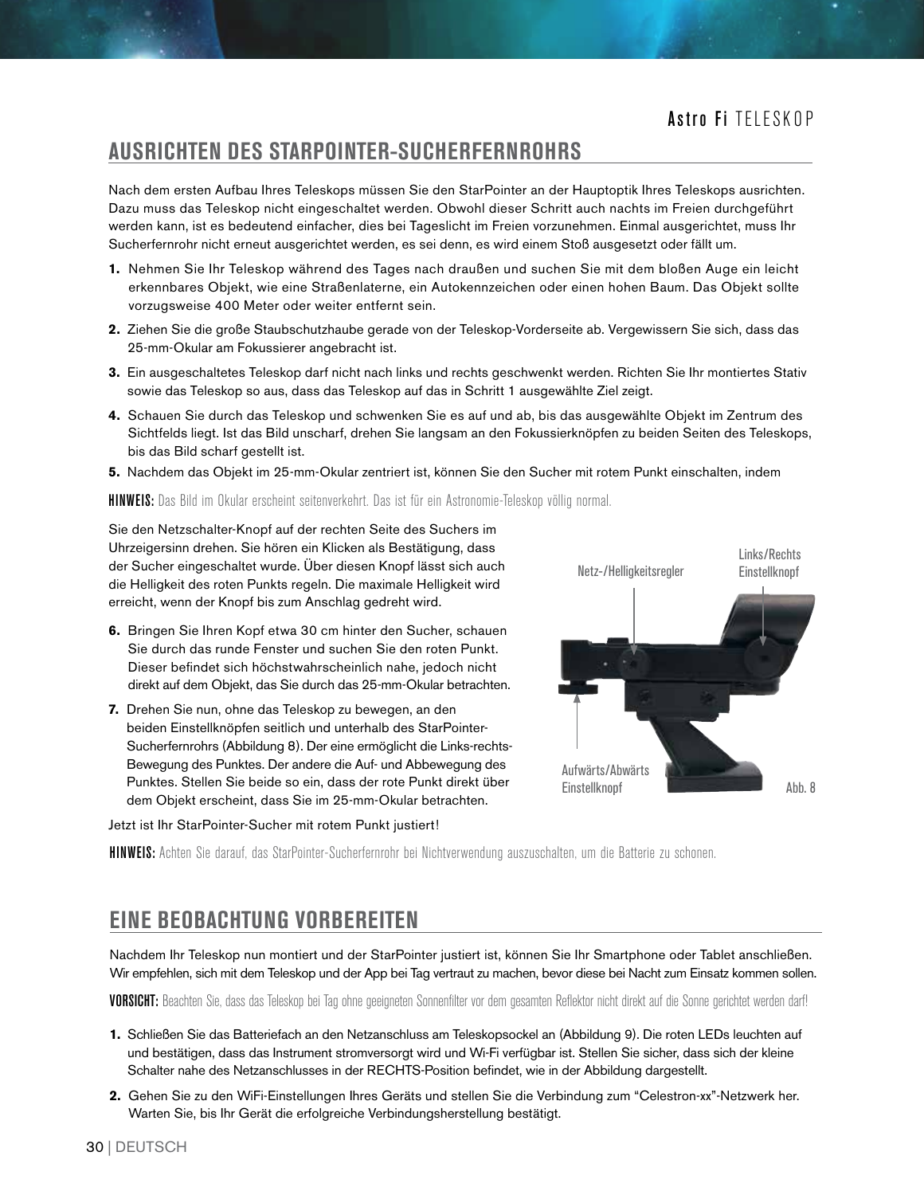## AUSRICHTEN DES STARPOINTER-SUCHERFERNROHRS

Nach dem ersten Aufbau Ihres Teleskops müssen Sie den StarPointer an der Hauptoptik Ihres Teleskops ausrichten. Dazu muss das Teleskop nicht eingeschaltet werden. Obwohl dieser Schritt auch nachts im Freien durchgeführt werden kann, ist es bedeutend einfacher, dies bei Tageslicht im Freien vorzunehmen. Einmal ausgerichtet, muss Ihr Sucherfernrohr nicht erneut ausgerichtet werden, es sei denn, es wird einem Stoß ausgesetzt oder fällt um.

1. Nehmen Sie Ihr Teleskop während des Tages nach draußen und suchen Sie mit dem bloßen Auge ein leicht erkennbares Objekt, wie eine Straßenlaterne, ein Autokennzeichen oder einen hohen Baum. Das Objekt sollte vorzugsweise 400 Meter oder weiter entfernt sein.
2. Ziehen Sie die große Staubschutzhaube gerade von der Teleskop-Vorderseite ab. Vergewissern Sie sich, dass das 25-mm-Okular am Fokussierer angebracht ist.
3. Ein ausgeschaltetes Teleskop darf nicht nach links und rechts geschwenkt werden. Richten Sie Ihr montiertes Stativ sowie das Teleskop so aus, dass das Teleskop auf das in Schritt 1 ausgewählte Ziel zeigt.
4. Schauen Sie durch das Teleskop und schwenken Sie es auf und ab, bis das ausgewählte Objekt im Zentrum des Sichtfelds liegt. Ist das Bild unscharf, drehen Sie langsam an den Fokussierknöpfen zu beiden Seiten des Teleskops, bis das Bild scharf gestellt ist.
5. Nachdem das Objekt im 25-mm-Okular zentriert ist, können Sie den Sucher mit rotem Punkt einschalten, indem Sie den Netzschalter-Knopf auf der rechten Seite des Suchers im Uhrzeigersinn drehen. Sie hören ein Klicken als Bestätigung, dass der Sucher eingeschaltet wurde. Über diesen Knopf lässt sich auch die Helligkeit des roten Punkts regeln. Die maximale Helligkeit wird erreicht, wenn der Knopf bis zum Anschlag gedreht wird.

**HINWEIS:** Das Bild im Okular erscheint seitenverkehrt. Das ist für ein Astronomie-Teleskop völlig normal.

6. Bringen Sie Ihren Kopf etwa 30 cm hinter den Sucher, schauen Sie durch das runde Fenster und suchen Sie den roten Punkt. Dieser befindet sich höchstwahrscheinlich nahe, jedoch nicht direkt auf dem Objekt, das Sie durch das 25-mm-Okular betrachten.
7. Drehen Sie nun, ohne das Teleskop zu bewegen, an den beiden Einstellknöpfen seitlich und unterhalb des StarPointer-Sucherfernrohrs (Abbildung 8). Der eine ermöglicht die Links-rechts-Bewegung des Punktes. Der andere die Auf- und Abbewegung des Punktes. Stellen Sie beide so ein, dass der rote Punkt direkt über dem Objekt erscheint, dass Sie im 25-mm-Okular betrachten.

Netz-/Helligkeitsregler

Links/Rechts Einstellknopf

Aufwärts/Abwärts Einstellknopf

Abb. 8

Jetzt ist Ihr StarPointer-Sucher mit rotem Punkt justiert!

**HINWEIS:** Achten Sie darauf, das StarPointer-Sucherfernrohr bei Nichtverwendung auszuschalten, um die Batterie zu schonen.

## EINE BEOBACHTUNG VORBEREITEN

Nachdem Ihr Teleskop nun montiert und der StarPointer justiert ist, können Sie Ihr Smartphone oder Tablet anschließen. Wir empfehlen, sich mit dem Teleskop und der App bei Tag vertraut zu machen, bevor diese bei Nacht zum Einsatz kommen sollen.

**VORSICHT:** Beachten Sie, dass das Teleskop bei Tag ohne geeigneten Sonnenfilter vor dem gesamten Reflektor nicht direkt auf die Sonne gerichtet werden darf!

1. Schließen Sie das Batteriefach an den Netzanschluss am Teleskopsockel an (Abbildung 9). Die roten LEDs leuchten auf und bestätigen, dass das Instrument stromversorgt wird und Wi-Fi verfügbar ist. Stellen Sie sicher, dass sich der kleine Schalter nahe des Netzanschlusses in der RECHTS-Position befindet, wie in der Abbildung dargestellt.
2. Gehen Sie zu den WiFi-Einstellungen Ihres Geräts und stellen Sie die Verbindung zum “Celestron-xx”-Netzwerk her. Warten Sie, bis Ihr Gerät die erfolgreiche Verbindungsherstellung bestätigt.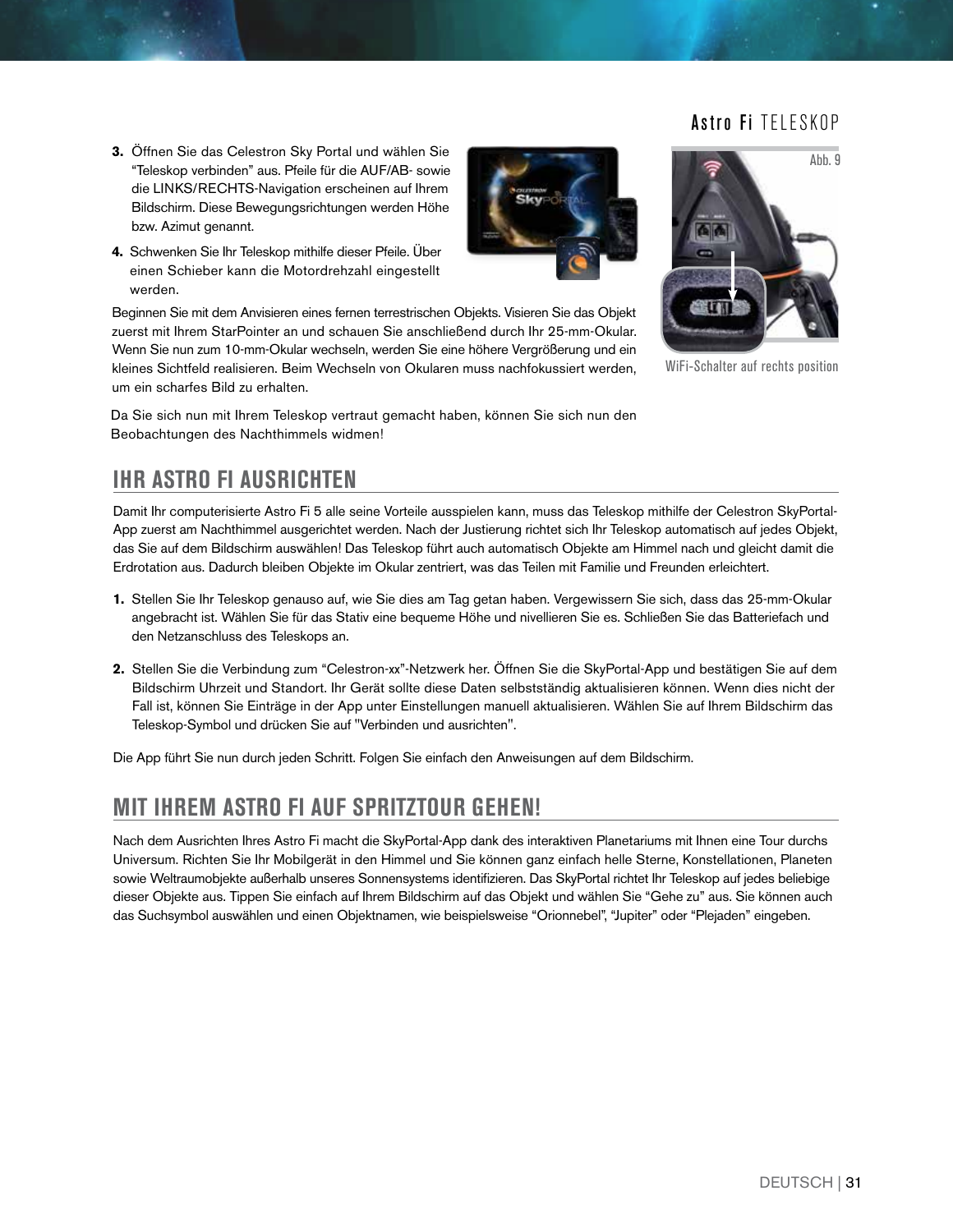3. Öffnen Sie das Celestron Sky Portal und wählen Sie "Teleskop verbinden" aus. Pfeile für die AUF/AB- sowie die LINKS/RECHTS-Navigation erscheinen auf Ihrem Bildschirm. Diese Bewegungsrichtungen werden Höhe bzw. Azimut genannt.
4. Schwenken Sie Ihr Teleskop mithilfe dieser Pfeile. Über einen Schieber kann die Motordrehzahl eingestellt werden.

Beginnen Sie mit dem Anvisieren eines fernen terrestrischen Objekts. Visieren Sie das Objekt zuerst mit Ihrem StarPointer an und schauen Sie anschließend durch Ihr 25-mm-Okular. Wenn Sie nun zum 10-mm-Okular wechseln, werden Sie eine höhere Vergrößerung und ein kleines Sichtfeld realisieren. Beim Wechseln von Okularen muss nachfokussiert werden, um ein scharfes Bild zu erhalten.

Da Sie sich nun mit Ihrem Teleskop vertraut gemacht haben, können Sie sich nun den Beobachtungen des Nachthimmels widmen!

Abb. 9

WiFi-Schalter auf rechts position

## IHR ASTRO FI AUSRICHTEN

Damit Ihr computerisierte Astro Fi 5 alle seine Vorteile ausspielen kann, muss das Teleskop mithilfe der Celestron SkyPortal-App zuerst am Nachthimmel ausgerichtet werden. Nach der Justierung richtet sich Ihr Teleskop automatisch auf jedes Objekt, das Sie auf dem Bildschirm auswählen! Das Teleskop führt auch automatisch Objekte am Himmel nach und gleicht damit die Erdrotation aus. Dadurch bleiben Objekte im Okular zentriert, was das Teilen mit Familie und Freunden erleichtert.

1. Stellen Sie Ihr Teleskop genauso auf, wie Sie dies am Tag getan haben. Vergewissern Sie sich, dass das 25-mm-Okular angebracht ist. Wählen Sie für das Stativ eine bequeme Höhe und nivellieren Sie es. Schließen Sie das Batteriefach und den Netzanschluss des Teleskops an.
2. Stellen Sie die Verbindung zum "Celestron-xx"-Netzwerk her. Öffnen Sie die SkyPortal-App und bestätigen Sie auf dem Bildschirm Uhrzeit und Standort. Ihr Gerät sollte diese Daten selbstständig aktualisieren können. Wenn dies nicht der Fall ist, können Sie Einträge in der App unter Einstellungen manuell aktualisieren. Wählen Sie auf Ihrem Bildschirm das Teleskop-Symbol und drücken Sie auf "Verbinden und ausrichten".

Die App führt Sie nun durch jeden Schritt. Folgen Sie einfach den Anweisungen auf dem Bildschirm.

## MIT IHREM ASTRO FI AUF SPRITZTOUR GEHEN!

Nach dem Ausrichten Ihres Astro Fi macht die SkyPortal-App dank des interaktiven Planetariums mit Ihnen eine Tour durchs Universum. Richten Sie Ihr Mobilgerät in den Himmel und Sie können ganz einfach helle Sterne, Konstellationen, Planeten sowie Weltraumobjekte außerhalb unseres Sonnensystems identifizieren. Das SkyPortal richtet Ihr Teleskop auf jedes beliebige dieser Objekte aus. Tippen Sie einfach auf Ihrem Bildschirm auf das Objekt und wählen Sie "Gehe zu" aus. Sie können auch das Suchsymbol auswählen und einen Objektnamen, wie beispielsweise "Orionnebel", "Jupiter" oder "Plejaden" eingeben.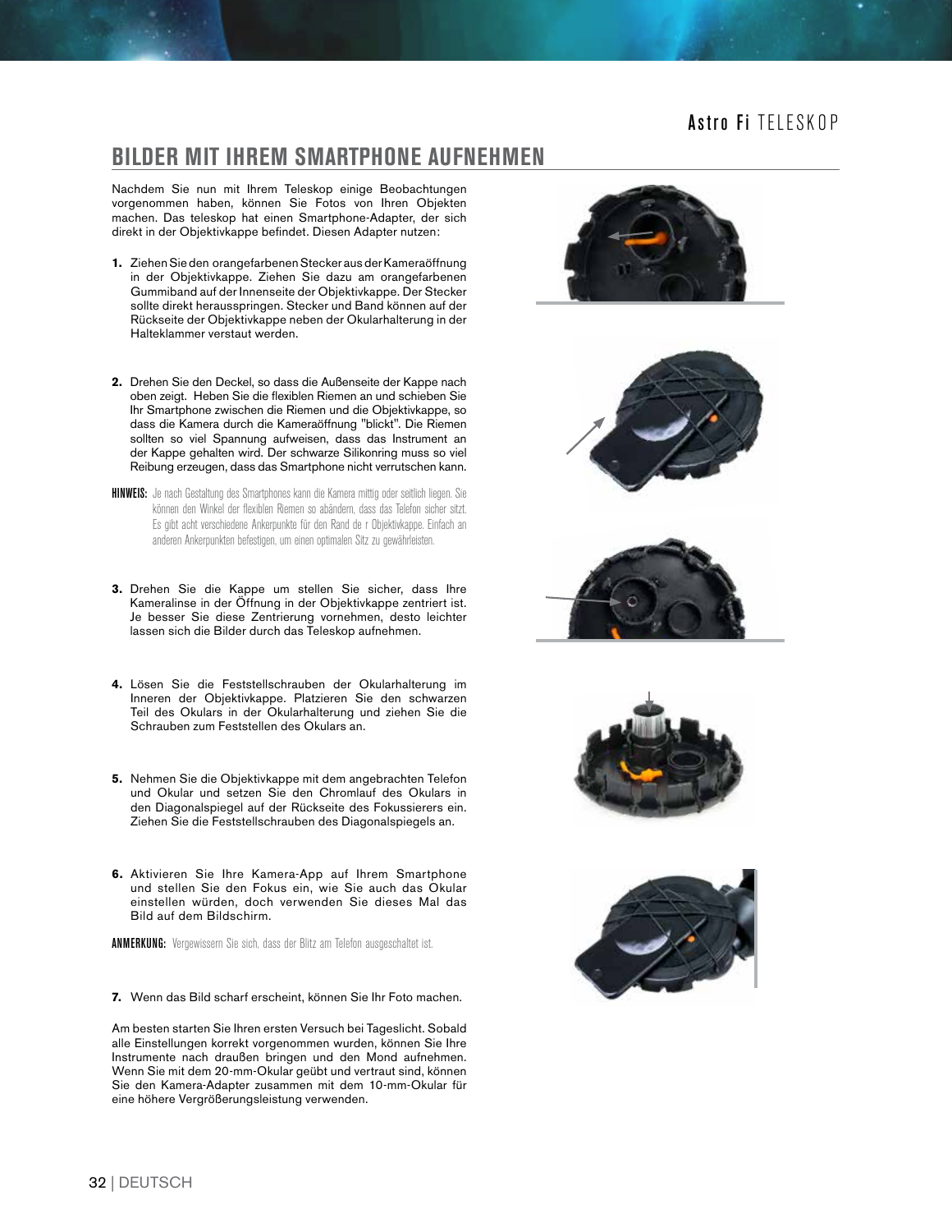## BILDER MIT IHREM SMARTPHONE AUFNEHMEN

Nachdem Sie nun mit Ihrem Teleskop einige Beobachtungen vorgenommen haben, können Sie Fotos von Ihren Objekten machen. Das teleskop hat einen Smartphone-Adapter, der sich direkt in der Objektivkappe befindet. Diesen Adapter nutzen:

1. Ziehen Sie den orangefarbenen Stecker aus der Kameraöffnung in der Objektivkappe. Ziehen Sie dazu am orangefarbenen Gummiband auf der Innenseite der Objektivkappe. Der Stecker sollte direkt herausspringen. Stecker und Band können auf der Rückseite der Objektivkappe neben der Okularhalterung in der Halteklammer verstaut werden.

2. Drehen Sie den Deckel, so dass die Außenseite der Kappe nach oben zeigt. Heben Sie die flexiblen Riemen an und schieben Sie Ihr Smartphone zwischen die Riemen und die Objektivkappe, so dass die Kamera durch die Kameraöffnung "blickt". Die Riemen sollten so viel Spannung aufweisen, dass das Instrument an der Kappe gehalten wird. Der schwarze Silikonring muss so viel Reibung erzeugen, dass das Smartphone nicht verrutschen kann.

**HINWEIS:** Je nach Gestaltung des Smartphones kann die Kamera mittig oder seitlich liegen. Sie können den Winkel der flexiblen Riemen so abändern, dass das Telefon sicher sitzt. Es gibt acht verschiedene Ankerpunkte für den Rand de r Objektivkappe. Einfach an anderen Ankerpunkten befestigen, um einen optimalen Sitz zu gewährleisten.

3. Drehen Sie die Kappe um stellen Sie sicher, dass Ihre Kameralinse in der Öffnung in der Objektivkappe zentriert ist. Je besser Sie diese Zentrierung vornehmen, desto leichter lassen sich die Bilder durch das Teleskop aufnehmen.

4. Lösen Sie die Feststellschrauben der Okularhalterung im Inneren der Objektivkappe. Platzieren Sie den schwarzen Teil des Okulars in der Okularhalterung und ziehen Sie die Schrauben zum Feststellen des Okulars an.

5. Nehmen Sie die Objektivkappe mit dem angebrachten Telefon und Okular und setzen Sie den Chromlauf des Okulars in den Diagonalspiegel auf der Rückseite des Fokussierers ein. Ziehen Sie die Feststellschrauben des Diagonalspiegels an.

6. Aktivieren Sie Ihre Kamera-App auf Ihrem Smartphone und stellen Sie den Fokus ein, wie Sie auch das Okular einstellen würden, doch verwenden Sie dieses Mal das Bild auf dem Bildschirm.

**ANMERKUNG:** Vergewissern Sie sich, dass der Blitz am Telefon ausgeschaltet ist.

7. Wenn das Bild scharf erscheint, können Sie Ihr Foto machen.

Am besten starten Sie Ihren ersten Versuch bei Tageslicht. Sobald alle Einstellungen korrekt vorgenommen wurden, können Sie Ihre Instrumente nach draußen bringen und den Mond aufnehmen. Wenn Sie mit dem 20-mm-Okular geübt und vertraut sind, können Sie den Kamera-Adapter zusammen mit dem 10-mm-Okular für eine höhere Vergrößerungsleistung verwenden.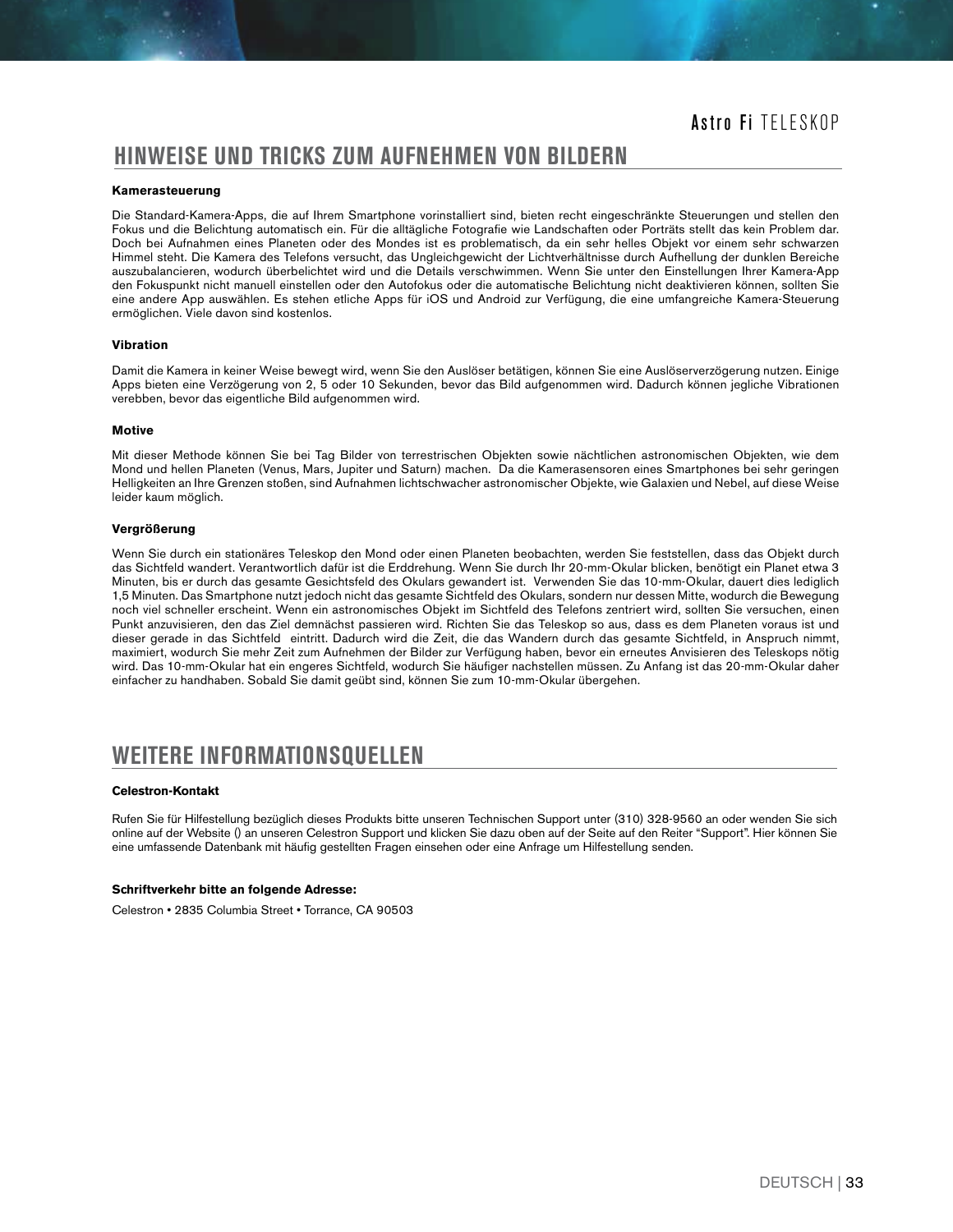## HINWEISE UND TRICKS ZUM AUFNEHMEN VON BILDERN

**Kamerasteuerung**

Die Standard-Kamera-Apps, die auf Ihrem Smartphone vorinstalliert sind, bieten recht eingeschränkte Steuerungen und stellen den Fokus und die Belichtung automatisch ein. Für die alltägliche Fotografie wie Landschaften oder Porträts stellt das kein Problem dar. Doch bei Aufnahmen eines Planeten oder des Mondes ist es problematisch, da ein sehr helles Objekt vor einem sehr schwarzen Himmel steht. Die Kamera des Telefons versucht, das Ungleichgewicht der Lichtverhältnisse durch Aufhellung der dunklen Bereiche auszubalancieren, wodurch überbelichtet wird und die Details verschwimmen. Wenn Sie unter den Einstellungen Ihrer Kamera-App den Fokuspunkt nicht manuell einstellen oder den Autofokus oder die automatische Belichtung nicht deaktivieren können, sollten Sie eine andere App auswählen. Es stehen etliche Apps für iOS und Android zur Verfügung, die eine umfangreiche Kamera-Steuerung ermöglichen. Viele davon sind kostenlos.

**Vibration**

Damit die Kamera in keiner Weise bewegt wird, wenn Sie den Auslöser betätigen, können Sie eine Auslöserverzögerung nutzen. Einige Apps bieten eine Verzögerung von 2, 5 oder 10 Sekunden, bevor das Bild aufgenommen wird. Dadurch können jegliche Vibrationen verebben, bevor das eigentliche Bild aufgenommen wird.

**Motive**

Mit dieser Methode können Sie bei Tag Bilder von terrestrischen Objekten sowie nächtlichen astronomischen Objekten, wie dem Mond und hellen Planeten (Venus, Mars, Jupiter und Saturn) machen. Da die Kamerasensoren eines Smartphones bei sehr geringen Helligkeiten an Ihre Grenzen stoßen, sind Aufnahmen lichtschwacher astronomischer Objekte, wie Galaxien und Nebel, auf diese Weise leider kaum möglich.

**Vergrößerung**

Wenn Sie durch ein stationäres Teleskop den Mond oder einen Planeten beobachten, werden Sie feststellen, dass das Objekt durch das Sichtfeld wandert. Verantwortlich dafür ist die Erddrehung. Wenn Sie durch Ihr 20-mm-Okular blicken, benötigt ein Planet etwa 3 Minuten, bis er durch das gesamte Gesichtsfeld des Okulars gewandert ist. Verwenden Sie das 10-mm-Okular, dauert dies lediglich 1,5 Minuten. Das Smartphone nutzt jedoch nicht das gesamte Sichtfeld des Okulars, sondern nur dessen Mitte, wodurch die Bewegung noch viel schneller erscheint. Wenn ein astronomisches Objekt im Sichtfeld des Telefons zentriert wird, sollten Sie versuchen, einen Punkt anzuvisieren, den das Ziel demnächst passieren wird. Richten Sie das Teleskop so aus, dass es dem Planeten voraus ist und dieser gerade in das Sichtfeld eintritt. Dadurch wird die Zeit, die das Wandern durch das gesamte Sichtfeld, in Anspruch nimmt, maximiert, wodurch Sie mehr Zeit zum Aufnehmen der Bilder zur Verfügung haben, bevor ein erneutes Anvisieren des Teleskops nötig wird. Das 10-mm-Okular hat ein engeres Sichtfeld, wodurch Sie häufiger nachstellen müssen. Zu Anfang ist das 20-mm-Okular daher einfacher zu handhaben. Sobald Sie damit geübt sind, können Sie zum 10-mm-Okular übergehen.

## WEITERE INFORMATIONSQUELLEN

**Celestron-Kontakt**

Rufen Sie für Hilfestellung bezüglich dieses Produkts bitte unseren Technischen Support unter (310) 328-9560 an oder wenden Sie sich online auf der Website () an unseren Celestron Support und klicken Sie dazu oben auf der Seite auf den Reiter “Support”. Hier können Sie eine umfassende Datenbank mit häufig gestellten Fragen einsehen oder eine Anfrage um Hilfestellung senden.

**Schriftverkehr bitte an folgende Adresse:**

Celestron • 2835 Columbia Street • Torrance, CA 90503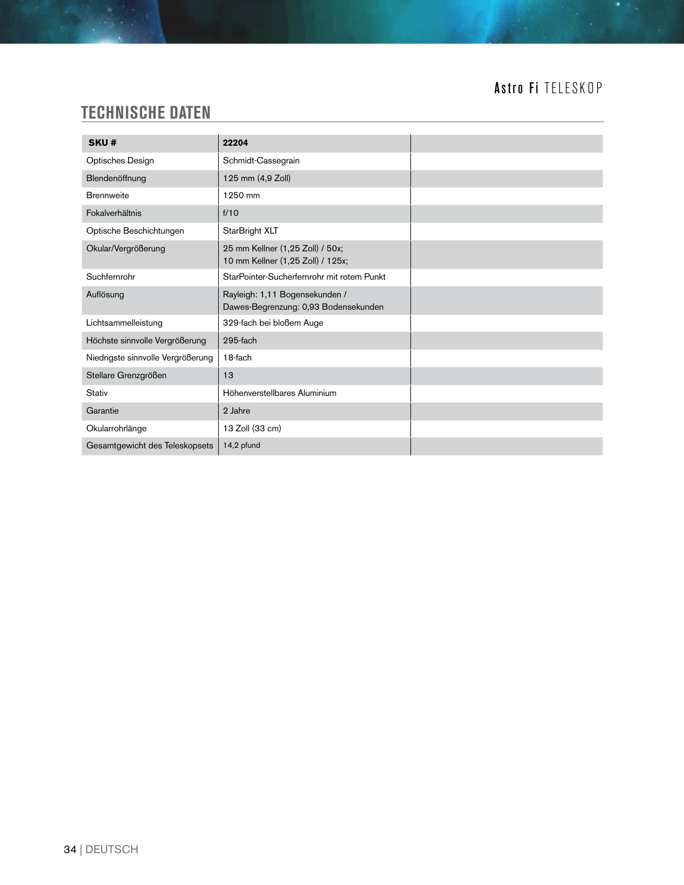## TECHNISCHE DATEN

| SKU # | 22204 | |
|---|---|---|
| Optisches Design | Schmidt-Cassegrain | |
| Blendenöffnung | 125 mm (4,9 Zoll) | |
| Brennweite | 1250 mm | |
| Fokalverhältnis | f/10 | |
| Optische Beschichtungen | StarBright XLT | |
| Okular/Vergrößerung | 25 mm Kellner (1,25 Zoll) / 50x;<br>10 mm Kellner (1,25 Zoll) / 125x; | |
| Suchfernrohr | StarPointer-Sucherfernrohr mit rotem Punkt | |
| Auflösung | Rayleigh: 1,11 Bogensekunden /<br>Dawes-Begrenzung: 0,93 Bodensekunden | |
| Lichtsammelleistung | 329-fach bei bloßem Auge | |
| Höchste sinnvolle Vergrößerung | 295-fach | |
| Niedrigste sinnvolle Vergrößerung | 18-fach | |
| Stellare Grenzgrößen | 13 | |
| Stativ | Höhenverstellbares Aluminium | |
| Garantie | 2 Jahre | |
| Okularrohrlänge | 13 Zoll (33 cm) | |
| Gesamtgewicht des Teleskopsets | 14,2 pfund | |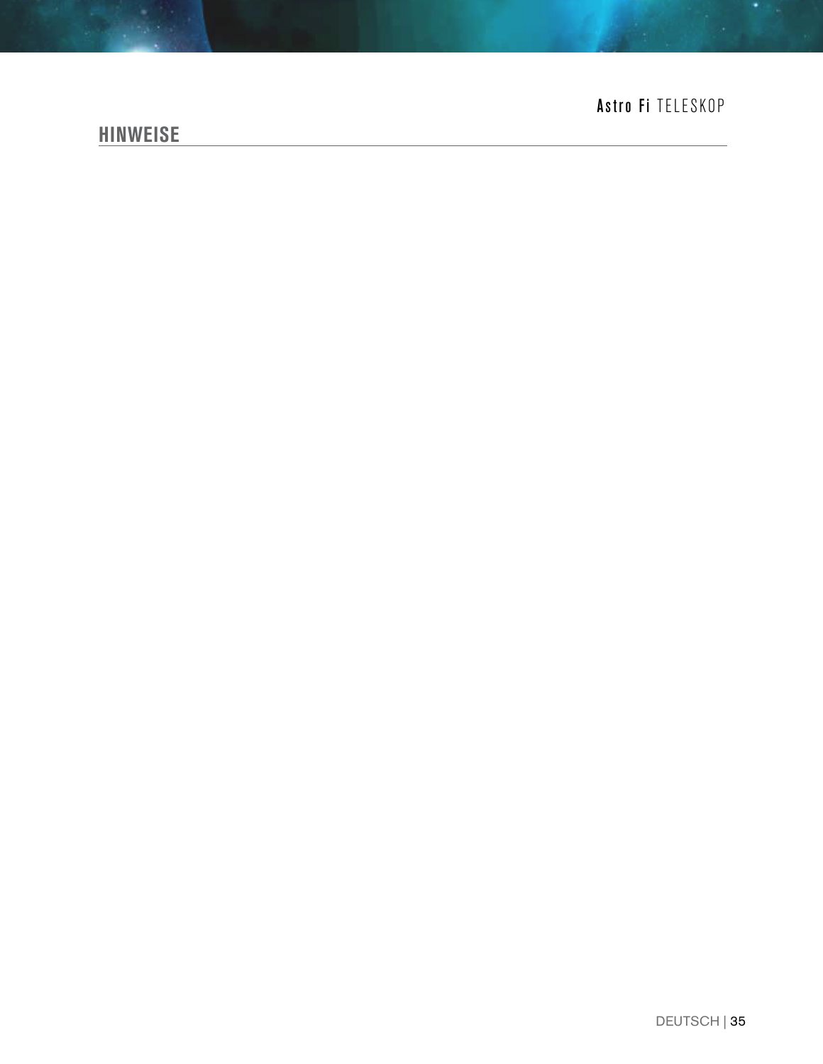## HINWEISE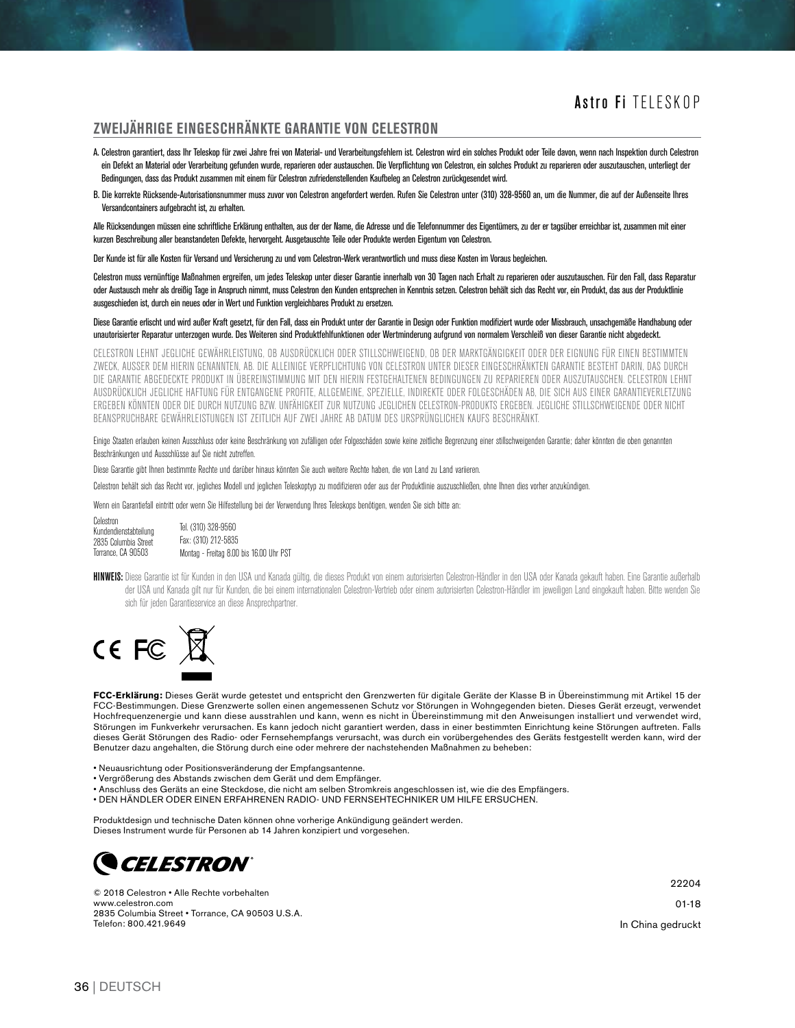## ZWEIJÄHRIGE EINGESCHRÄNKTE GARANTIE VON CELESTRON

A. Celestron garantiert, dass Ihr Teleskop für zwei Jahre frei von Material- und Verarbeitungsfehlern ist. Celestron wird ein solches Produkt oder Teile davon, wenn nach Inspektion durch Celestron ein Defekt an Material oder Verarbeitung gefunden wurde, reparieren oder austauschen. Die Verpflichtung von Celestron, ein solches Produkt zu reparieren oder auszutauschen, unterliegt der Bedingungen, dass das Produkt zusammen mit einem für Celestron zufriedenstellenden Kaufbeleg an Celestron zurückgesendet wird.

B. Die korrekte Rücksende-Autorisationsnummer muss zuvor von Celestron angefordert werden. Rufen Sie Celestron unter (310) 328-9560 an, um die Nummer, die auf der Außenseite Ihres Versandcontainers aufgebracht ist, zu erhalten.

Alle Rücksendungen müssen eine schriftliche Erklärung enthalten, aus der der Name, die Adresse und die Telefonnummer des Eigentümers, zu der er tagsüber erreichbar ist, zusammen mit einer kurzen Beschreibung aller beanstandeten Defekte, hervorgeht. Ausgetauschte Teile oder Produkte werden Eigentum von Celestron.

Der Kunde ist für alle Kosten für Versand und Versicherung zu und vom Celestron-Werk verantwortlich und muss diese Kosten im Voraus begleichen.

Celestron muss vernünftige Maßnahmen ergreifen, um jedes Teleskop unter dieser Garantie innerhalb von 30 Tagen nach Erhalt zu reparieren oder auszutauschen. Für den Fall, dass Reparatur oder Austausch mehr als dreißig Tage in Anspruch nimmt, muss Celestron den Kunden entsprechen in Kenntnis setzen. Celestron behält sich das Recht vor, ein Produkt, das aus der Produktlinie ausgeschieden ist, durch ein neues oder in Wert und Funktion vergleichbares Produkt zu ersetzen.

Diese Garantie erlischt und wird außer Kraft gesetzt, für den Fall, dass ein Produkt unter der Garantie in Design oder Funktion modifiziert wurde oder Missbrauch, unsachgemäße Handhabung oder unautorisierter Reparatur unterzogen wurde. Des Weiteren sind Produktfehlfunktionen oder Wertminderung aufgrund von normalem Verschleiß von dieser Garantie nicht abgedeckt.

CELESTRON LEHNT JEGLICHE GEWÄHRLEISTUNG, OB AUSDRÜCKLICH ODER STILLSCHWEIGEND, OB DER MARKTGÄNGIGKEIT ODER DER EIGNUNG FÜR EINEN BESTIMMTEN ZWECK, AUSSER DEM HIERIN GENANNTEN, AB. DIE ALLEINIGE VERPFLICHTUNG VON CELESTRON UNTER DIESER EINGESCHRÄNKTEN GARANTIE BESTEHT DARIN, DAS DURCH DIE GARANTIE ABGEDECKTE PRODUKT IN ÜBEREINSTIMMUNG MIT DEN HIERIN FESTGEHALTENEN BEDINGUNGEN ZU REPARIEREN ODER AUSZUTAUSCHEN. CELESTRON LEHNT AUSDRÜCKLICH JEGLICHE HAFTUNG FÜR ENTGANGENE PROFITE, ALLGEMEINE, SPEZIELLE, INDIREKTE ODER FOLGESCHÄDEN AB, DIE SICH AUS EINER GARANTIEVERLETZUNG ERGEBEN KÖNNTEN ODER DIE DURCH NUTZUNG BZW. UNFÄHIGKEIT ZUR NUTZUNG JEGLICHEN CELESTRON-PRODUKTS ERGEBEN. JEGLICHE STILLSCHWEIGENDE ODER NICHT BEANSPRUCHBARE GEWÄHRLEISTUNGEN IST ZEITLICH AUF ZWEI JAHRE AB DATUM DES URSPRÜNGLICHEN KAUFS BESCHRÄNKT.

Einige Staaten erlauben keinen Ausschluss oder keine Beschränkung von zufälligen oder Folgeschäden sowie keine zeitliche Begrenzung einer stillschweigenden Garantie; daher könnten die oben genannten Beschränkungen und Ausschlüsse auf Sie nicht zutreffen.

Diese Garantie gibt Ihnen bestimmte Rechte und darüber hinaus könnten Sie auch weitere Rechte haben, die von Land zu Land variieren.

Celestron behält sich das Recht vor, jegliches Modell und jeglichen Teleskoptyp zu modifizieren oder aus der Produktlinie auszuschließen, ohne Ihnen dies vorher anzukündigen.

Wenn ein Garantiefall eintritt oder wenn Sie Hilfestellung bei der Verwendung Ihres Teleskops benötigen, wenden Sie sich bitte an:

Celestron  
Kundendienstabteilung  
2835 Columbia Street  
Torrance, CA 90503

Tel. (310) 328-9560  
Fax: (310) 212-5835  
Montag - Freitag 8.00 bis 16.00 Uhr PST

**HINWEIS:** Diese Garantie ist für Kunden in den USA und Kanada gültig, die dieses Produkt von einem autorisierten Celestron-Händler in den USA oder Kanada gekauft haben. Eine Garantie außerhalb der USA und Kanada gilt nur für Kunden, die bei einem internationalen Celestron-Vertrieb oder einem autorisierten Celestron-Händler im jeweiligen Land eingekauft haben. Bitte wenden Sie sich für jeden Garantieservice an diese Ansprechpartner.

CE FC

**FCC-Erklärung:** Dieses Gerät wurde getestet und entspricht den Grenzwerten für digitale Geräte der Klasse B in Übereinstimmung mit Artikel 15 der FCC-Bestimmungen. Diese Grenzwerte sollen einen angemessenen Schutz vor Störungen in Wohngegenden bieten. Dieses Gerät erzeugt, verwendet Hochfrequenzenergie und kann diese ausstrahlen und kann, wenn es nicht in Übereinstimmung mit den Anweisungen installiert und verwendet wird, Störungen im Funkverkehr verursachen. Es kann jedoch nicht garantiert werden, dass in einer bestimmten Einrichtung keine Störungen auftreten. Falls dieses Gerät Störungen des Radio- oder Fernsehempfangs verursacht, was durch ein vorübergehendes des Geräts festgestellt werden kann, wird der Benutzer dazu angehalten, die Störung durch eine oder mehrere der nachstehenden Maßnahmen zu beheben:

- Neuausrichtung oder Positionsveränderung der Empfangsantenne.
- Vergrößerung des Abstands zwischen dem Gerät und dem Empfänger.
- Anschluss des Geräts an eine Steckdose, die nicht am selben Stromkreis angeschlossen ist, wie die des Empfängers.
- DEN HÄNDLER ODER EINEN ERFAHRENEN RADIO- UND FERNSEHTECHNIKER UM HILFE ERSUCHEN.

Produktdesign und technische Daten können ohne vorherige Ankündigung geändert werden.  
Dieses Instrument wurde für Personen ab 14 Jahren konzipiert und vorgesehen.

CELESTRON

© 2018 Celestron • Alle Rechte vorbehalten  
www.celestron.com  
2835 Columbia Street • Torrance, CA 90503 U.S.A.  
Telefon: 800.421.9649

22204

01-18

In China gedruckt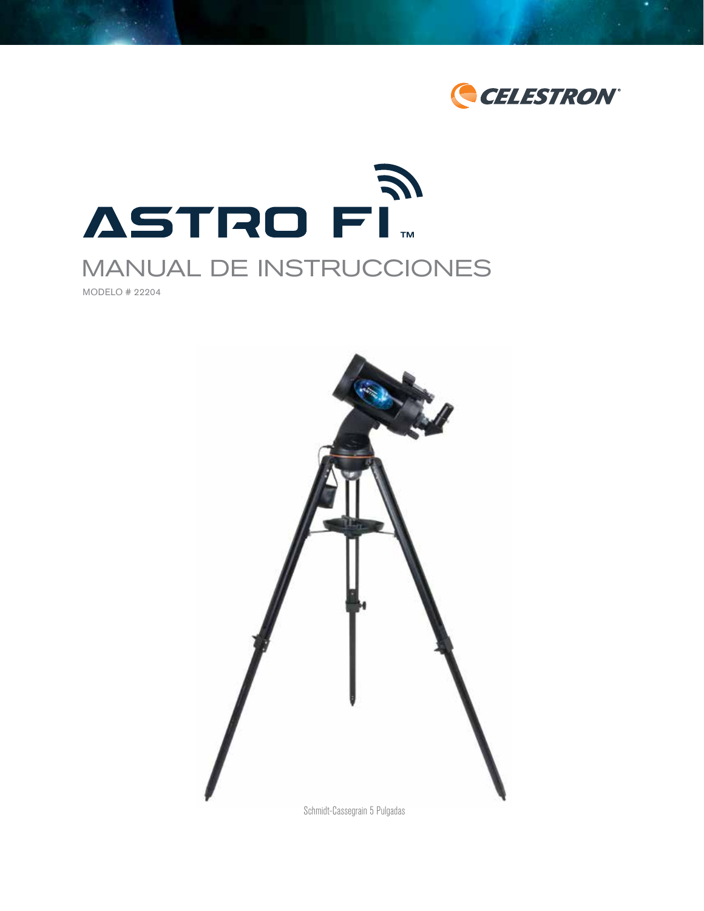CELESTRON

# ASTRO FI™

## MANUAL DE INSTRUCCIONES

MODELO # 22204

Schmidt-Cassegrain 5 Pulgadas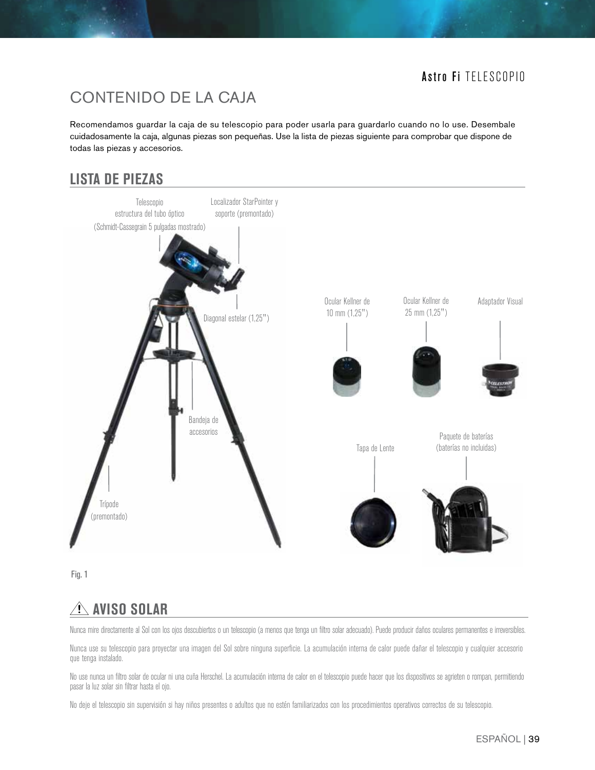# CONTENIDO DE LA CAJA

Recomendamos guardar la caja de su telescopio para poder usarla para guardarlo cuando no lo use. Desembale cuidadosamente la caja, algunas piezas son pequeñas. Use la lista de piezas siguiente para comprobar que dispone de todas las piezas y accesorios.

## LISTA DE PIEZAS

Telescopio estructura del tubo óptico (Schmidt-Cassegrain 5 pulgadas mostrado)

Localizador StarPointer y soporte (premontado)

Diagonal estelar (1,25")

Bandeja de accesorios

Trípode (premontado)

Ocular Kellner de 10 mm (1,25")

Ocular Kellner de 25 mm (1,25")

Adaptador Visual

Tapa de Lente

Paquete de baterías (baterías no incluidas)

Fig. 1

## ⚠ AVISO SOLAR

Nunca mire directamente al Sol con los ojos descubiertos o un telescopio (a menos que tenga un filtro solar adecuado). Puede producir daños oculares permanentes e irreversibles.

Nunca use su telescopio para proyectar una imagen del Sol sobre ninguna superficie. La acumulación interna de calor puede dañar el telescopio y cualquier accesorio que tenga instalado.

No use nunca un filtro solar de ocular ni una cuña Herschel. La acumulación interna de calor en el telescopio puede hacer que los dispositivos se agrieten o rompan, permitiendo pasar la luz solar sin filtrar hasta el ojo.

No deje el telescopio sin supervisión si hay niños presentes o adultos que no estén familiarizados con los procedimientos operativos correctos de su telescopio.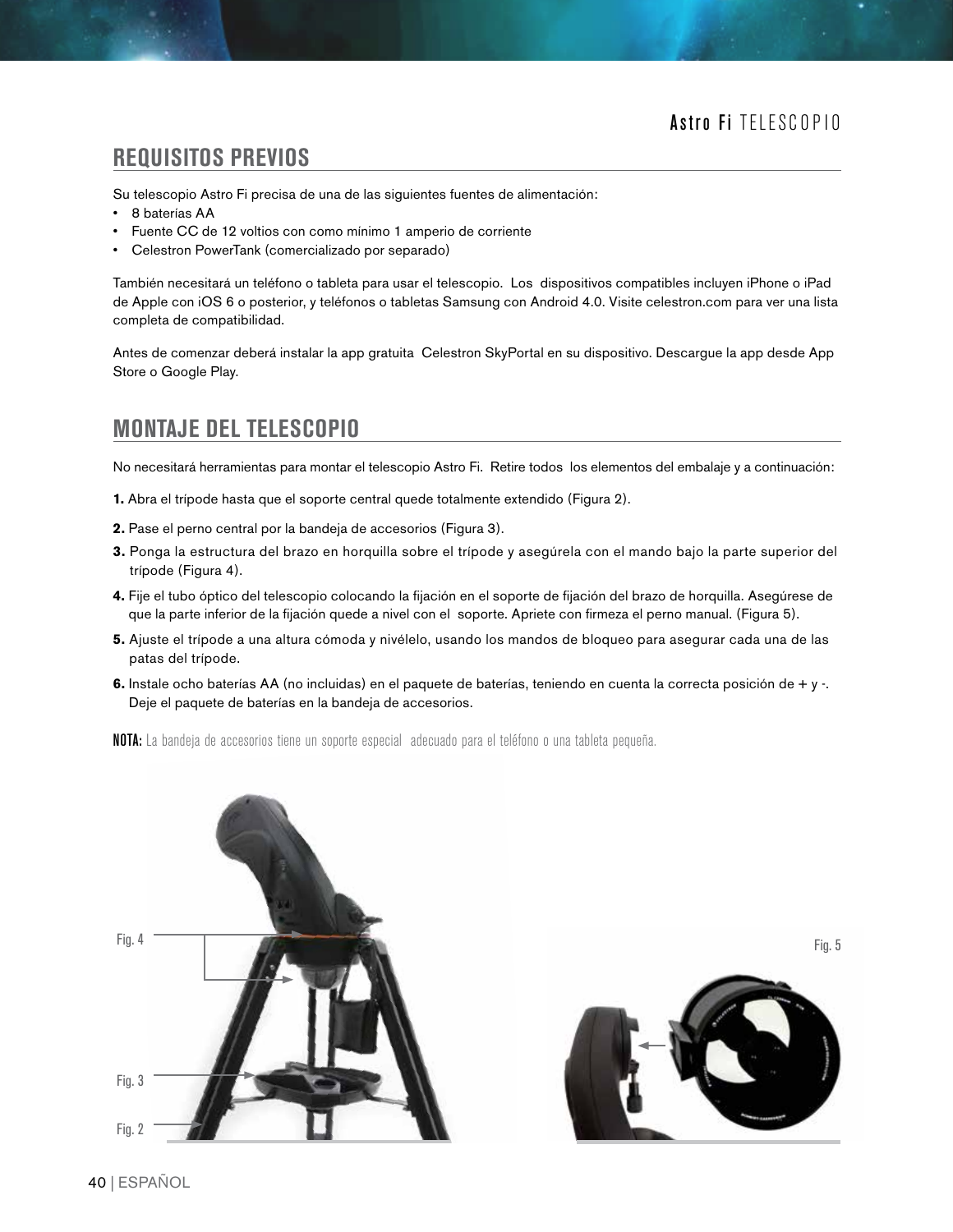## REQUISITOS PREVIOS

Su telescopio Astro Fi precisa de una de las siguientes fuentes de alimentación:

- 8 baterías AA
- Fuente CC de 12 voltios con como mínimo 1 amperio de corriente
- Celestron PowerTank (comercializado por separado)

También necesitará un teléfono o tableta para usar el telescopio. Los dispositivos compatibles incluyen iPhone o iPad de Apple con iOS 6 o posterior, y teléfonos o tabletas Samsung con Android 4.0. Visite celestron.com para ver una lista completa de compatibilidad.

Antes de comenzar deberá instalar la app gratuita Celestron SkyPortal en su dispositivo. Descargue la app desde App Store o Google Play.

## MONTAJE DEL TELESCOPIO

No necesitará herramientas para montar el telescopio Astro Fi. Retire todos los elementos del embalaje y a continuación:

**1.** Abra el trípode hasta que el soporte central quede totalmente extendido (Figura 2).

**2.** Pase el perno central por la bandeja de accesorios (Figura 3).

**3.** Ponga la estructura del brazo en horquilla sobre el trípode y asegúrela con el mando bajo la parte superior del trípode (Figura 4).

**4.** Fije el tubo óptico del telescopio colocando la fijación en el soporte de fijación del brazo de horquilla. Asegúrese de que la parte inferior de la fijación quede a nivel con el soporte. Apriete con firmeza el perno manual. (Figura 5).

**5.** Ajuste el trípode a una altura cómoda y nivélelo, usando los mandos de bloqueo para asegurar cada una de las patas del trípode.

**6.** Instale ocho baterías AA (no incluidas) en el paquete de baterías, teniendo en cuenta la correcta posición de + y -. Deje el paquete de baterías en la bandeja de accesorios.

**NOTA:** La bandeja de accesorios tiene un soporte especial adecuado para el teléfono o una tableta pequeña.

Fig. 4

Fig. 3

Fig. 2

Fig. 5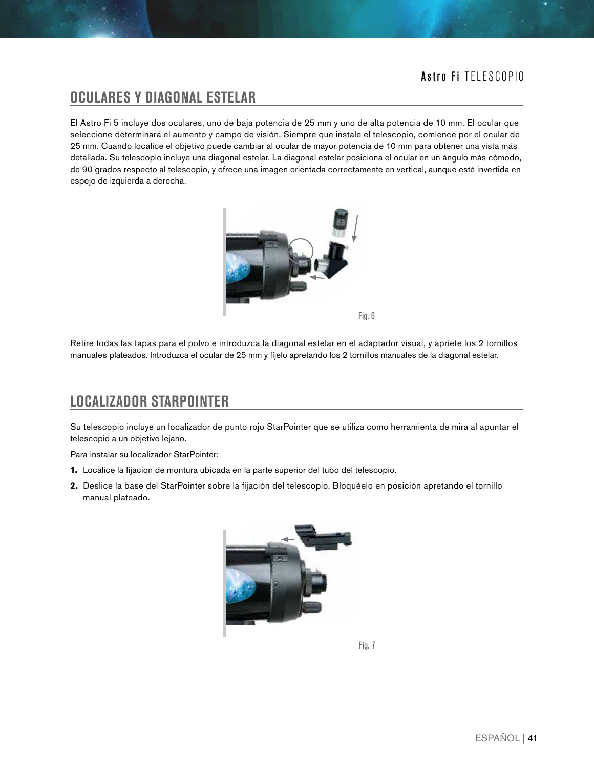## OCULARES Y DIAGONAL ESTELAR

El Astro Fi 5 incluye dos oculares, uno de baja potencia de 25 mm y uno de alta potencia de 10 mm. El ocular que seleccione determinará el aumento y campo de visión. Siempre que instale el telescopio, comience por el ocular de 25 mm. Cuando localice el objetivo puede cambiar al ocular de mayor potencia de 10 mm para obtener una vista más detallada. Su telescopio incluye una diagonal estelar. La diagonal estelar posiciona el ocular en un ángulo más cómodo, de 90 grados respecto al telescopio, y ofrece una imagen orientada correctamente en vertical, aunque esté invertida en espejo de izquierda a derecha.

Fig. 6

Retire todas las tapas para el polvo e introduzca la diagonal estelar en el adaptador visual, y apriete los 2 tornillos manuales plateados. Introduzca el ocular de 25 mm y fíjelo apretando los 2 tornillos manuales de la diagonal estelar.

## LOCALIZADOR STARPOINTER

Su telescopio incluye un localizador de punto rojo StarPointer que se utiliza como herramienta de mira al apuntar el telescopio a un objetivo lejano.

Para instalar su localizador StarPointer:

1. Localice la fijacion de montura ubicada en la parte superior del tubo del telescopio.
2. Deslice la base del StarPointer sobre la fijación del telescopio. Bloquéelo en posición apretando el tornillo manual plateado.

Fig. 7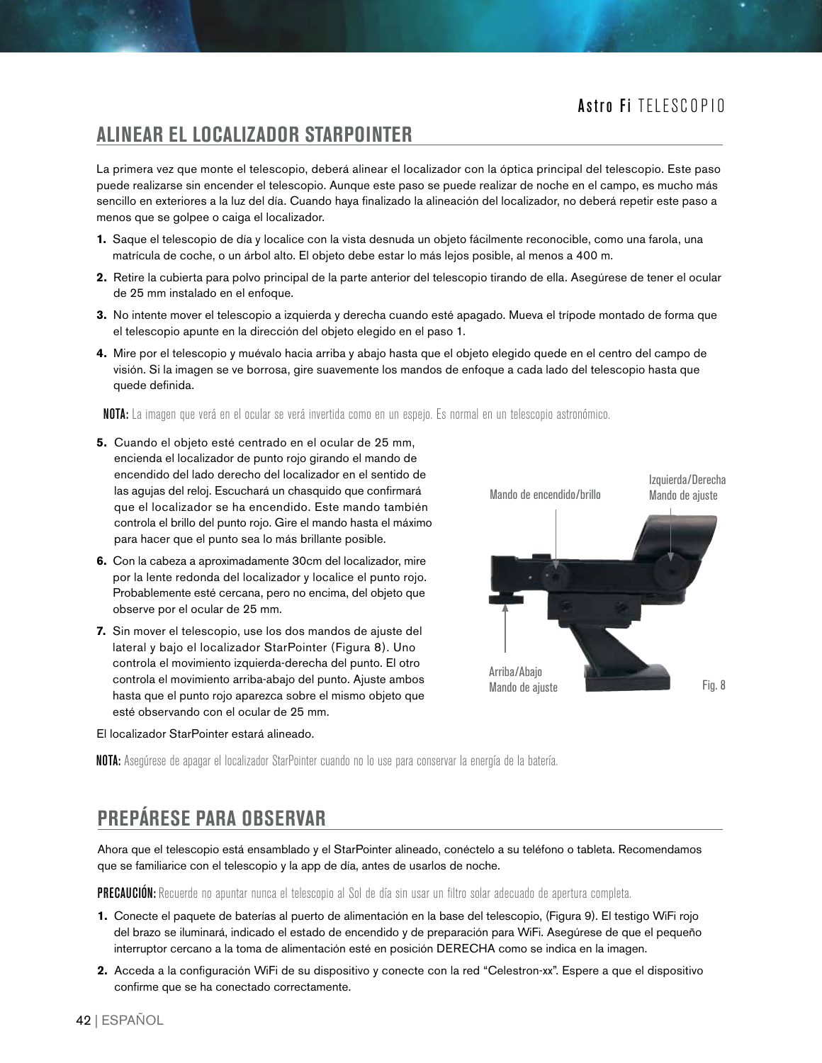## ALINEAR EL LOCALIZADOR STARPOINTER

La primera vez que monte el telescopio, deberá alinear el localizador con la óptica principal del telescopio. Este paso puede realizarse sin encender el telescopio. Aunque este paso se puede realizar de noche en el campo, es mucho más sencillo en exteriores a la luz del día. Cuando haya finalizado la alineación del localizador, no deberá repetir este paso a menos que se golpee o caiga el localizador.

1. Saque el telescopio de día y localice con la vista desnuda un objeto fácilmente reconocible, como una farola, una matrícula de coche, o un árbol alto. El objeto debe estar lo más lejos posible, al menos a 400 m.
2. Retire la cubierta para polvo principal de la parte anterior del telescopio tirando de ella. Asegúrese de tener el ocular de 25 mm instalado en el enfoque.
3. No intente mover el telescopio a izquierda y derecha cuando esté apagado. Mueva el trípode montado de forma que el telescopio apunte en la dirección del objeto elegido en el paso 1.
4. Mire por el telescopio y muévalo hacia arriba y abajo hasta que el objeto elegido quede en el centro del campo de visión. Si la imagen se ve borrosa, gire suavemente los mandos de enfoque a cada lado del telescopio hasta que quede definida.

**NOTA:** La imagen que verá en el ocular se verá invertida como en un espejo. Es normal en un telescopio astronómico.

5. Cuando el objeto esté centrado en el ocular de 25 mm, encienda el localizador de punto rojo girando el mando de encendido del lado derecho del localizador en el sentido de las agujas del reloj. Escuchará un chasquido que confirmará que el localizador se ha encendido. Este mando también controla el brillo del punto rojo. Gire el mando hasta el máximo para hacer que el punto sea lo más brillante posible.
6. Con la cabeza a aproximadamente 30cm del localizador, mire por la lente redonda del localizador y localice el punto rojo. Probablemente esté cercana, pero no encima, del objeto que observe por el ocular de 25 mm.
7. Sin mover el telescopio, use los dos mandos de ajuste del lateral y bajo el localizador StarPointer (Figura 8). Uno controla el movimiento izquierda-derecha del punto. El otro controla el movimiento arriba-abajo del punto. Ajuste ambos hasta que el punto rojo aparezca sobre el mismo objeto que esté observando con el ocular de 25 mm.

El localizador StarPointer estará alineado.

Mando de encendido/brillo

Izquierda/Derecha Mando de ajuste

Arriba/Abajo Mando de ajuste

Fig. 8

**NOTA:** Asegúrese de apagar el localizador StarPointer cuando no lo use para conservar la energía de la batería.

## PREPÁRESE PARA OBSERVAR

Ahora que el telescopio está ensamblado y el StarPointer alineado, conéctelo a su teléfono o tableta. Recomendamos que se familiarice con el telescopio y la app de día, antes de usarlos de noche.

**PRECAUCIÓN:** Recuerde no apuntar nunca el telescopio al Sol de día sin usar un filtro solar adecuado de apertura completa.

1. Conecte el paquete de baterías al puerto de alimentación en la base del telescopio, (Figura 9). El testigo WiFi rojo del brazo se iluminará, indicado el estado de encendido y de preparación para WiFi. Asegúrese de que el pequeño interruptor cercano a la toma de alimentación esté en posición DERECHA como se indica en la imagen.
2. Acceda a la configuración WiFi de su dispositivo y conecte con la red "Celestron-xx". Espere a que el dispositivo confirme que se ha conectado correctamente.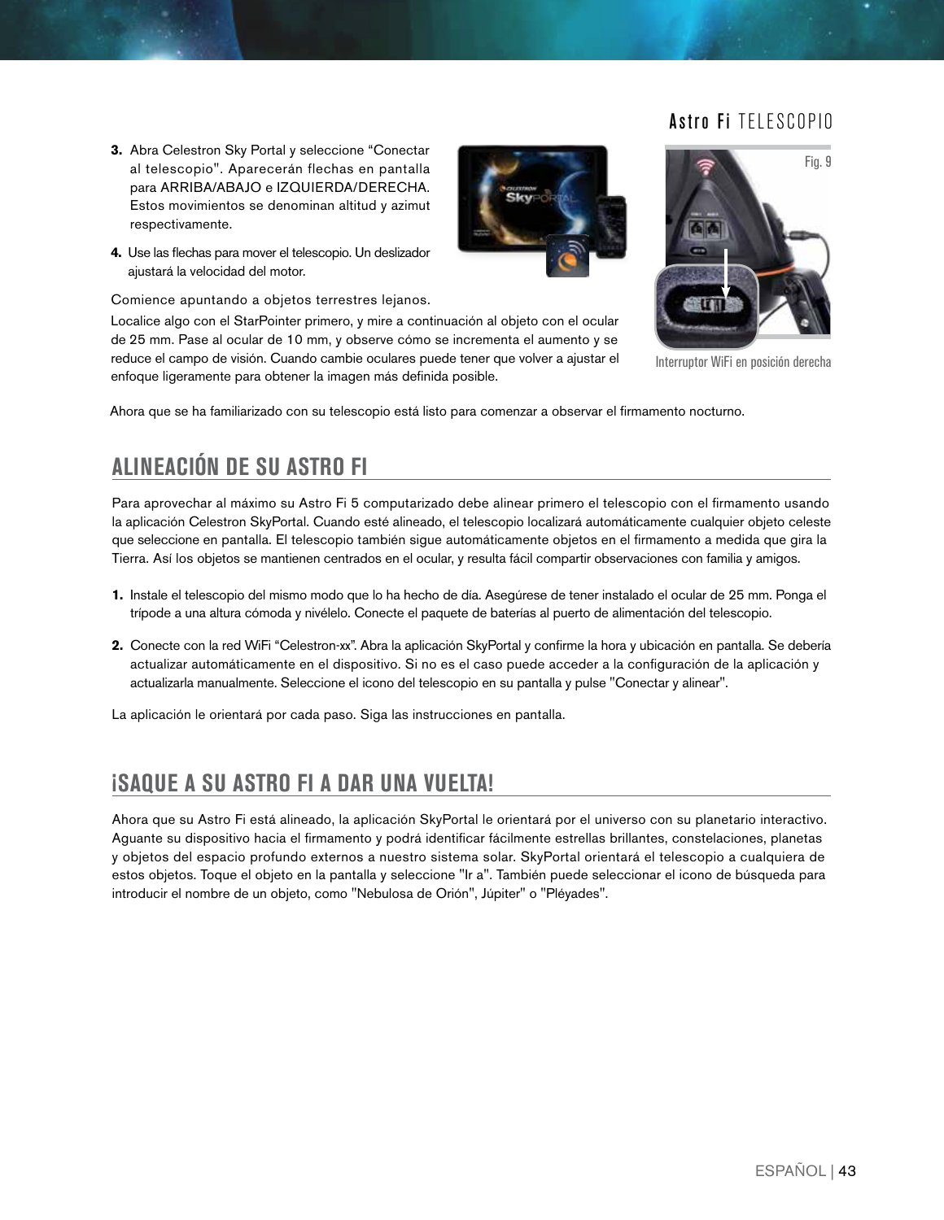3. Abra Celestron Sky Portal y seleccione “Conectar al telescopio". Aparecerán flechas en pantalla para ARRIBA/ABAJO e IZQUIERDA/DERECHA. Estos movimientos se denominan altitud y azimut respectivamente.

4. Use las flechas para mover el telescopio. Un deslizador ajustará la velocidad del motor.

Comience apuntando a objetos terrestres lejanos. Localice algo con el StarPointer primero, y mire a continuación al objeto con el ocular de 25 mm. Pase al ocular de 10 mm, y observe cómo se incrementa el aumento y se reduce el campo de visión. Cuando cambie oculares puede tener que volver a ajustar el enfoque ligeramente para obtener la imagen más definida posible.

Fig. 9

Interruptor WiFi en posición derecha

Ahora que se ha familiarizado con su telescopio está listo para comenzar a observar el firmamento nocturno.

## ALINEACIÓN DE SU ASTRO FI

Para aprovechar al máximo su Astro Fi 5 computarizado debe alinear primero el telescopio con el firmamento usando la aplicación Celestron SkyPortal. Cuando esté alineado, el telescopio localizará automáticamente cualquier objeto celeste que seleccione en pantalla. El telescopio también sigue automáticamente objetos en el firmamento a medida que gira la Tierra. Así los objetos se mantienen centrados en el ocular, y resulta fácil compartir observaciones con familia y amigos.

1. Instale el telescopio del mismo modo que lo ha hecho de día. Asegúrese de tener instalado el ocular de 25 mm. Ponga el trípode a una altura cómoda y nivélelo. Conecte el paquete de baterías al puerto de alimentación del telescopio.

2. Conecte con la red WiFi “Celestron-xx”. Abra la aplicación SkyPortal y confirme la hora y ubicación en pantalla. Se debería actualizar automáticamente en el dispositivo. Si no es el caso puede acceder a la configuración de la aplicación y actualizarla manualmente. Seleccione el icono del telescopio en su pantalla y pulse "Conectar y alinear".

La aplicación le orientará por cada paso. Siga las instrucciones en pantalla.

## ¡SAQUE A SU ASTRO FI A DAR UNA VUELTA!

Ahora que su Astro Fi está alineado, la aplicación SkyPortal le orientará por el universo con su planetario interactivo. Aguante su dispositivo hacia el firmamento y podrá identificar fácilmente estrellas brillantes, constelaciones, planetas y objetos del espacio profundo externos a nuestro sistema solar. SkyPortal orientará el telescopio a cualquiera de estos objetos. Toque el objeto en la pantalla y seleccione "Ir a". También puede seleccionar el icono de búsqueda para introducir el nombre de un objeto, como "Nebulosa de Orión", Júpiter" o "Pléyades".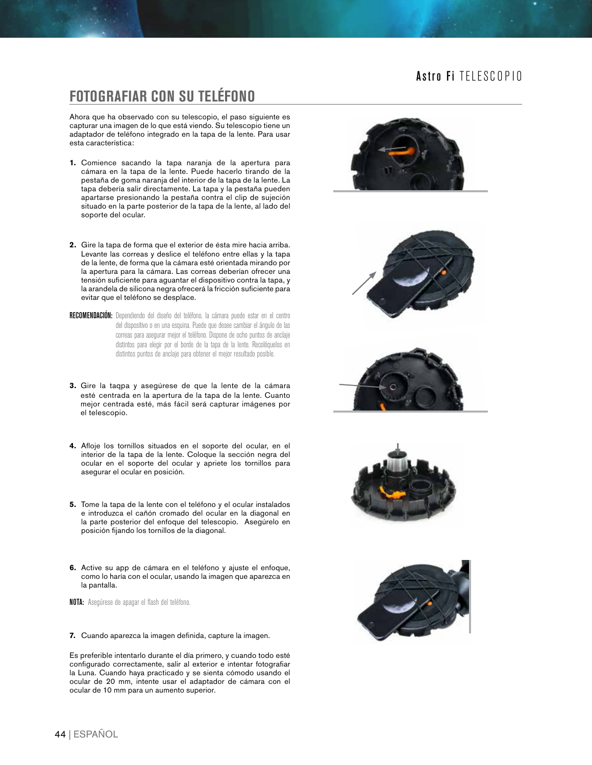## FOTOGRAFIAR CON SU TELÉFONO

Ahora que ha observado con su telescopio, el paso siguiente es capturar una imagen de lo que está viendo. Su telescopio tiene un adaptador de teléfono integrado en la tapa de la lente. Para usar esta característica:

1. Comience sacando la tapa naranja de la apertura para cámara en la tapa de la lente. Puede hacerlo tirando de la pestaña de goma naranja del interior de la tapa de la lente. La tapa debería salir directamente. La tapa y la pestaña pueden apartarse presionando la pestaña contra el clip de sujeción situado en la parte posterior de la tapa de la lente, al lado del soporte del ocular.

2. Gire la tapa de forma que el exterior de ésta mire hacia arriba. Levante las correas y deslice el teléfono entre ellas y la tapa de la lente, de forma que la cámara esté orientada mirando por la apertura para la cámara. Las correas deberían ofrecer una tensión suficiente para aguantar el dispositivo contra la tapa, y la arandela de silicona negra ofrecerá la fricción suficiente para evitar que el teléfono se desplace.

**RECOMENDACIÓN:** Dependiendo del diseño del teléfono, la cámara puede estar en el centro del dispositivo o en una esquina. Puede que desee cambiar el ángulo de las correas para asegurar mejor el teléfono. Dispone de ocho puntos de anclaje distintos para elegir por el borde de la tapa de la lente. Recolóquelos en distintos puntos de anclaje para obtener el mejor resultado posible.

3. Gire la taqpa y asegúrese de que la lente de la cámara esté centrada en la apertura de la tapa de la lente. Cuanto mejor centrada esté, más fácil será capturar imágenes por el telescopio.

4. Afloje los tornillos situados en el soporte del ocular, en el interior de la tapa de la lente. Coloque la sección negra del ocular en el soporte del ocular y apriete los tornillos para asegurar el ocular en posición.

5. Tome la tapa de la lente con el teléfono y el ocular instalados e introduzca el cañón cromado del ocular en la diagonal en la parte posterior del enfoque del telescopio. Asegúrelo en posición fijando los tornillos de la diagonal.

6. Active su app de cámara en el teléfono y ajuste el enfoque, como lo haría con el ocular, usando la imagen que aparezca en la pantalla.

**NOTA:** Asegúrese de apagar el flash del teléfono.

7. Cuando aparezca la imagen definida, capture la imagen.

Es preferible intentarlo durante el día primero, y cuando todo esté configurado correctamente, salir al exterior e intentar fotografiar la Luna. Cuando haya practicado y se sienta cómodo usando el ocular de 20 mm, intente usar el adaptador de cámara con el ocular de 10 mm para un aumento superior.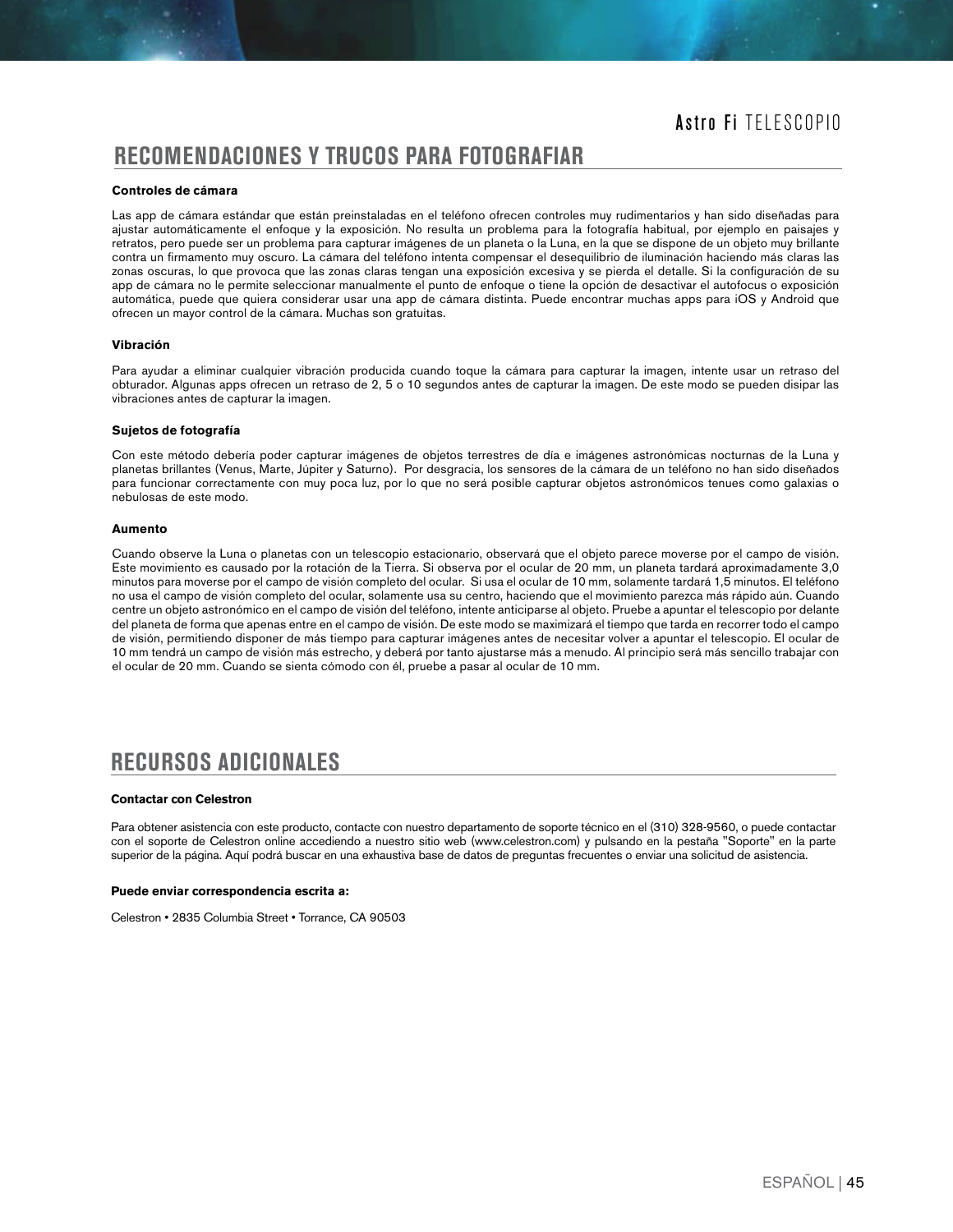## RECOMENDACIONES Y TRUCOS PARA FOTOGRAFIAR

**Controles de cámara**

Las app de cámara estándar que están preinstaladas en el teléfono ofrecen controles muy rudimentarios y han sido diseñadas para ajustar automáticamente el enfoque y la exposición. No resulta un problema para la fotografía habitual, por ejemplo en paisajes y retratos, pero puede ser un problema para capturar imágenes de un planeta o la Luna, en la que se dispone de un objeto muy brillante contra un firmamento muy oscuro. La cámara del teléfono intenta compensar el desequilibrio de iluminación haciendo más claras las zonas oscuras, lo que provoca que las zonas claras tengan una exposición excesiva y se pierda el detalle. Si la configuración de su app de cámara no le permite seleccionar manualmente el punto de enfoque o tiene la opción de desactivar el autofocus o exposición automática, puede que quiera considerar usar una app de cámara distinta. Puede encontrar muchas apps para iOS y Android que ofrecen un mayor control de la cámara. Muchas son gratuitas.

**Vibración**

Para ayudar a eliminar cualquier vibración producida cuando toque la cámara para capturar la imagen, intente usar un retraso del obturador. Algunas apps ofrecen un retraso de 2, 5 o 10 segundos antes de capturar la imagen. De este modo se pueden disipar las vibraciones antes de capturar la imagen.

**Sujetos de fotografía**

Con este método debería poder capturar imágenes de objetos terrestres de día e imágenes astronómicas nocturnas de la Luna y planetas brillantes (Venus, Marte, Júpiter y Saturno). Por desgracia, los sensores de la cámara de un teléfono no han sido diseñados para funcionar correctamente con muy poca luz, por lo que no será posible capturar objetos astronómicos tenues como galaxias o nebulosas de este modo.

**Aumento**

Cuando observe la Luna o planetas con un telescopio estacionario, observará que el objeto parece moverse por el campo de visión. Este movimiento es causado por la rotación de la Tierra. Si observa por el ocular de 20 mm, un planeta tardará aproximadamente 3,0 minutos para moverse por el campo de visión completo del ocular. Si usa el ocular de 10 mm, solamente tardará 1,5 minutos. El teléfono no usa el campo de visión completo del ocular, solamente usa su centro, haciendo que el movimiento parezca más rápido aún. Cuando centre un objeto astronómico en el campo de visión del teléfono, intente anticiparse al objeto. Pruebe a apuntar el telescopio por delante del planeta de forma que apenas entre en el campo de visión. De este modo se maximizará el tiempo que tarda en recorrer todo el campo de visión, permitiendo disponer de más tiempo para capturar imágenes antes de necesitar volver a apuntar el telescopio. El ocular de 10 mm tendrá un campo de visión más estrecho, y deberá por tanto ajustarse más a menudo. Al principio será más sencillo trabajar con el ocular de 20 mm. Cuando se sienta cómodo con él, pruebe a pasar al ocular de 10 mm.

## RECURSOS ADICIONALES

**Contactar con Celestron**

Para obtener asistencia con este producto, contacte con nuestro departamento de soporte técnico en el (310) 328-9560, o puede contactar con el soporte de Celestron online accediendo a nuestro sitio web (www.celestron.com) y pulsando en la pestaña "Soporte" en la parte superior de la página. Aquí podrá buscar en una exhaustiva base de datos de preguntas frecuentes o enviar una solicitud de asistencia.

**Puede enviar correspondencia escrita a:**

Celestron • 2835 Columbia Street • Torrance, CA 90503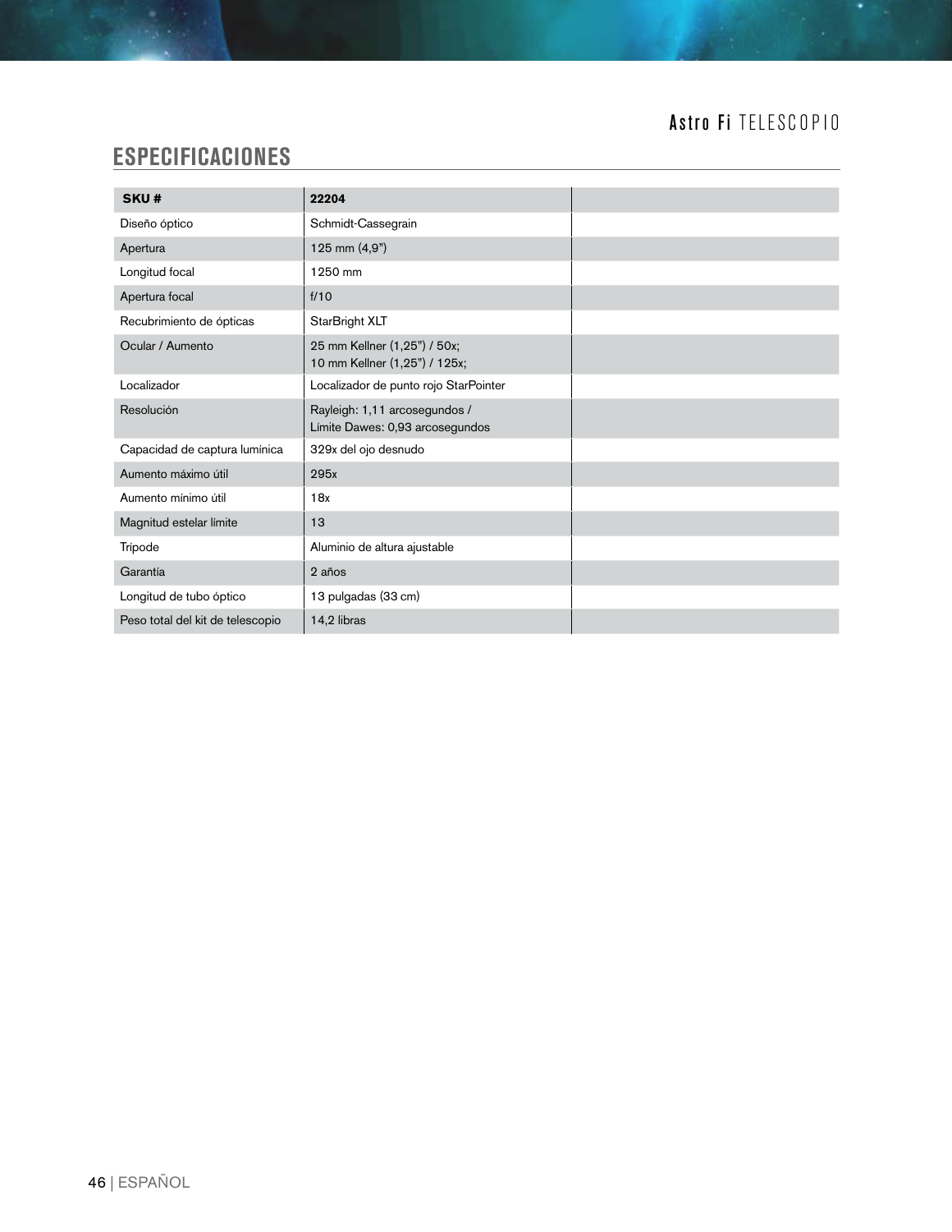## ESPECIFICACIONES

| SKU # | 22204 | |
|---|---|---|
| Diseño óptico | Schmidt-Cassegrain | |
| Apertura | 125 mm (4,9”) | |
| Longitud focal | 1250 mm | |
| Apertura focal | f/10 | |
| Recubrimiento de ópticas | StarBright XLT | |
| Ocular / Aumento | 25 mm Kellner (1,25”) / 50x;<br>10 mm Kellner (1,25”) / 125x; | |
| Localizador | Localizador de punto rojo StarPointer | |
| Resolución | Rayleigh: 1,11 arcosegundos /<br>Límite Dawes: 0,93 arcosegundos | |
| Capacidad de captura lumínica | 329x del ojo desnudo | |
| Aumento máximo útil | 295x | |
| Aumento mínimo útil | 18x | |
| Magnitud estelar límite | 13 | |
| Trípode | Aluminio de altura ajustable | |
| Garantía | 2 años | |
| Longitud de tubo óptico | 13 pulgadas (33 cm) | |
| Peso total del kit de telescopio | 14,2 libras | |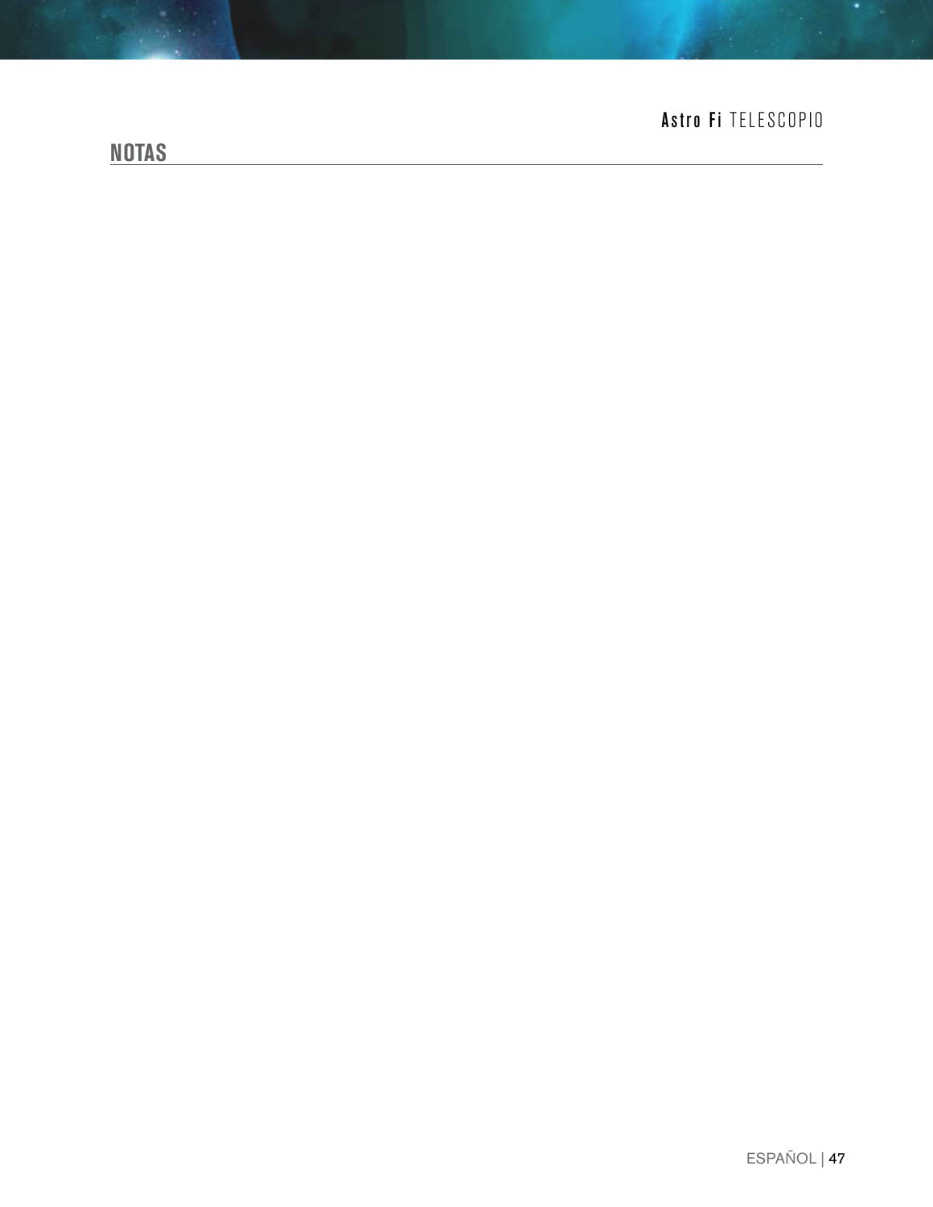## NOTAS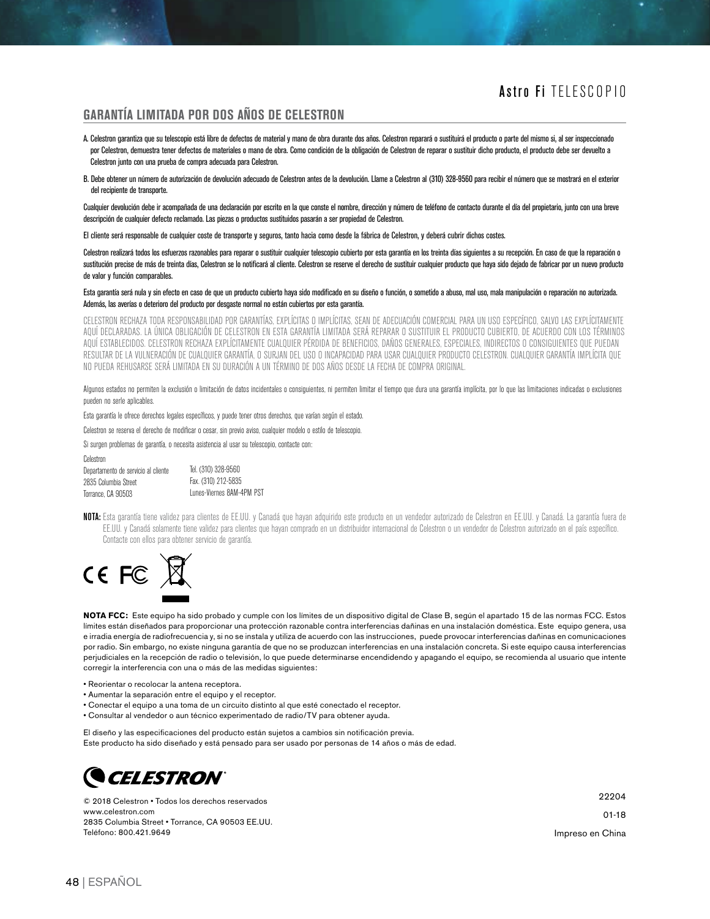## GARANTÍA LIMITADA POR DOS AÑOS DE CELESTRON

A. Celestron garantiza que su telescopio está libre de defectos de material y mano de obra durante dos años. Celestron reparará o sustituirá el producto o parte del mismo si, al ser inspeccionado por Celestron, demuestra tener defectos de materiales o mano de obra. Como condición de la obligación de Celestron de reparar o sustituir dicho producto, el producto debe ser devuelto a Celestron junto con una prueba de compra adecuada para Celestron.

B. Debe obtener un número de autorización de devolución adecuado de Celestron antes de la devolución. Llame a Celestron al (310) 328-9560 para recibir el número que se mostrará en el exterior del recipiente de transporte.

Cualquier devolución debe ir acompañada de una declaración por escrito en la que conste el nombre, dirección y número de teléfono de contacto durante el día del propietario, junto con una breve descripción de cualquier defecto reclamado. Las piezas o productos sustituidos pasarán a ser propiedad de Celestron.

El cliente será responsable de cualquier coste de transporte y seguros, tanto hacia como desde la fábrica de Celestron, y deberá cubrir dichos costes.

Celestron realizará todos los esfuerzos razonables para reparar o sustituir cualquier telescopio cubierto por esta garantía en los treinta días siguientes a su recepción. En caso de que la reparación o sustitución precise de más de treinta días, Celestron se lo notificará al cliente. Celestron se reserve el derecho de sustituir cualquier producto que haya sido dejado de fabricar por un nuevo producto de valor y función comparables.

Esta garantía será nula y sin efecto en caso de que un producto cubierto haya sido modificado en su diseño o función, o sometido a abuso, mal uso, mala manipulación o reparación no autorizada. Además, las averías o deterioro del producto por desgaste normal no están cubiertos por esta garantía.

CELESTRON RECHAZA TODA RESPONSABILIDAD POR GARANTÍAS, EXPLÍCITAS O IMPLÍCITAS, SEAN DE ADECUACIÓN COMERCIAL PARA UN USO ESPECÍFICO, SALVO LAS EXPLÍCITAMENTE AQUÍ DECLARADAS. LA ÚNICA OBLIGACIÓN DE CELESTRON EN ESTA GARANTÍA LIMITADA SERÁ REPARAR O SUSTITUIR EL PRODUCTO CUBIERTO, DE ACUERDO CON LOS TÉRMINOS AQUÍ ESTABLECIDOS. CELESTRON RECHAZA EXPLÍCITAMENTE CUALQUIER PÉRDIDA DE BENEFICIOS, DAÑOS GENERALES, ESPECIALES, INDIRECTOS O CONSIGUIENTES QUE PUEDAN RESULTAR DE LA VULNERACIÓN DE CUALQUIER GARANTÍA, O SURJAN DEL USO O INCAPACIDAD PARA USAR CUALQUIER PRODUCTO CELESTRON. CUALQUIER GARANTÍA IMPLÍCITA QUE NO PUEDA REHUSARSE SERÁ LIMITADA EN SU DURACIÓN A UN TÉRMINO DE DOS AÑOS DESDE LA FECHA DE COMPRA ORIGINAL.

Algunos estados no permiten la exclusión o limitación de datos incidentales o consiguientes, ni permiten limitar el tiempo que dura una garantía implícita, por lo que las limitaciones indicadas o exclusiones pueden no serle aplicables.

Esta garantía le ofrece derechos legales específicos, y puede tener otros derechos, que varían según el estado.

Celestron se reserva el derecho de modificar o cesar, sin previo aviso, cualquier modelo o estilo de telescopio.

Si surgen problemas de garantía, o necesita asistencia al usar su telescopio, contacte con:

Celestron
Departamento de servicio al cliente
2835 Columbia Street
Torrance, CA 90503

Tel. (310) 328-9560
Fax. (310) 212-5835
Lunes-Viernes 8AM-4PM PST

**NOTA:** Esta garantía tiene validez para clientes de EE.UU. y Canadá que hayan adquirido este producto en un vendedor autorizado de Celestron en EE.UU. y Canadá. La garantía fuera de EE.UU. y Canadá solamente tiene validez para clientes que hayan comprado en un distribuidor internacional de Celestron o un vendedor de Celestron autorizado en el país específico. Contacte con ellos para obtener servicio de garantía.

**NOTA FCC:** Este equipo ha sido probado y cumple con los límites de un dispositivo digital de Clase B, según el apartado 15 de las normas FCC. Estos límites están diseñados para proporcionar una protección razonable contra interferencias dañinas en una instalación doméstica. Este equipo genera, usa e irradia energía de radiofrecuencia y, si no se instala y utiliza de acuerdo con las instrucciones, puede provocar interferencias dañinas en comunicaciones por radio. Sin embargo, no existe ninguna garantía de que no se produzcan interferencias en una instalación concreta. Si este equipo causa interferencias perjudiciales en la recepción de radio o televisión, lo que puede determinarse encendiendo y apagando el equipo, se recomienda al usuario que intente corregir la interferencia con una o más de las medidas siguientes:

- Reorientar o recolocar la antena receptora.
- Aumentar la separación entre el equipo y el receptor.
- Conectar el equipo a una toma de un circuito distinto al que esté conectado el receptor.
- Consultar al vendedor o aun técnico experimentado de radio/TV para obtener ayuda.

El diseño y las especificaciones del producto están sujetos a cambios sin notificación previa.
Este producto ha sido diseñado y está pensado para ser usado por personas de 14 años o más de edad.

CELESTRON

© 2018 Celestron • Todos los derechos reservados
www.celestron.com
2835 Columbia Street • Torrance, CA 90503 EE.UU.
Teléfono: 800.421.9649

22204
01-18
Impreso en China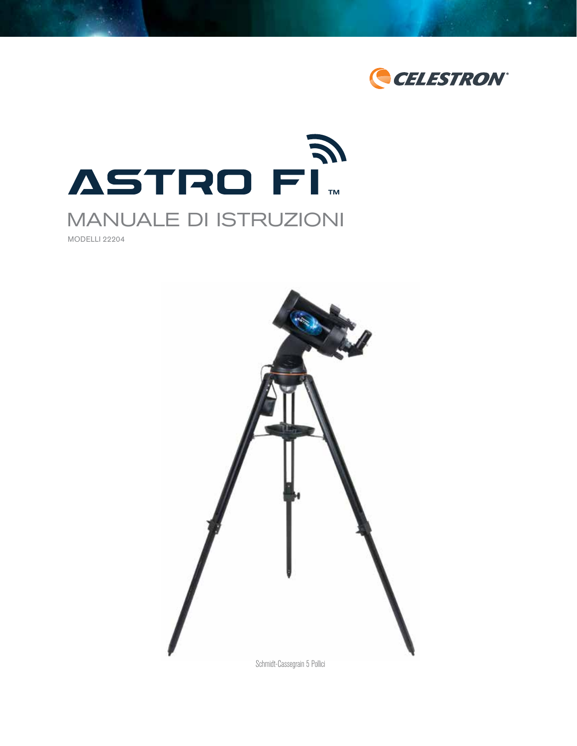CELESTRON

# ASTRO FI™

## MANUALE DI ISTRUZIONI

MODELLI 22204

Schmidt-Cassegrain 5 Pollici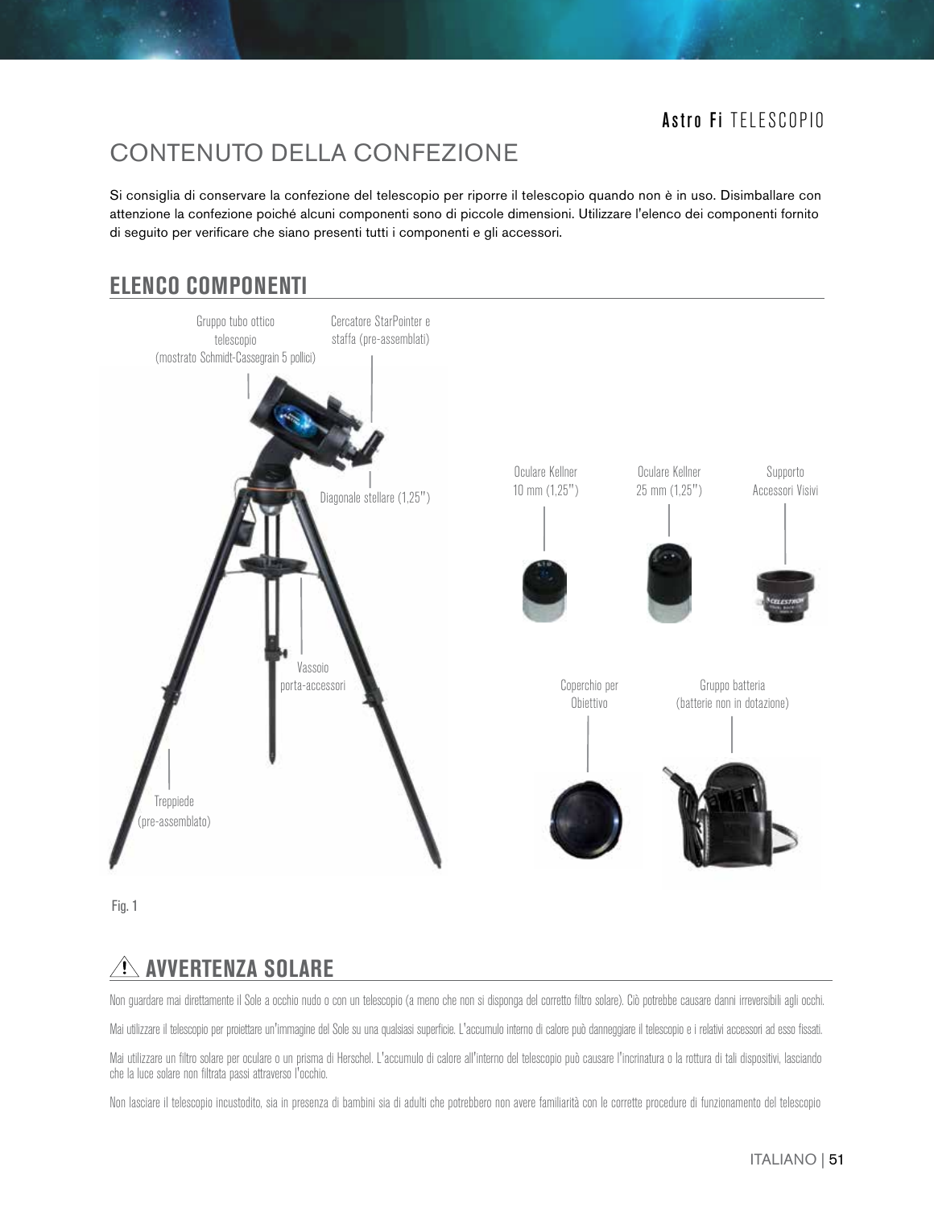# CONTENUTO DELLA CONFEZIONE

Si consiglia di conservare la confezione del telescopio per riporre il telescopio quando non è in uso. Disimballare con attenzione la confezione poiché alcuni componenti sono di piccole dimensioni. Utilizzare l'elenco dei componenti fornito di seguito per verificare che siano presenti tutti i componenti e gli accessori.

## ELENCO COMPONENTI

Gruppo tubo ottico telescopio (mostrato Schmidt-Cassegrain 5 pollici)

Cercatore StarPointer e staffa (pre-assemblati)

Diagonale stellare (1,25")

Vassoio porta-accessori

Treppiede (pre-assemblato)

Oculare Kellner 10 mm (1,25")

Oculare Kellner 25 mm (1,25")

Supporto Accessori Visivi

Coperchio per Obiettivo

Gruppo batteria (batterie non in dotazione)

Fig. 1

## ⚠ AVVERTENZA SOLARE

Non guardare mai direttamente il Sole a occhio nudo o con un telescopio (a meno che non si disponga del corretto filtro solare). Ciò potrebbe causare danni irreversibili agli occhi.

Mai utilizzare il telescopio per proiettare un'immagine del Sole su una qualsiasi superficie. L'accumulo interno di calore può danneggiare il telescopio e i relativi accessori ad esso fissati.

Mai utilizzare un filtro solare per oculare o un prisma di Herschel. L'accumulo di calore all'interno del telescopio può causare l'incrinatura o la rottura di tali dispositivi, lasciando che la luce solare non filtrata passi attraverso l'occhio.

Non lasciare il telescopio incustodito, sia in presenza di bambini sia di adulti che potrebbero non avere familiarità con le corrette procedure di funzionamento del telescopio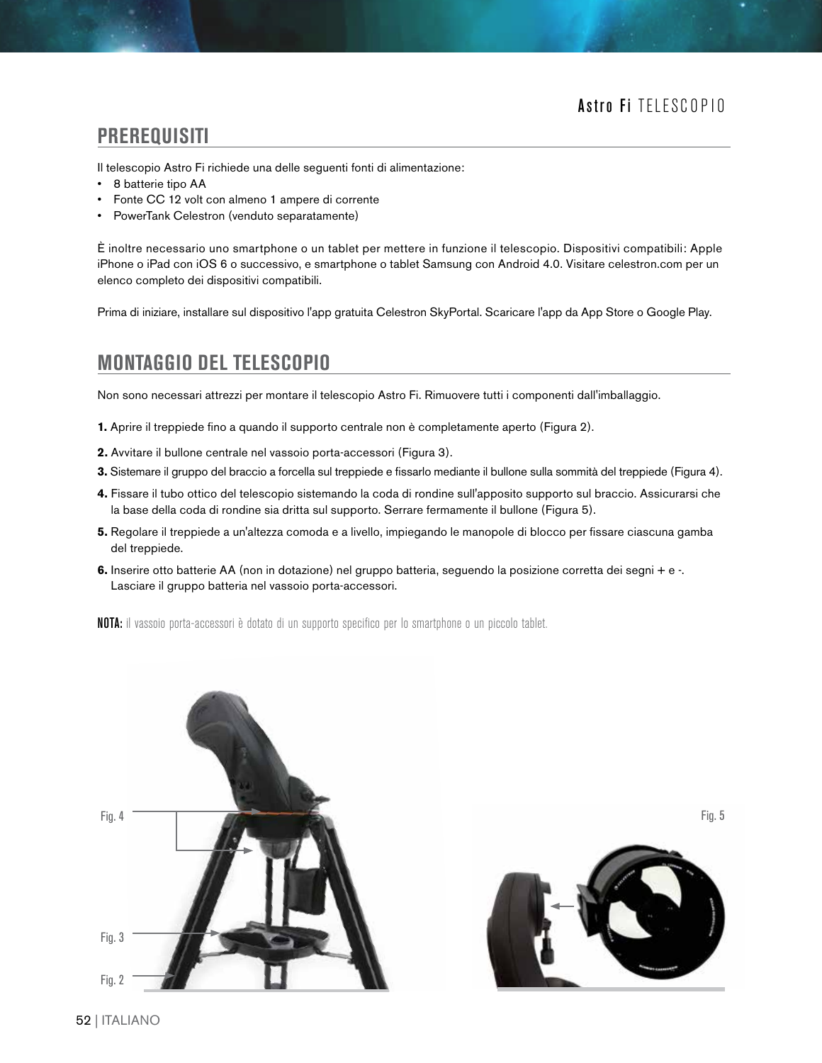## PREREQUISITI

Il telescopio Astro Fi richiede una delle seguenti fonti di alimentazione:

- 8 batterie tipo AA
- Fonte CC 12 volt con almeno 1 ampere di corrente
- PowerTank Celestron (venduto separatamente)

È inoltre necessario uno smartphone o un tablet per mettere in funzione il telescopio. Dispositivi compatibili: Apple iPhone o iPad con iOS 6 o successivo, e smartphone o tablet Samsung con Android 4.0. Visitare celestron.com per un elenco completo dei dispositivi compatibili.

Prima di iniziare, installare sul dispositivo l'app gratuita Celestron SkyPortal. Scaricare l'app da App Store o Google Play.

## MONTAGGIO DEL TELESCOPIO

Non sono necessari attrezzi per montare il telescopio Astro Fi. Rimuovere tutti i componenti dall'imballaggio.

**1.** Aprire il treppiede fino a quando il supporto centrale non è completamente aperto (Figura 2).

**2.** Avvitare il bullone centrale nel vassoio porta-accessori (Figura 3).

**3.** Sistemare il gruppo del braccio a forcella sul treppiede e fissarlo mediante il bullone sulla sommità del treppiede (Figura 4).

**4.** Fissare il tubo ottico del telescopio sistemando la coda di rondine sull'apposito supporto sul braccio. Assicurarsi che la base della coda di rondine sia dritta sul supporto. Serrare fermamente il bullone (Figura 5).

**5.** Regolare il treppiede a un'altezza comoda e a livello, impiegando le manopole di blocco per fissare ciascuna gamba del treppiede.

**6.** Inserire otto batterie AA (non in dotazione) nel gruppo batteria, seguendo la posizione corretta dei segni + e -. Lasciare il gruppo batteria nel vassoio porta-accessori.

**NOTA:** il vassoio porta-accessori è dotato di un supporto specifico per lo smartphone o un piccolo tablet.

Fig. 4

Fig. 3

Fig. 2

Fig. 5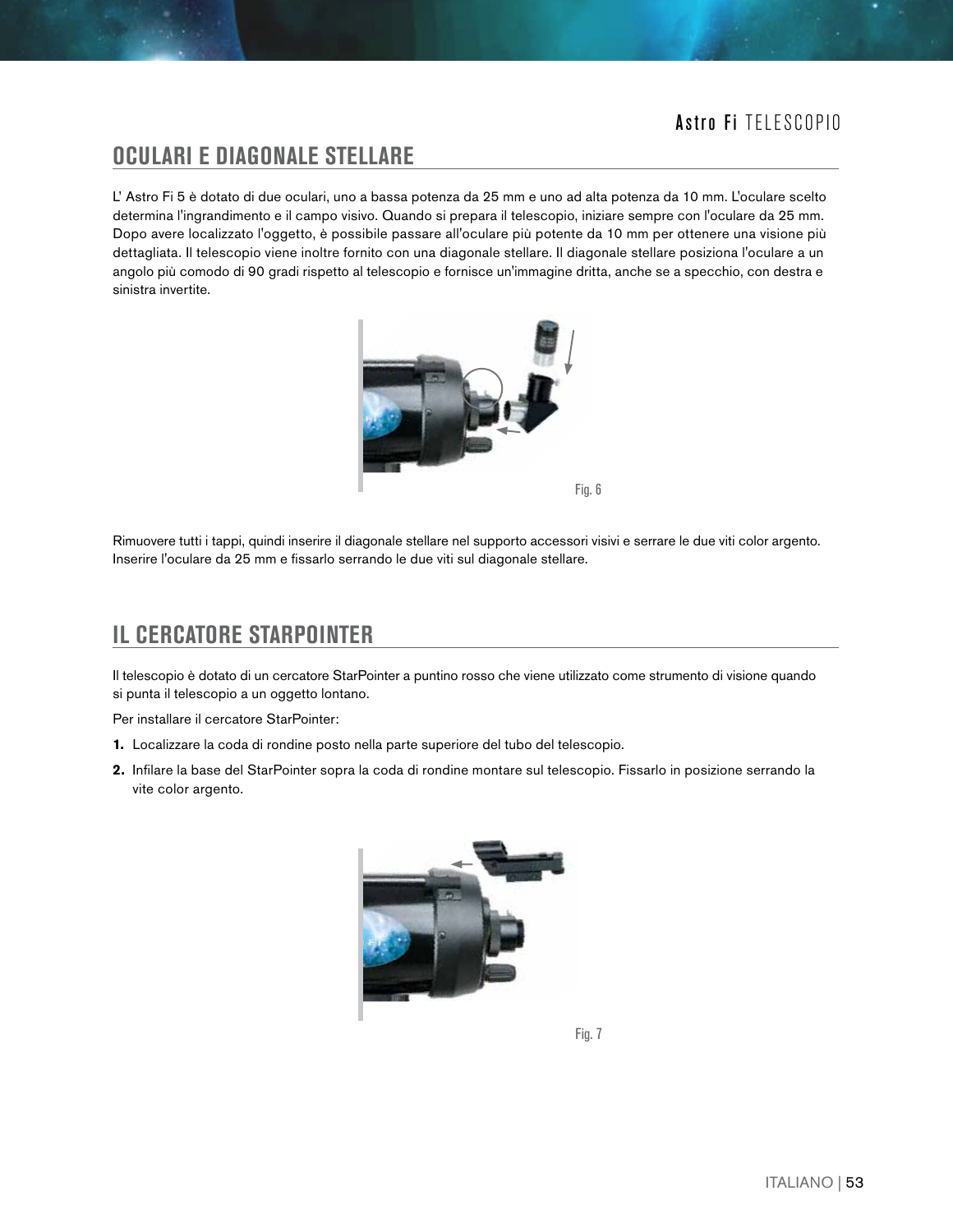## OCULARI E DIAGONALE STELLARE

L' Astro Fi 5 è dotato di due oculari, uno a bassa potenza da 25 mm e uno ad alta potenza da 10 mm. L'oculare scelto determina l'ingrandimento e il campo visivo. Quando si prepara il telescopio, iniziare sempre con l'oculare da 25 mm. Dopo avere localizzato l'oggetto, è possibile passare all'oculare più potente da 10 mm per ottenere una visione più dettagliata. Il telescopio viene inoltre fornito con una diagonale stellare. Il diagonale stellare posiziona l'oculare a un angolo più comodo di 90 gradi rispetto al telescopio e fornisce un'immagine dritta, anche se a specchio, con destra e sinistra invertite.

Fig. 6

Rimuovere tutti i tappi, quindi inserire il diagonale stellare nel supporto accessori visivi e serrare le due viti color argento. Inserire l'oculare da 25 mm e fissarlo serrando le due viti sul diagonale stellare.

## IL CERCATORE STARPOINTER

Il telescopio è dotato di un cercatore StarPointer a puntino rosso che viene utilizzato come strumento di visione quando si punta il telescopio a un oggetto lontano.

Per installare il cercatore StarPointer:

1. Localizzare la coda di rondine posto nella parte superiore del tubo del telescopio.
2. Infilare la base del StarPointer sopra la coda di rondine montare sul telescopio. Fissarlo in posizione serrando la vite color argento.

Fig. 7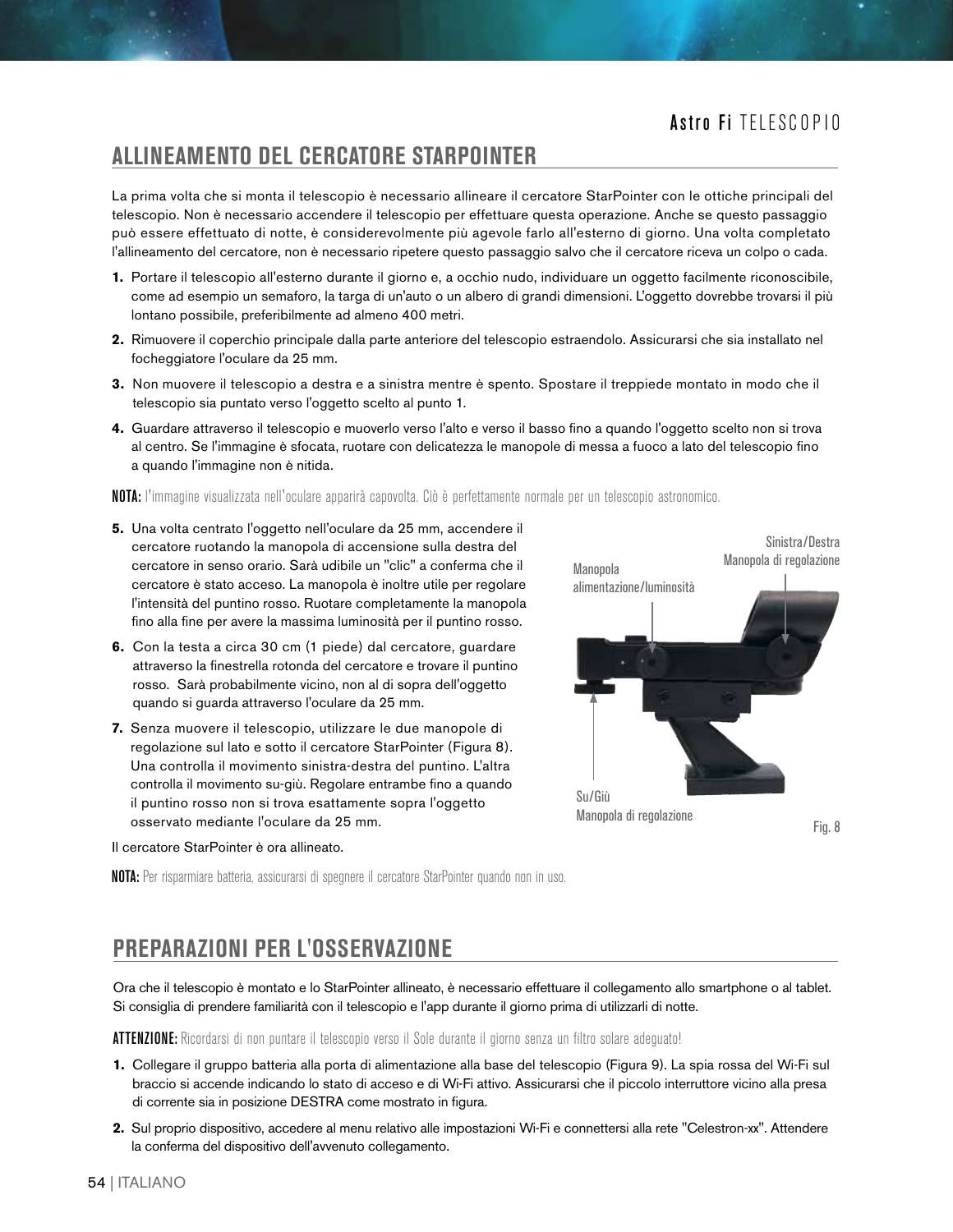## ALLINEAMENTO DEL CERCATORE STARPOINTER

La prima volta che si monta il telescopio è necessario allineare il cercatore StarPointer con le ottiche principali del telescopio. Non è necessario accendere il telescopio per effettuare questa operazione. Anche se questo passaggio può essere effettuato di notte, è considerevolmente più agevole farlo all'esterno di giorno. Una volta completato l'allineamento del cercatore, non è necessario ripetere questo passaggio salvo che il cercatore riceva un colpo o cada.

1. Portare il telescopio all'esterno durante il giorno e, a occhio nudo, individuare un oggetto facilmente riconoscibile, come ad esempio un semaforo, la targa di un'auto o un albero di grandi dimensioni. L'oggetto dovrebbe trovarsi il più lontano possibile, preferibilmente ad almeno 400 metri.
2. Rimuovere il coperchio principale dalla parte anteriore del telescopio estraendolo. Assicurarsi che sia installato nel focheggiatore l'oculare da 25 mm.
3. Non muovere il telescopio a destra e a sinistra mentre è spento. Spostare il treppiede montato in modo che il telescopio sia puntato verso l'oggetto scelto al punto 1.
4. Guardare attraverso il telescopio e muoverlo verso l'alto e verso il basso fino a quando l'oggetto scelto non si trova al centro. Se l'immagine è sfocata, ruotare con delicatezza le manopole di messa a fuoco a lato del telescopio fino a quando l'immagine non è nitida.

**NOTA:** l'immagine visualizzata nell'oculare apparirà capovolta. Ciò è perfettamente normale per un telescopio astronomico.

5. Una volta centrato l'oggetto nell'oculare da 25 mm, accendere il cercatore ruotando la manopola di accensione sulla destra del cercatore in senso orario. Sarà udibile un "clic" a conferma che il cercatore è stato acceso. La manopola è inoltre utile per regolare l'intensità del puntino rosso. Ruotare completamente la manopola fino alla fine per avere la massima luminosità per il puntino rosso.
6. Con la testa a circa 30 cm (1 piede) dal cercatore, guardare attraverso la finestrella rotonda del cercatore e trovare il puntino rosso. Sarà probabilmente vicino, non al di sopra dell'oggetto quando si guarda attraverso l'oculare da 25 mm.
7. Senza muovere il telescopio, utilizzare le due manopole di regolazione sul lato e sotto il cercatore StarPointer (Figura 8). Una controlla il movimento sinistra-destra del puntino. L'altra controlla il movimento su-giù. Regolare entrambe fino a quando il puntino rosso non si trova esattamente sopra l'oggetto osservato mediante l'oculare da 25 mm.

Il cercatore StarPointer è ora allineato.

Manopola alimentazione/luminosità

Sinistra/Destra Manopola di regolazione

Su/Giù Manopola di regolazione

Fig. 8

**NOTA:** Per risparmiare batteria, assicurarsi di spegnere il cercatore StarPointer quando non in uso.

## PREPARAZIONI PER L'OSSERVAZIONE

Ora che il telescopio è montato e lo StarPointer allineato, è necessario effettuare il collegamento allo smartphone o al tablet. Si consiglia di prendere familiarità con il telescopio e l'app durante il giorno prima di utilizzarli di notte.

**ATTENZIONE:** Ricordarsi di non puntare il telescopio verso il Sole durante il giorno senza un filtro solare adeguato!

1. Collegare il gruppo batteria alla porta di alimentazione alla base del telescopio (Figura 9). La spia rossa del Wi-Fi sul braccio si accende indicando lo stato di acceso e di Wi-Fi attivo. Assicurarsi che il piccolo interruttore vicino alla presa di corrente sia in posizione DESTRA come mostrato in figura.
2. Sul proprio dispositivo, accedere al menu relativo alle impostazioni Wi-Fi e connettersi alla rete "Celestron-xx". Attendere la conferma del dispositivo dell'avvenuto collegamento.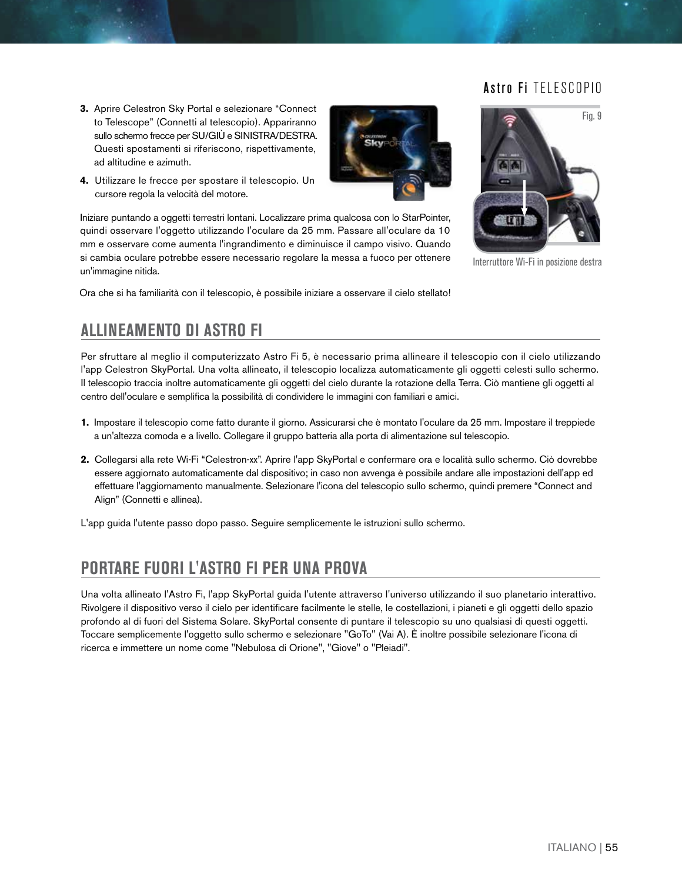3. Aprire Celestron Sky Portal e selezionare “Connect to Telescope” (Connetti al telescopio). Appariranno sullo schermo frecce per SU/GIÙ e SINISTRA/DESTRA. Questi spostamenti si riferiscono, rispettivamente, ad altitudine e azimuth.
4. Utilizzare le frecce per spostare il telescopio. Un cursore regola la velocità del motore.

Fig. 9

Interruttore Wi-Fi in posizione destra

Iniziare puntando a oggetti terrestri lontani. Localizzare prima qualcosa con lo StarPointer, quindi osservare l'oggetto utilizzando l'oculare da 25 mm. Passare all'oculare da 10 mm e osservare come aumenta l'ingrandimento e diminuisce il campo visivo. Quando si cambia oculare potrebbe essere necessario regolare la messa a fuoco per ottenere un'immagine nitida.

Ora che si ha familiarità con il telescopio, è possibile iniziare a osservare il cielo stellato!

## ALLINEAMENTO DI ASTRO FI

Per sfruttare al meglio il computerizzato Astro Fi 5, è necessario prima allineare il telescopio con il cielo utilizzando l'app Celestron SkyPortal. Una volta allineato, il telescopio localizza automaticamente gli oggetti celesti sullo schermo. Il telescopio traccia inoltre automaticamente gli oggetti del cielo durante la rotazione della Terra. Ciò mantiene gli oggetti al centro dell'oculare e semplifica la possibilità di condividere le immagini con familiari e amici.

1. Impostare il telescopio come fatto durante il giorno. Assicurarsi che è montato l'oculare da 25 mm. Impostare il treppiede a un'altezza comoda e a livello. Collegare il gruppo batteria alla porta di alimentazione sul telescopio.
2. Collegarsi alla rete Wi-Fi “Celestron-xx”. Aprire l'app SkyPortal e confermare ora e località sullo schermo. Ciò dovrebbe essere aggiornato automaticamente dal dispositivo; in caso non avvenga è possibile andare alle impostazioni dell'app ed effettuare l'aggiornamento manualmente. Selezionare l'icona del telescopio sullo schermo, quindi premere “Connect and Align” (Connetti e allinea).

L'app guida l'utente passo dopo passo. Seguire semplicemente le istruzioni sullo schermo.

## PORTARE FUORI L'ASTRO FI PER UNA PROVA

Una volta allineato l'Astro Fi, l'app SkyPortal guida l'utente attraverso l'universo utilizzando il suo planetario interattivo. Rivolgere il dispositivo verso il cielo per identificare facilmente le stelle, le costellazioni, i pianeti e gli oggetti dello spazio profondo al di fuori del Sistema Solare. SkyPortal consente di puntare il telescopio su uno qualsiasi di questi oggetti. Toccare semplicemente l'oggetto sullo schermo e selezionare "GoTo" (Vai A). È inoltre possibile selezionare l'icona di ricerca e immettere un nome come "Nebulosa di Orione", "Giove" o "Pleiadi".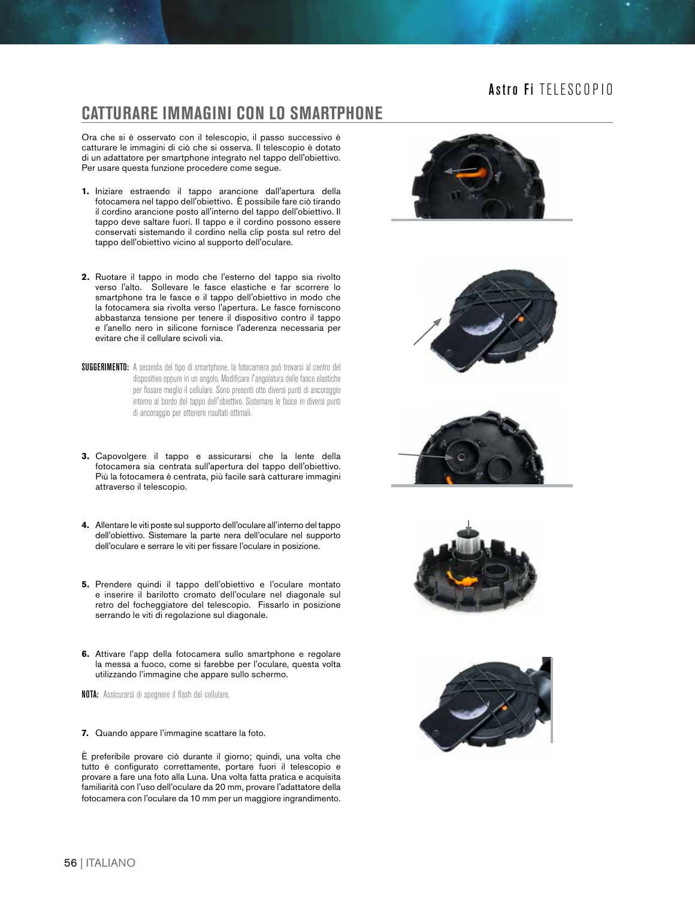## CATTURARE IMMAGINI CON LO SMARTPHONE

Ora che si è osservato con il telescopio, il passo successivo è catturare le immagini di ciò che si osserva. Il telescopio è dotato di un adattatore per smartphone integrato nel tappo dell'obiettivo. Per usare questa funzione procedere come segue.

1. Iniziare estraendo il tappo arancione dall'apertura della fotocamera nel tappo dell'obiettivo. È possibile fare ciò tirando il cordino arancione posto all'interno del tappo dell'obiettivo. Il tappo deve saltare fuori. Il tappo e il cordino possono essere conservati sistemando il cordino nella clip posta sul retro del tappo dell'obiettivo vicino al supporto dell'oculare.

2. Ruotare il tappo in modo che l'esterno del tappo sia rivolto verso l'alto. Sollevare le fasce elastiche e far scorrere lo smartphone tra le fasce e il tappo dell'obiettivo in modo che la fotocamera sia rivolta verso l'apertura. Le fasce forniscono abbastanza tensione per tenere il dispositivo contro il tappo e l'anello nero in silicone fornisce l'aderenza necessaria per evitare che il cellulare scivoli via.

**SUGGERIMENTO:** A seconda del tipo di smartphone, la fotocamera può trovarsi al centro del dispositivo oppure in un angolo. Modificare l'angolatura delle fasce elastiche per fissare meglio il cellulare. Sono presenti otto diversi punti di ancoraggio intorno al bordo del tappo dell'obiettivo. Sistemare le fasce in diversi punti di ancoraggio per ottenere risultati ottimali.

3. Capovolgere il tappo e assicurarsi che la lente della fotocamera sia centrata sull'apertura del tappo dell'obiettivo. Più la fotocamera è centrata, più facile sarà catturare immagini attraverso il telescopio.

4. Allentare le viti poste sul supporto dell'oculare all'interno del tappo dell'obiettivo. Sistemare la parte nera dell'oculare nel supporto dell'oculare e serrare le viti per fissare l'oculare in posizione.

5. Prendere quindi il tappo dell'obiettivo e l'oculare montato e inserire il barilotto cromato dell'oculare nel diagonale sul retro del focheggiatore del telescopio. Fissarlo in posizione serrando le viti di regolazione sul diagonale.

6. Attivare l'app della fotocamera sullo smartphone e regolare la messa a fuoco, come si farebbe per l'oculare, questa volta utilizzando l'immagine che appare sullo schermo.

**NOTA:** Assicurarsi di spegnere il flash del cellulare.

7. Quando appare l'immagine scattare la foto.

È preferibile provare ciò durante il giorno; quindi, una volta che tutto è configurato correttamente, portare fuori il telescopio e provare a fare una foto alla Luna. Una volta fatta pratica e acquisita familiarità con l'uso dell'oculare da 20 mm, provare l'adattatore della fotocamera con l'oculare da 10 mm per un maggiore ingrandimento.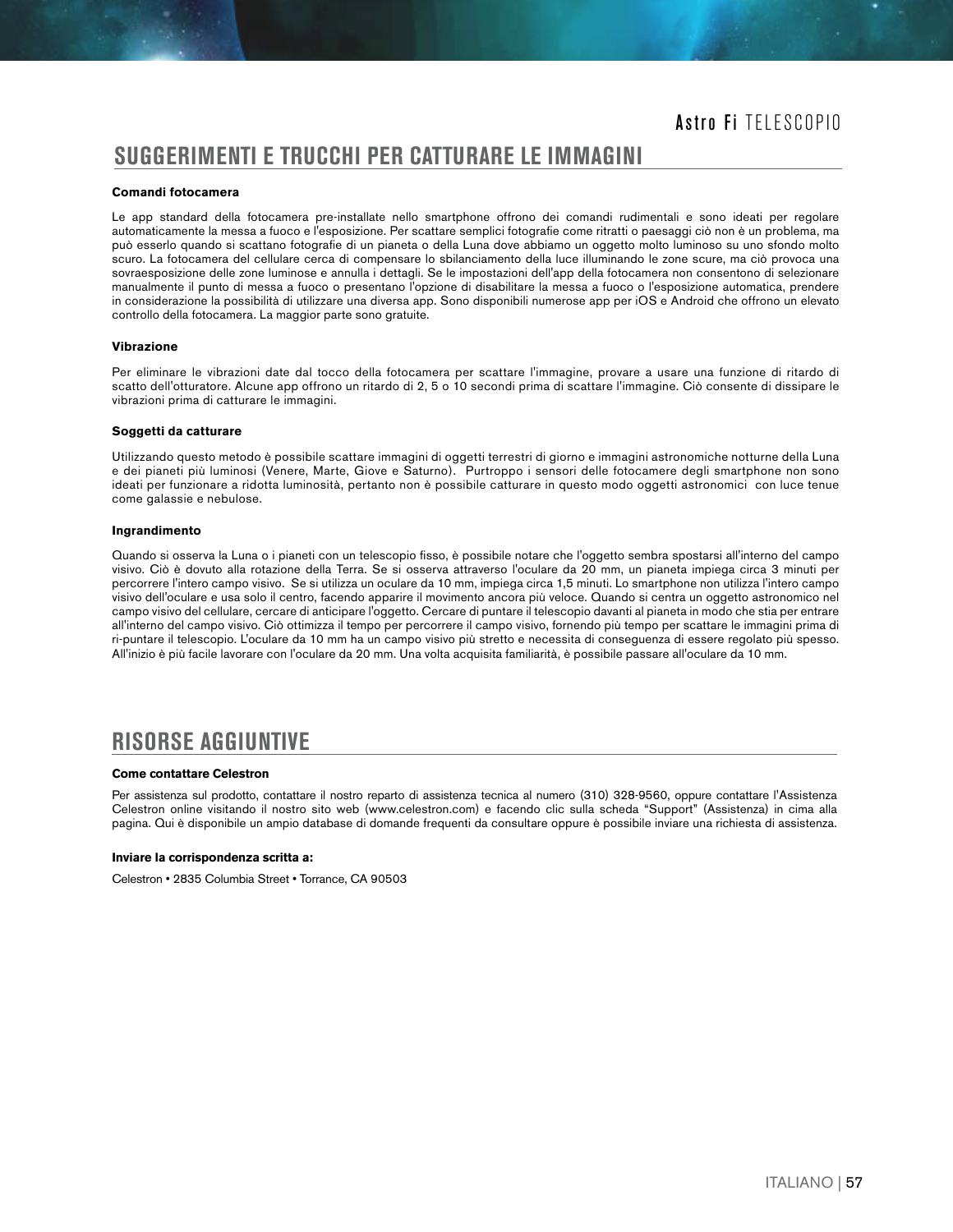## SUGGERIMENTI E TRUCCHI PER CATTURARE LE IMMAGINI

**Comandi fotocamera**

Le app standard della fotocamera pre-installate nello smartphone offrono dei comandi rudimentali e sono ideati per regolare automaticamente la messa a fuoco e l'esposizione. Per scattare semplici fotografie come ritratti o paesaggi ciò non è un problema, ma può esserlo quando si scattano fotografie di un pianeta o della Luna dove abbiamo un oggetto molto luminoso su uno sfondo molto scuro. La fotocamera del cellulare cerca di compensare lo sbilanciamento della luce illuminando le zone scure, ma ciò provoca una sovraesposizione delle zone luminose e annulla i dettagli. Se le impostazioni dell'app della fotocamera non consentono di selezionare manualmente il punto di messa a fuoco o presentano l'opzione di disabilitare la messa a fuoco o l'esposizione automatica, prendere in considerazione la possibilità di utilizzare una diversa app. Sono disponibili numerose app per iOS e Android che offrono un elevato controllo della fotocamera. La maggior parte sono gratuite.

**Vibrazione**

Per eliminare le vibrazioni date dal tocco della fotocamera per scattare l'immagine, provare a usare una funzione di ritardo di scatto dell'otturatore. Alcune app offrono un ritardo di 2, 5 o 10 secondi prima di scattare l'immagine. Ciò consente di dissipare le vibrazioni prima di catturare le immagini.

**Soggetti da catturare**

Utilizzando questo metodo è possibile scattare immagini di oggetti terrestri di giorno e immagini astronomiche notturne della Luna e dei pianeti più luminosi (Venere, Marte, Giove e Saturno). Purtroppo i sensori delle fotocamere degli smartphone non sono ideati per funzionare a ridotta luminosità, pertanto non è possibile catturare in questo modo oggetti astronomici con luce tenue come galassie e nebulose.

**Ingrandimento**

Quando si osserva la Luna o i pianeti con un telescopio fisso, è possibile notare che l'oggetto sembra spostarsi all'interno del campo visivo. Ciò è dovuto alla rotazione della Terra. Se si osserva attraverso l'oculare da 20 mm, un pianeta impiega circa 3 minuti per percorrere l'intero campo visivo. Se si utilizza un oculare da 10 mm, impiega circa 1,5 minuti. Lo smartphone non utilizza l'intero campo visivo dell'oculare e usa solo il centro, facendo apparire il movimento ancora più veloce. Quando si centra un oggetto astronomico nel campo visivo del cellulare, cercare di anticipare l'oggetto. Cercare di puntare il telescopio davanti al pianeta in modo che stia per entrare all'interno del campo visivo. Ciò ottimizza il tempo per percorrere il campo visivo, fornendo più tempo per scattare le immagini prima di ri-puntare il telescopio. L'oculare da 10 mm ha un campo visivo più stretto e necessita di conseguenza di essere regolato più spesso. All'inizio è più facile lavorare con l'oculare da 20 mm. Una volta acquisita familiarità, è possibile passare all'oculare da 10 mm.

## RISORSE AGGIUNTIVE

**Come contattare Celestron**

Per assistenza sul prodotto, contattare il nostro reparto di assistenza tecnica al numero (310) 328-9560, oppure contattare l'Assistenza Celestron online visitando il nostro sito web (www.celestron.com) e facendo clic sulla scheda "Support" (Assistenza) in cima alla pagina. Qui è disponibile un ampio database di domande frequenti da consultare oppure è possibile inviare una richiesta di assistenza.

**Inviare la corrispondenza scritta a:**

Celestron • 2835 Columbia Street • Torrance, CA 90503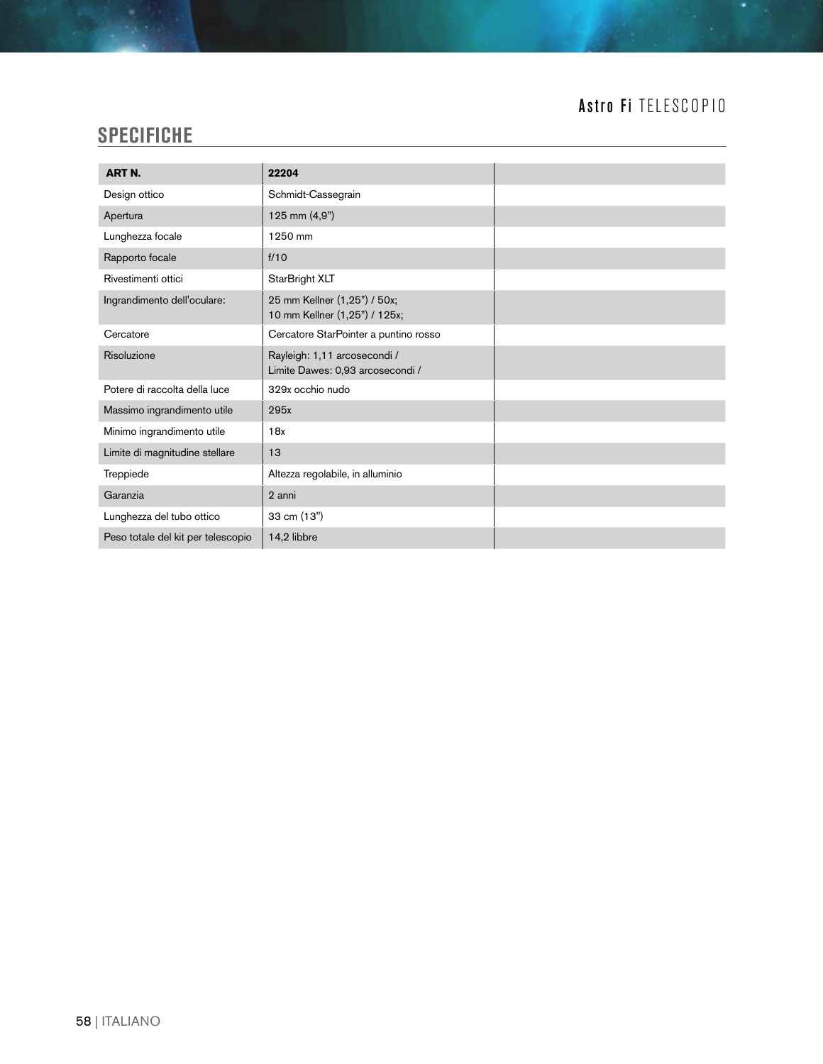## SPECIFICHE

| ART N. | 22204 | |
|---|---|---|
| Design ottico | Schmidt-Cassegrain | |
| Apertura | 125 mm (4,9") | |
| Lunghezza focale | 1250 mm | |
| Rapporto focale | f/10 | |
| Rivestimenti ottici | StarBright XLT | |
| Ingrandimento dell'oculare: | 25 mm Kellner (1,25") / 50x;<br>10 mm Kellner (1,25") / 125x; | |
| Cercatore | Cercatore StarPointer a puntino rosso | |
| Risoluzione | Rayleigh: 1,11 arcosecondi /<br>Limite Dawes: 0,93 arcosecondi / | |
| Potere di raccolta della luce | 329x occhio nudo | |
| Massimo ingrandimento utile | 295x | |
| Minimo ingrandimento utile | 18x | |
| Limite di magnitudine stellare | 13 | |
| Treppiede | Altezza regolabile, in alluminio | |
| Garanzia | 2 anni | |
| Lunghezza del tubo ottico | 33 cm (13") | |
| Peso totale del kit per telescopio | 14,2 libbre | |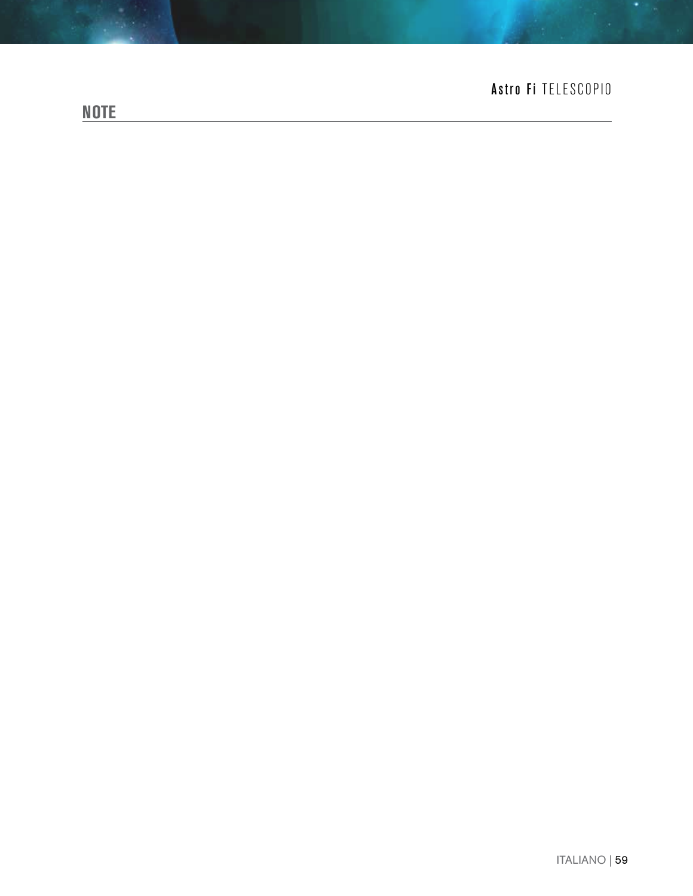## NOTE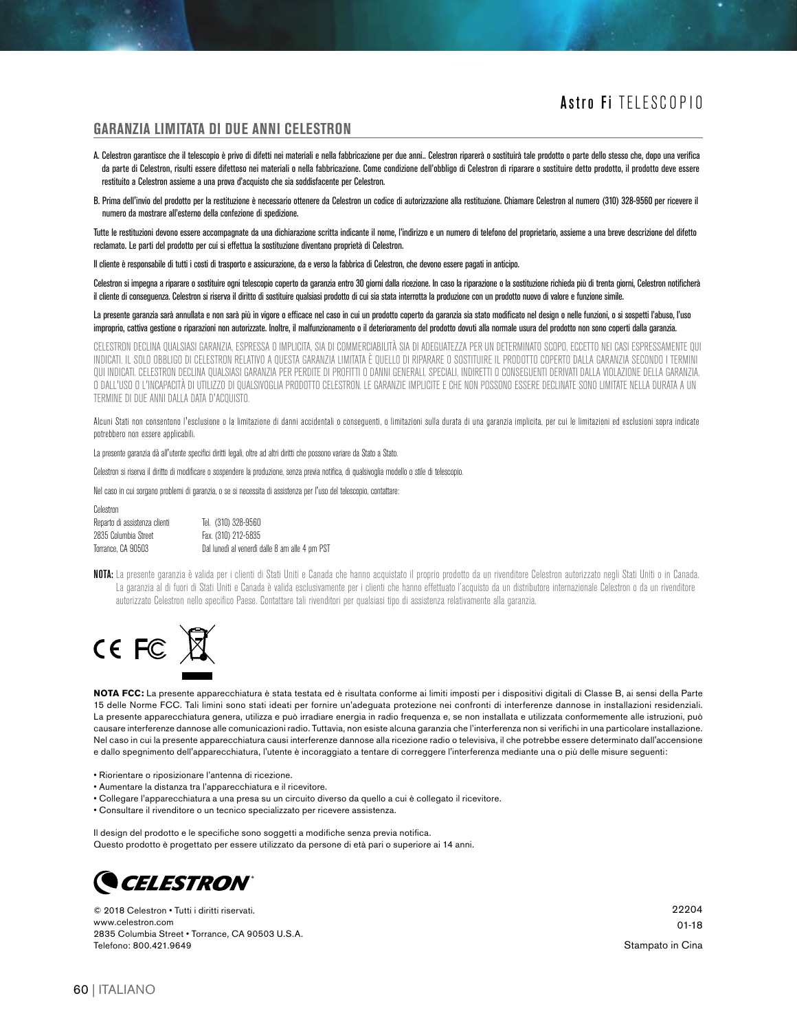## GARANZIA LIMITATA DI DUE ANNI CELESTRON

A. Celestron garantisce che il telescopio è privo di difetti nei materiali e nella fabbricazione per due anni.. Celestron riparerà o sostituirà tale prodotto o parte dello stesso che, dopo una verifica da parte di Celestron, risulti essere difettoso nei materiali o nella fabbricazione. Come condizione dell'obbligo di Celestron di riparare o sostituire detto prodotto, il prodotto deve essere restituito a Celestron assieme a una prova d'acquisto che sia soddisfacente per Celestron.

B. Prima dell'invio del prodotto per la restituzione è necessario ottenere da Celestron un codice di autorizzazione alla restituzione. Chiamare Celestron al numero (310) 328-9560 per ricevere il numero da mostrare all'esterno della confezione di spedizione.

Tutte le restituzioni devono essere accompagnate da una dichiarazione scritta indicante il nome, l'indirizzo e un numero di telefono del proprietario, assieme a una breve descrizione del difetto reclamato. Le parti del prodotto per cui si effettua la sostituzione diventano proprietà di Celestron.

Il cliente è responsabile di tutti i costi di trasporto e assicurazione, da e verso la fabbrica di Celestron, che devono essere pagati in anticipo.

Celestron si impegna a riparare o sostituire ogni telescopio coperto da garanzia entro 30 giorni dalla ricezione. In caso la riparazione o la sostituzione richieda più di trenta giorni, Celestron notificherà il cliente di conseguenza. Celestron si riserva il diritto di sostituire qualsiasi prodotto di cui sia stata interrotta la produzione con un prodotto nuovo di valore e funzione simile.

La presente garanzia sarà annullata e non sarà più in vigore o efficace nel caso in cui un prodotto coperto da garanzia sia stato modificato nel design o nelle funzioni, o si sospetti l'abuso, l'uso improprio, cattiva gestione o riparazioni non autorizzate. Inoltre, il malfunzionamento o il deterioramento del prodotto dovuti alla normale usura del prodotto non sono coperti dalla garanzia.

CELESTRON DECLINA QUALSIASI GARANZIA, ESPRESSA O IMPLICITA, SIA DI COMMERCIABILITÀ SIA DI ADEGUATEZZA PER UN DETERMINATO SCOPO, ECCETTO NEI CASI ESPRESSAMENTE QUI INDICATI. IL SOLO OBBLIGO DI CELESTRON RELATIVO A QUESTA GARANZIA LIMITATA È QUELLO DI RIPARARE O SOSTITUIRE IL PRODOTTO COPERTO DALLA GARANZIA SECONDO I TERMINI QUI INDICATI. CELESTRON DECLINA QUALSIASI GARANZIA PER PERDITE DI PROFITTI O DANNI GENERALI, SPECIALI, INDIRETTI O CONSEGUENTI DERIVATI DALLA VIOLAZIONE DELLA GARANZIA, O DALL'USO O L'INCAPACITÀ DI UTILIZZO DI QUALSIVOGLIA PRODOTTO CELESTRON. LE GARANZIE IMPLICITE E CHE NON POSSONO ESSERE DECLINATE SONO LIMITATE NELLA DURATA A UN TERMINE DI DUE ANNI DALLA DATA D'ACQUISTO.

Alcuni Stati non consentono l'esclusione o la limitazione di danni accidentali o conseguenti, o limitazioni sulla durata di una garanzia implicita, per cui le limitazioni ed esclusioni sopra indicate potrebbero non essere applicabili.

La presente garanzia dà all'utente specifici diritti legali, oltre ad altri diritti che possono variare da Stato a Stato.

Celestron si riserva il diritto di modificare o sospendere la produzione, senza previa notifica, di qualsivoglia modello o stile di telescopio.

Nel caso in cui sorgano problemi di garanzia, o se si necessita di assistenza per l'uso del telescopio, contattare:

Celestron
Reparto di assistenza clienti — Tel. (310) 328-9560
2835 Columbia Street — Fax. (310) 212-5835
Torrance, CA 90503 — Dal lunedì al venerdì dalle 8 am alle 4 pm PST

**NOTA:** La presente garanzia è valida per i clienti di Stati Uniti e Canada che hanno acquistato il proprio prodotto da un rivenditore Celestron autorizzato negli Stati Uniti o in Canada. La garanzia al di fuori di Stati Uniti e Canada è valida esclusivamente per i clienti che hanno effettuato l'acquisto da un distributore internazionale Celestron o da un rivenditore autorizzato Celestron nello specifico Paese. Contattare tali rivenditori per qualsiasi tipo di assistenza relativamente alla garanzia.

CE FC

**NOTA FCC:** La presente apparecchiatura è stata testata ed è risultata conforme ai limiti imposti per i dispositivi digitali di Classe B, ai sensi della Parte 15 delle Norme FCC. Tali limini sono stati ideati per fornire un'adeguata protezione nei confronti di interferenze dannose in installazioni residenziali. La presente apparecchiatura genera, utilizza e può irradiare energia in radio frequenza e, se non installata e utilizzata conformemente alle istruzioni, può causare interferenze dannose alle comunicazioni radio. Tuttavia, non esiste alcuna garanzia che l'interferenza non si verifichi in una particolare installazione. Nel caso in cui la presente apparecchiatura causi interferenze dannose alla ricezione radio o televisiva, il che potrebbe essere determinato dall'accensione e dallo spegnimento dell'apparecchiatura, l'utente è incoraggiato a tentare di correggere l'interferenza mediante una o più delle misure seguenti:

- Riorientare o riposizionare l'antenna di ricezione.
- Aumentare la distanza tra l'apparecchiatura e il ricevitore.
- Collegare l'apparecchiatura a una presa su un circuito diverso da quello a cui è collegato il ricevitore.
- Consultare il rivenditore o un tecnico specializzato per ricevere assistenza.

Il design del prodotto e le specifiche sono soggetti a modifiche senza previa notifica.
Questo prodotto è progettato per essere utilizzato da persone di età pari o superiore ai 14 anni.

CELESTRON

© 2018 Celestron • Tutti i diritti riservati.
www.celestron.com
2835 Columbia Street • Torrance, CA 90503 U.S.A.
Telefono: 800.421.9649

22204
01-18
Stampato in Cina